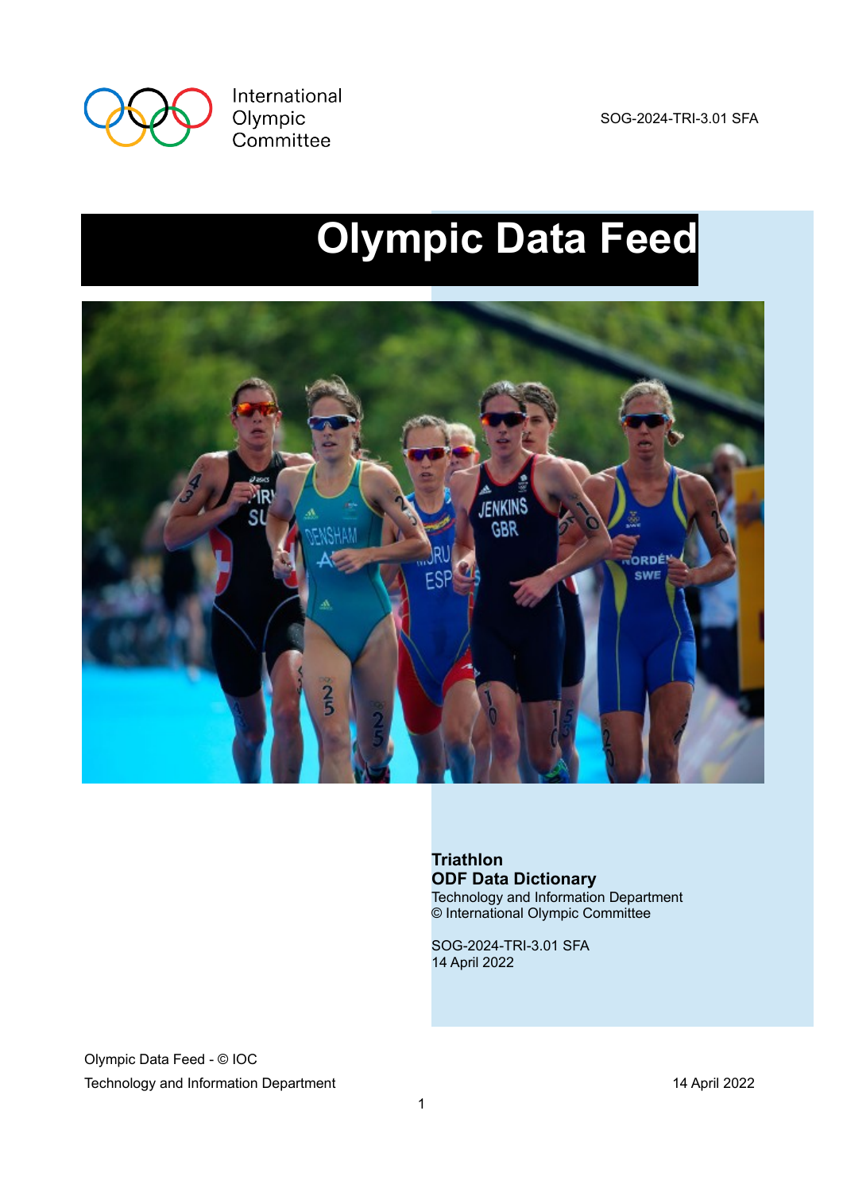International Olympic Committee

SOG-2024-TRI-3.01 SFA

# Olympic Data Feed

**Triathlon**
**ODF Data Dictionary**
Technology and Information Department
© International Olympic Committee

SOG-2024-TRI-3.01 SFA
14 April 2022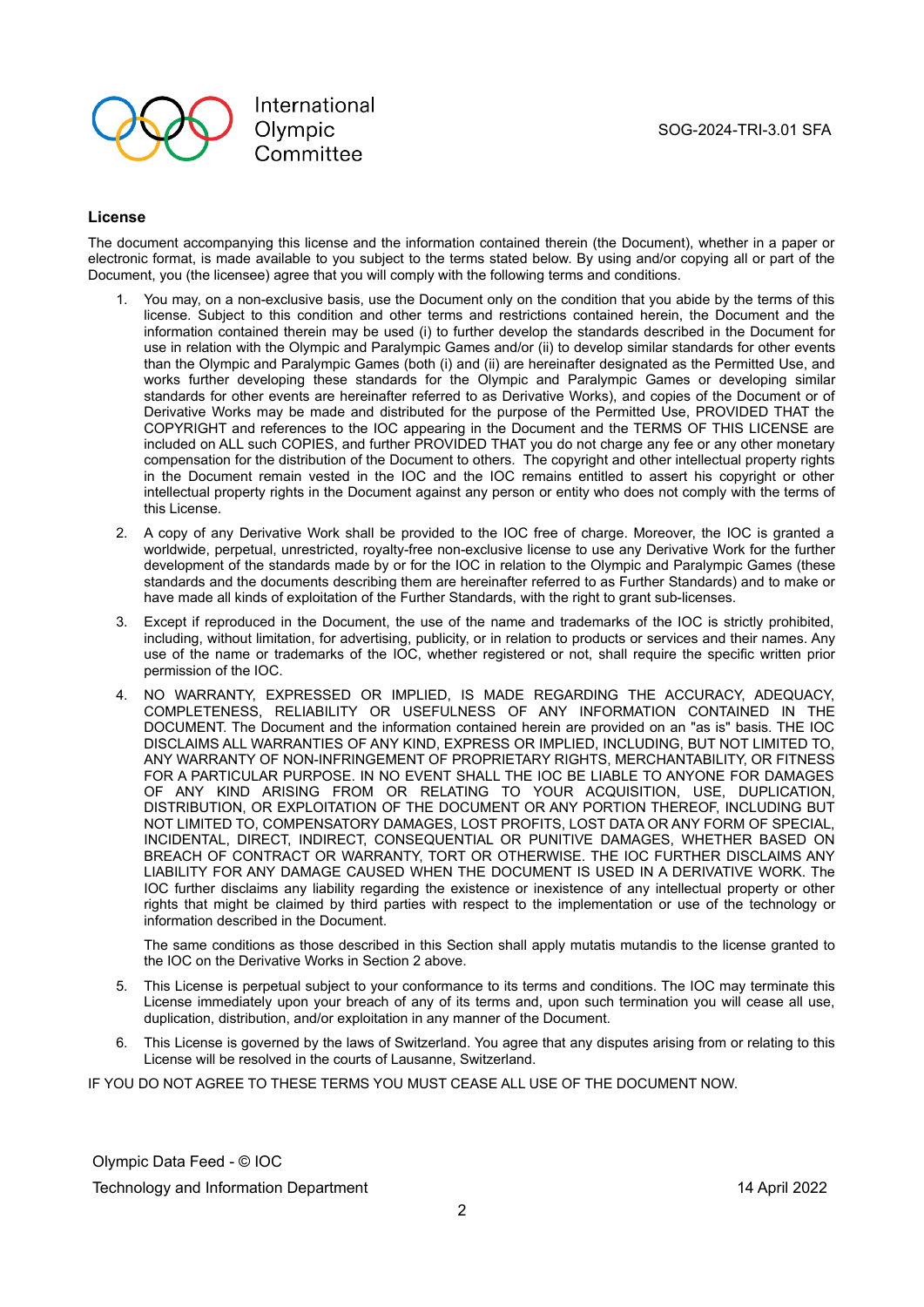## License

The document accompanying this license and the information contained therein (the Document), whether in a paper or electronic format, is made available to you subject to the terms stated below. By using and/or copying all or part of the Document, you (the licensee) agree that you will comply with the following terms and conditions.

1. You may, on a non-exclusive basis, use the Document only on the condition that you abide by the terms of this license. Subject to this condition and other terms and restrictions contained herein, the Document and the information contained therein may be used (i) to further develop the standards described in the Document for use in relation with the Olympic and Paralympic Games and/or (ii) to develop similar standards for other events than the Olympic and Paralympic Games (both (i) and (ii) are hereinafter designated as the Permitted Use, and works further developing these standards for the Olympic and Paralympic Games or developing similar standards for other events are hereinafter referred to as Derivative Works), and copies of the Document or of Derivative Works may be made and distributed for the purpose of the Permitted Use, PROVIDED THAT the COPYRIGHT and references to the IOC appearing in the Document and the TERMS OF THIS LICENSE are included on ALL such COPIES, and further PROVIDED THAT you do not charge any fee or any other monetary compensation for the distribution of the Document to others. The copyright and other intellectual property rights in the Document remain vested in the IOC and the IOC remains entitled to assert his copyright or other intellectual property rights in the Document against any person or entity who does not comply with the terms of this License.

2. A copy of any Derivative Work shall be provided to the IOC free of charge. Moreover, the IOC is granted a worldwide, perpetual, unrestricted, royalty-free non-exclusive license to use any Derivative Work for the further development of the standards made by or for the IOC in relation to the Olympic and Paralympic Games (these standards and the documents describing them are hereinafter referred to as Further Standards) and to make or have made all kinds of exploitation of the Further Standards, with the right to grant sub-licenses.

3. Except if reproduced in the Document, the use of the name and trademarks of the IOC is strictly prohibited, including, without limitation, for advertising, publicity, or in relation to products or services and their names. Any use of the name or trademarks of the IOC, whether registered or not, shall require the specific written prior permission of the IOC.

4. NO WARRANTY, EXPRESSED OR IMPLIED, IS MADE REGARDING THE ACCURACY, ADEQUACY, COMPLETENESS, RELIABILITY OR USEFULNESS OF ANY INFORMATION CONTAINED IN THE DOCUMENT. The Document and the information contained herein are provided on an "as is" basis. THE IOC DISCLAIMS ALL WARRANTIES OF ANY KIND, EXPRESS OR IMPLIED, INCLUDING, BUT NOT LIMITED TO, ANY WARRANTY OF NON-INFRINGEMENT OF PROPRIETARY RIGHTS, MERCHANTABILITY, OR FITNESS FOR A PARTICULAR PURPOSE. IN NO EVENT SHALL THE IOC BE LIABLE TO ANYONE FOR DAMAGES OF ANY KIND ARISING FROM OR RELATING TO YOUR ACQUISITION, USE, DUPLICATION, DISTRIBUTION, OR EXPLOITATION OF THE DOCUMENT OR ANY PORTION THEREOF, INCLUDING BUT NOT LIMITED TO, COMPENSATORY DAMAGES, LOST PROFITS, LOST DATA OR ANY FORM OF SPECIAL, INCIDENTAL, DIRECT, INDIRECT, CONSEQUENTIAL OR PUNITIVE DAMAGES, WHETHER BASED ON BREACH OF CONTRACT OR WARRANTY, TORT OR OTHERWISE. THE IOC FURTHER DISCLAIMS ANY LIABILITY FOR ANY DAMAGE CAUSED WHEN THE DOCUMENT IS USED IN A DERIVATIVE WORK. The IOC further disclaims any liability regarding the existence or inexistence of any intellectual property or other rights that might be claimed by third parties with respect to the implementation or use of the technology or information described in the Document.

   The same conditions as those described in this Section shall apply mutatis mutandis to the license granted to the IOC on the Derivative Works in Section 2 above.

5. This License is perpetual subject to your conformance to its terms and conditions. The IOC may terminate this License immediately upon your breach of any of its terms and, upon such termination you will cease all use, duplication, distribution, and/or exploitation in any manner of the Document.

6. This License is governed by the laws of Switzerland. You agree that any disputes arising from or relating to this License will be resolved in the courts of Lausanne, Switzerland.

IF YOU DO NOT AGREE TO THESE TERMS YOU MUST CEASE ALL USE OF THE DOCUMENT NOW.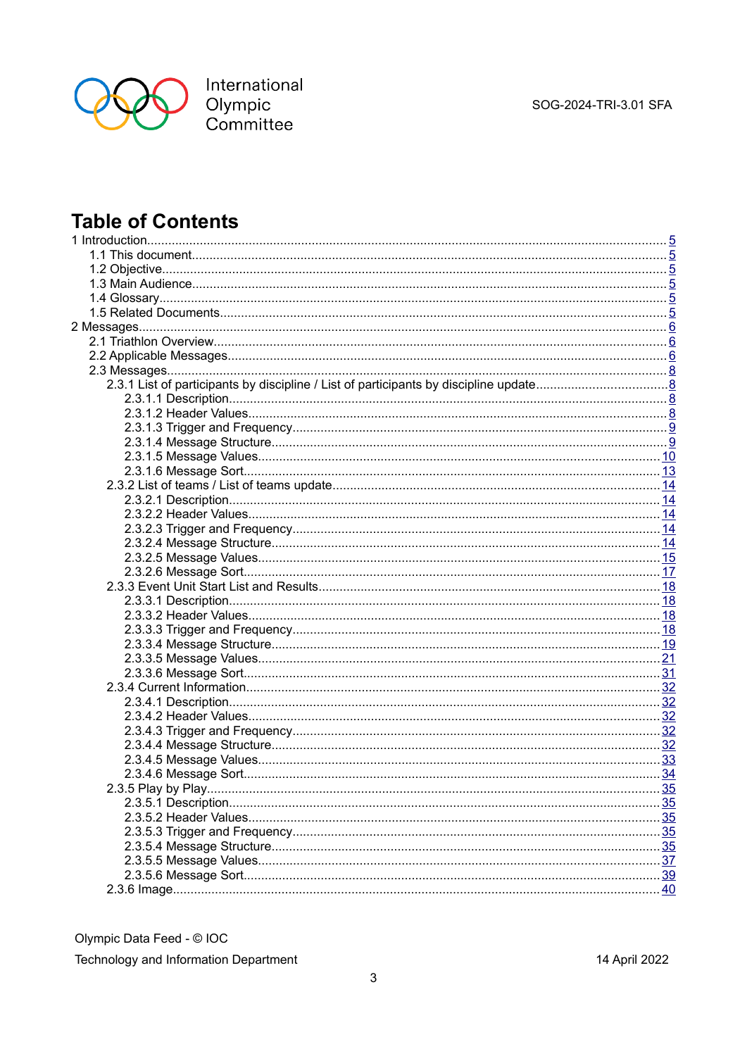# Table of Contents

- 1 Introduction.......5
  - 1.1 This document.......5
  - 1.2 Objective.......5
  - 1.3 Main Audience.......5
  - 1.4 Glossary.......5
  - 1.5 Related Documents.......5
- 2 Messages.......6
  - 2.1 Triathlon Overview.......6
  - 2.2 Applicable Messages.......6
  - 2.3 Messages.......8
    - 2.3.1 List of participants by discipline / List of participants by discipline update.......8
      - 2.3.1.1 Description.......8
      - 2.3.1.2 Header Values.......8
      - 2.3.1.3 Trigger and Frequency.......9
      - 2.3.1.4 Message Structure.......9
      - 2.3.1.5 Message Values.......10
      - 2.3.1.6 Message Sort.......13
    - 2.3.2 List of teams / List of teams update.......14
      - 2.3.2.1 Description.......14
      - 2.3.2.2 Header Values.......14
      - 2.3.2.3 Trigger and Frequency.......14
      - 2.3.2.4 Message Structure.......14
      - 2.3.2.5 Message Values.......15
      - 2.3.2.6 Message Sort.......17
    - 2.3.3 Event Unit Start List and Results.......18
      - 2.3.3.1 Description.......18
      - 2.3.3.2 Header Values.......18
      - 2.3.3.3 Trigger and Frequency.......18
      - 2.3.3.4 Message Structure.......19
      - 2.3.3.5 Message Values.......21
      - 2.3.3.6 Message Sort.......31
    - 2.3.4 Current Information.......32
      - 2.3.4.1 Description.......32
      - 2.3.4.2 Header Values.......32
      - 2.3.4.3 Trigger and Frequency.......32
      - 2.3.4.4 Message Structure.......32
      - 2.3.4.5 Message Values.......33
      - 2.3.4.6 Message Sort.......34
    - 2.3.5 Play by Play.......35
      - 2.3.5.1 Description.......35
      - 2.3.5.2 Header Values.......35
      - 2.3.5.3 Trigger and Frequency.......35
      - 2.3.5.4 Message Structure.......35
      - 2.3.5.5 Message Values.......37
      - 2.3.5.6 Message Sort.......39
    - 2.3.6 Image.......40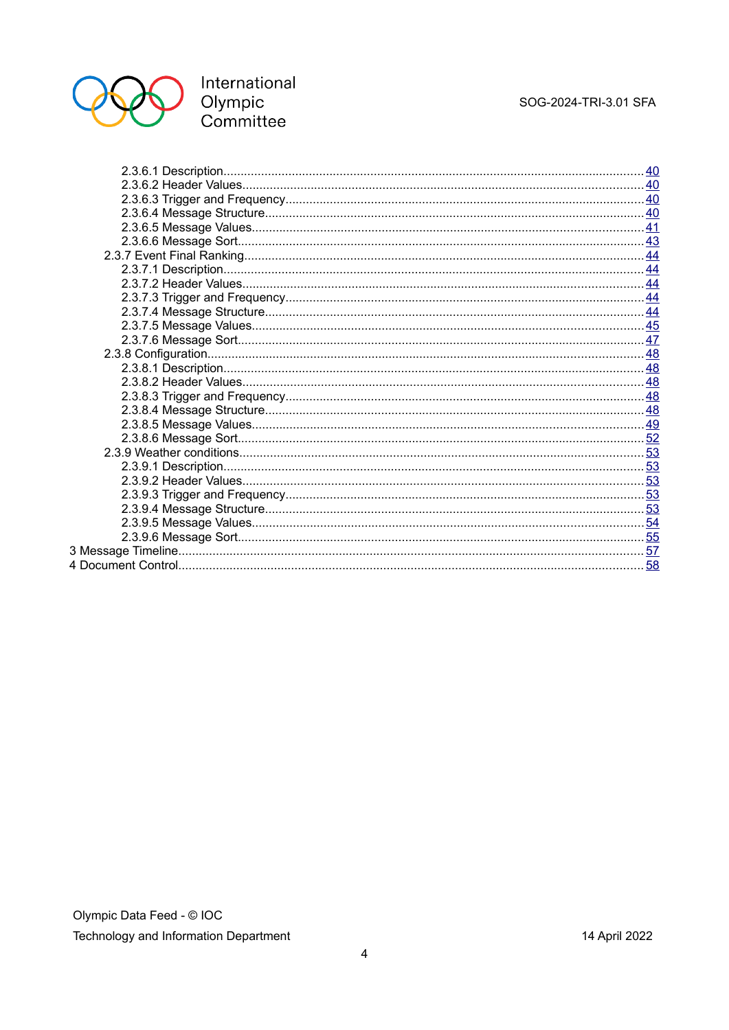- 2.3.6.1 Description........................................................................................................... 40
- 2.3.6.2 Header Values...................................................................................................... 40
- 2.3.6.3 Trigger and Frequency.......................................................................................... 40
- 2.3.6.4 Message Structure................................................................................................ 40
- 2.3.6.5 Message Values.................................................................................................... 41
- 2.3.6.6 Message Sort........................................................................................................ 43
- 2.3.7 Event Final Ranking.................................................................................................. 44
- 2.3.7.1 Description........................................................................................................... 44
- 2.3.7.2 Header Values...................................................................................................... 44
- 2.3.7.3 Trigger and Frequency.......................................................................................... 44
- 2.3.7.4 Message Structure................................................................................................ 44
- 2.3.7.5 Message Values.................................................................................................... 45
- 2.3.7.6 Message Sort........................................................................................................ 47
- 2.3.8 Configuration............................................................................................................. 48
- 2.3.8.1 Description........................................................................................................... 48
- 2.3.8.2 Header Values...................................................................................................... 48
- 2.3.8.3 Trigger and Frequency.......................................................................................... 48
- 2.3.8.4 Message Structure................................................................................................ 48
- 2.3.8.5 Message Values.................................................................................................... 49
- 2.3.8.6 Message Sort........................................................................................................ 52
- 2.3.9 Weather conditions.................................................................................................... 53
- 2.3.9.1 Description........................................................................................................... 53
- 2.3.9.2 Header Values...................................................................................................... 53
- 2.3.9.3 Trigger and Frequency.......................................................................................... 53
- 2.3.9.4 Message Structure................................................................................................ 53
- 2.3.9.5 Message Values.................................................................................................... 54
- 2.3.9.6 Message Sort........................................................................................................ 55
- 3 Message Timeline........................................................................................................... 57
- 4 Document Control........................................................................................................... 58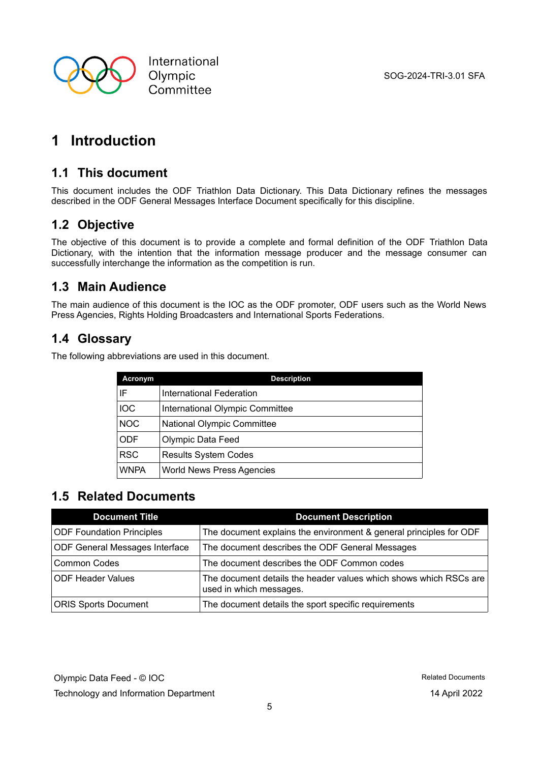# 1 Introduction

## 1.1 This document

This document includes the ODF Triathlon Data Dictionary. This Data Dictionary refines the messages described in the ODF General Messages Interface Document specifically for this discipline.

## 1.2 Objective

The objective of this document is to provide a complete and formal definition of the ODF Triathlon Data Dictionary, with the intention that the information message producer and the message consumer can successfully interchange the information as the competition is run.

## 1.3 Main Audience

The main audience of this document is the IOC as the ODF promoter, ODF users such as the World News Press Agencies, Rights Holding Broadcasters and International Sports Federations.

## 1.4 Glossary

The following abbreviations are used in this document.

| Acronym | Description |
|---|---|
| IF | International Federation |
| IOC | International Olympic Committee |
| NOC | National Olympic Committee |
| ODF | Olympic Data Feed |
| RSC | Results System Codes |
| WNPA | World News Press Agencies |

## 1.5 Related Documents

| Document Title | Document Description |
|---|---|
| ODF Foundation Principles | The document explains the environment & general principles for ODF |
| ODF General Messages Interface | The document describes the ODF General Messages |
| Common Codes | The document describes the ODF Common codes |
| ODF Header Values | The document details the header values which shows which RSCs are used in which messages. |
| ORIS Sports Document | The document details the sport specific requirements |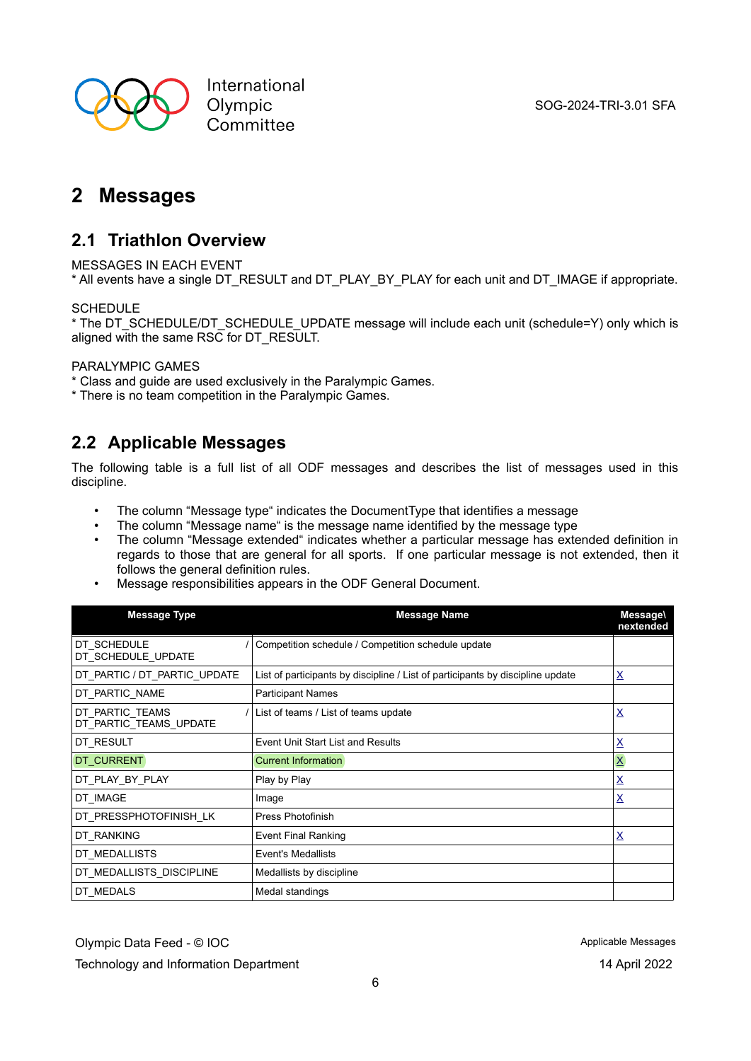# 2 Messages

## 2.1 Triathlon Overview

MESSAGES IN EACH EVENT
* All events have a single DT_RESULT and DT_PLAY_BY_PLAY for each unit and DT_IMAGE if appropriate.

SCHEDULE
* The DT_SCHEDULE/DT_SCHEDULE_UPDATE message will include each unit (schedule=Y) only which is aligned with the same RSC for DT_RESULT.

PARALYMPIC GAMES
* Class and guide are used exclusively in the Paralympic Games.
* There is no team competition in the Paralympic Games.

## 2.2 Applicable Messages

The following table is a full list of all ODF messages and describes the list of messages used in this discipline.

- The column "Message type" indicates the DocumentType that identifies a message
- The column "Message name" is the message name identified by the message type
- The column "Message extended" indicates whether a particular message has extended definition in regards to those that are general for all sports. If one particular message is not extended, then it follows the general definition rules.
- Message responsibilities appears in the ODF General Document.

| Message Type | Message Name | Message\nextended |
|---|---|---|
| DT_SCHEDULE / DT_SCHEDULE_UPDATE | Competition schedule / Competition schedule update | |
| DT_PARTIC / DT_PARTIC_UPDATE | List of participants by discipline / List of participants by discipline update | X |
| DT_PARTIC_NAME | Participant Names | |
| DT_PARTIC_TEAMS / DT_PARTIC_TEAMS_UPDATE | List of teams / List of teams update | X |
| DT_RESULT | Event Unit Start List and Results | X |
| DT_CURRENT | Current Information | X |
| DT_PLAY_BY_PLAY | Play by Play | X |
| DT_IMAGE | Image | X |
| DT_PRESSPHOTOFINISH_LK | Press Photofinish | |
| DT_RANKING | Event Final Ranking | X |
| DT_MEDALLISTS | Event's Medallists | |
| DT_MEDALLISTS_DISCIPLINE | Medallists by discipline | |
| DT_MEDALS | Medal standings | |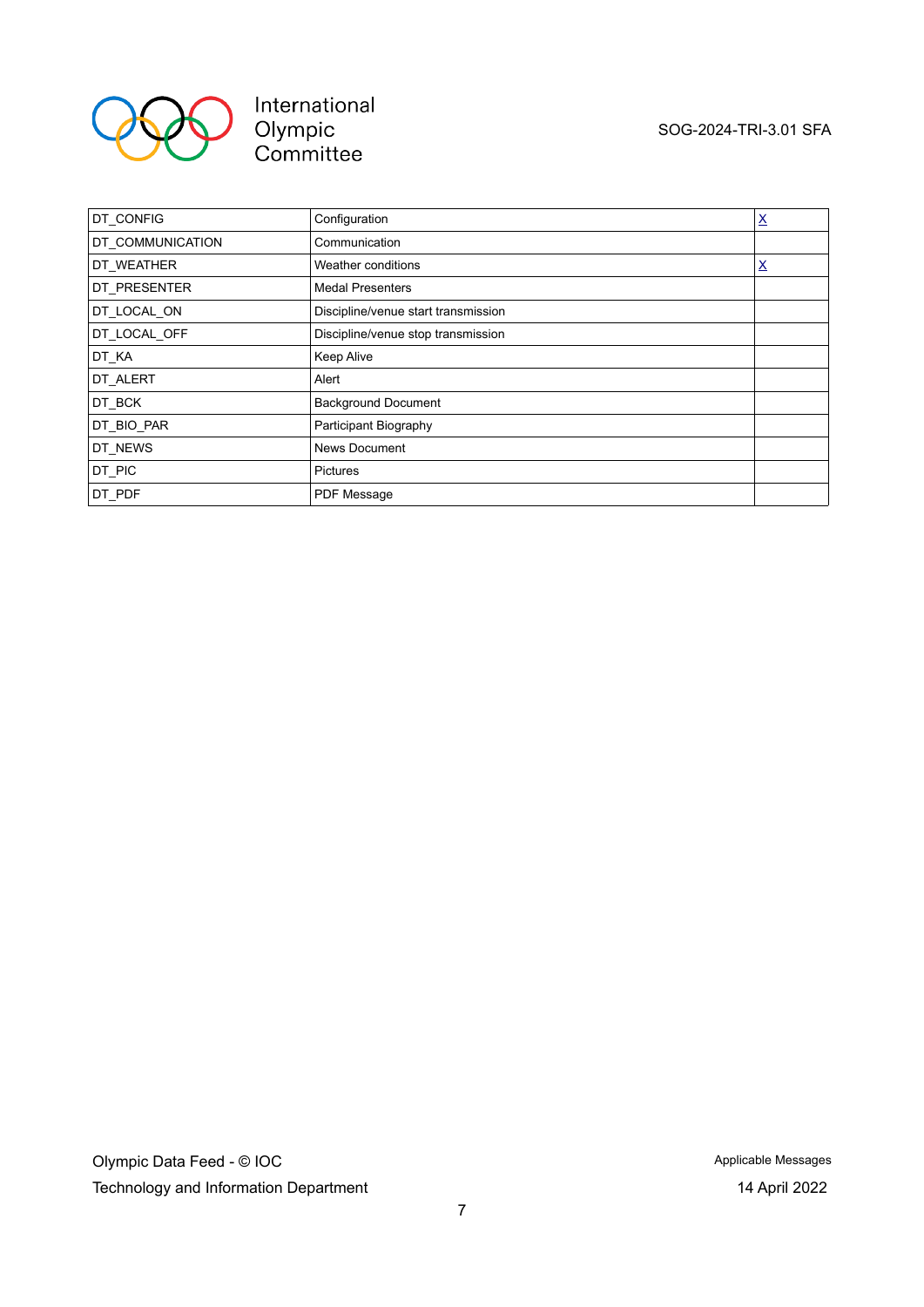| DT_CONFIG | Configuration | X |
|---|---|---|
| DT_COMMUNICATION | Communication | |
| DT_WEATHER | Weather conditions | X |
| DT_PRESENTER | Medal Presenters | |
| DT_LOCAL_ON | Discipline/venue start transmission | |
| DT_LOCAL_OFF | Discipline/venue stop transmission | |
| DT_KA | Keep Alive | |
| DT_ALERT | Alert | |
| DT_BCK | Background Document | |
| DT_BIO_PAR | Participant Biography | |
| DT_NEWS | News Document | |
| DT_PIC | Pictures | |
| DT_PDF | PDF Message | |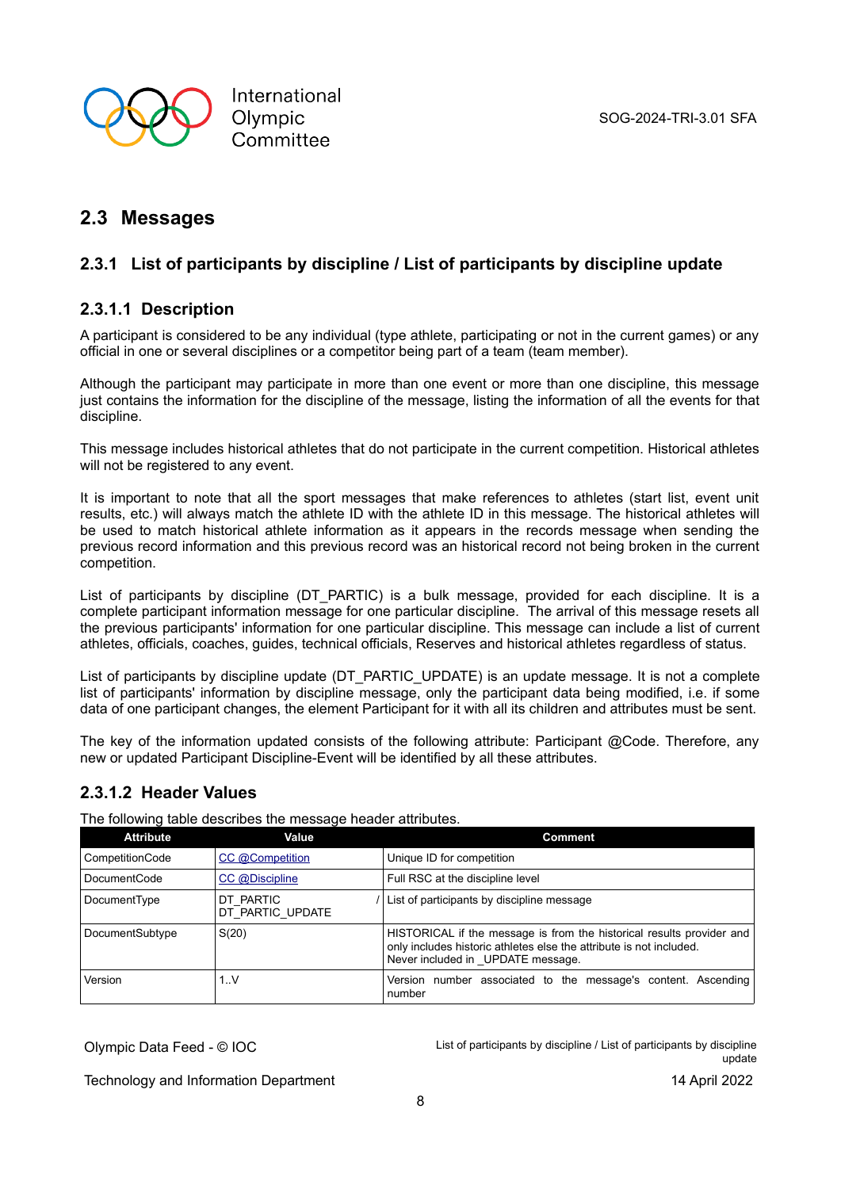## 2.3 Messages

### 2.3.1 List of participants by discipline / List of participants by discipline update

#### 2.3.1.1 Description

A participant is considered to be any individual (type athlete, participating or not in the current games) or any official in one or several disciplines or a competitor being part of a team (team member).

Although the participant may participate in more than one event or more than one discipline, this message just contains the information for the discipline of the message, listing the information of all the events for that discipline.

This message includes historical athletes that do not participate in the current competition. Historical athletes will not be registered to any event.

It is important to note that all the sport messages that make references to athletes (start list, event unit results, etc.) will always match the athlete ID with the athlete ID in this message. The historical athletes will be used to match historical athlete information as it appears in the records message when sending the previous record information and this previous record was an historical record not being broken in the current competition.

List of participants by discipline (DT_PARTIC) is a bulk message, provided for each discipline. It is a complete participant information message for one particular discipline. The arrival of this message resets all the previous participants' information for one particular discipline. This message can include a list of current athletes, officials, coaches, guides, technical officials, Reserves and historical athletes regardless of status.

List of participants by discipline update (DT_PARTIC_UPDATE) is an update message. It is not a complete list of participants' information by discipline message, only the participant data being modified, i.e. if some data of one participant changes, the element Participant for it with all its children and attributes must be sent.

The key of the information updated consists of the following attribute: Participant @Code. Therefore, any new or updated Participant Discipline-Event will be identified by all these attributes.

#### 2.3.1.2 Header Values

The following table describes the message header attributes.

| Attribute | Value | Comment |
|---|---|---|
| CompetitionCode | CC @Competition | Unique ID for competition |
| DocumentCode | CC @Discipline | Full RSC at the discipline level |
| DocumentType | DT_PARTIC / DT_PARTIC_UPDATE | List of participants by discipline message |
| DocumentSubtype | S(20) | HISTORICAL if the message is from the historical results provider and only includes historic athletes else the attribute is not included. Never included in _UPDATE message. |
| Version | 1..V | Version number associated to the message's content. Ascending number |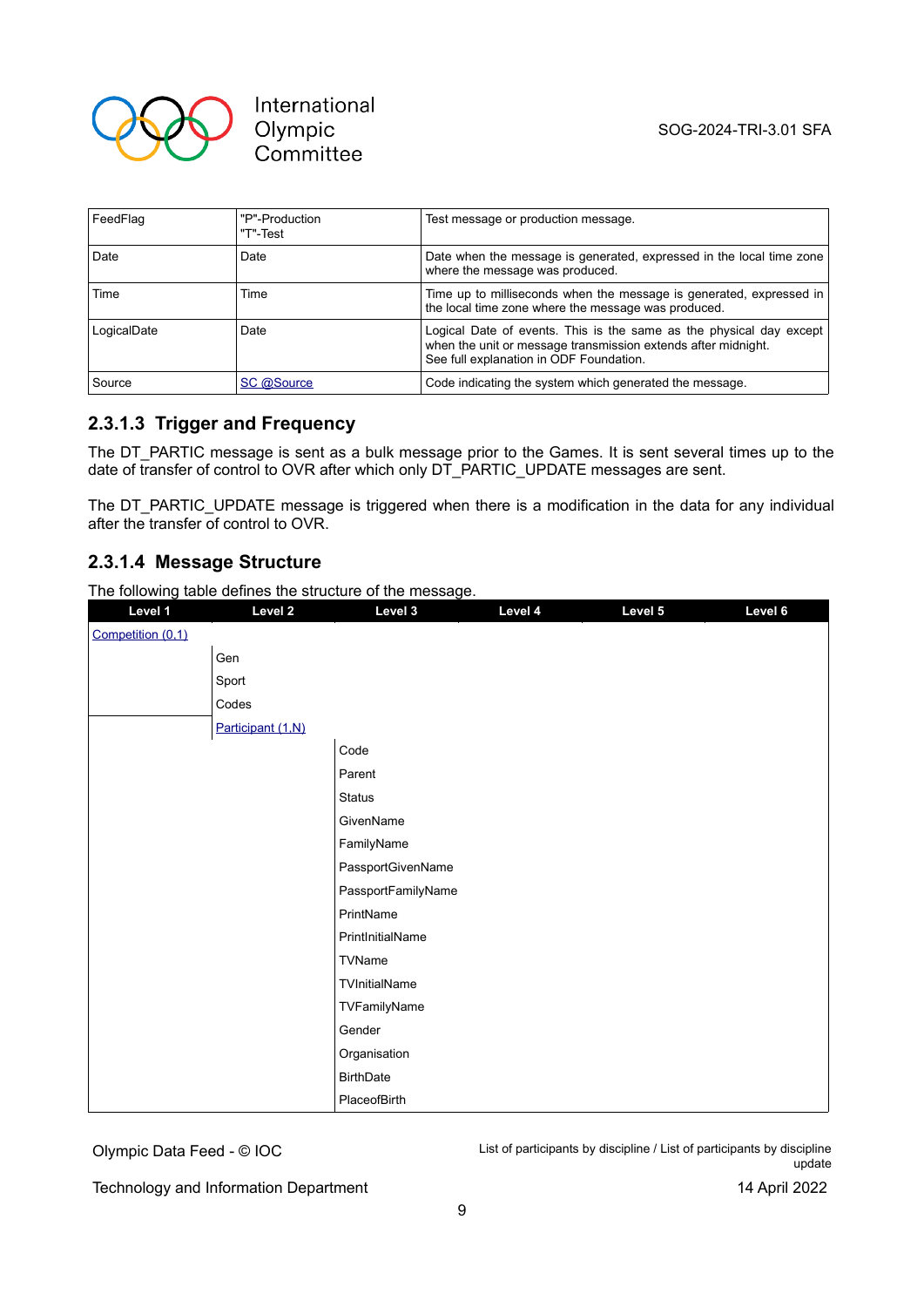| FeedFlag | "P"-Production<br>"T"-Test | Test message or production message. |
|---|---|---|
| Date | Date | Date when the message is generated, expressed in the local time zone where the message was produced. |
| Time | Time | Time up to milliseconds when the message is generated, expressed in the local time zone where the message was produced. |
| LogicalDate | Date | Logical Date of events. This is the same as the physical day except when the unit or message transmission extends after midnight.<br>See full explanation in ODF Foundation. |
| Source | SC @Source | Code indicating the system which generated the message. |

### 2.3.1.3 Trigger and Frequency

The DT_PARTIC message is sent as a bulk message prior to the Games. It is sent several times up to the date of transfer of control to OVR after which only DT_PARTIC_UPDATE messages are sent.

The DT_PARTIC_UPDATE message is triggered when there is a modification in the data for any individual after the transfer of control to OVR.

### 2.3.1.4 Message Structure

The following table defines the structure of the message.

| Level 1 | Level 2 | Level 3 | Level 4 | Level 5 | Level 6 |
|---|---|---|---|---|---|
| Competition (0,1) | | | | | |
| | Gen | | | | |
| | Sport | | | | |
| | Codes | | | | |
| | Participant (1,N) | | | | |
| | | Code | | | |
| | | Parent | | | |
| | | Status | | | |
| | | GivenName | | | |
| | | FamilyName | | | |
| | | PassportGivenName | | | |
| | | PassportFamilyName | | | |
| | | PrintName | | | |
| | | PrintInitialName | | | |
| | | TVName | | | |
| | | TVInitialName | | | |
| | | TVFamilyName | | | |
| | | Gender | | | |
| | | Organisation | | | |
| | | BirthDate | | | |
| | | PlaceofBirth | | | |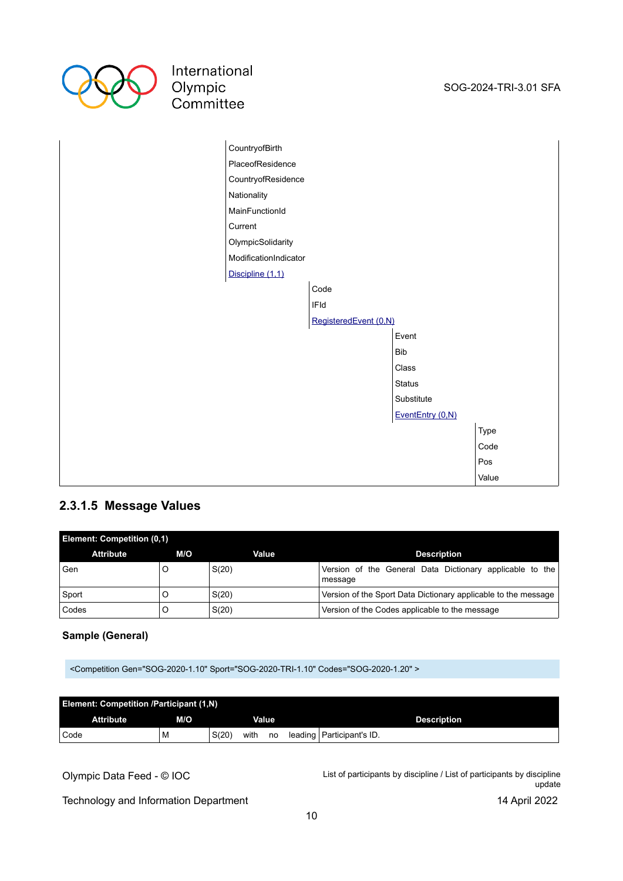| | | | | |
|---|---|---|---|---|
| | CountryofBirth | | | |
| | PlaceofResidence | | | |
| | CountryofResidence | | | |
| | Nationality | | | |
| | MainFunctionId | | | |
| | Current | | | |
| | OlympicSolidarity | | | |
| | ModificationIndicator | | | |
| | Discipline (1,1) | | | |
| | | Code | | |
| | | IFId | | |
| | | RegisteredEvent (0,N) | | |
| | | | Event | |
| | | | Bib | |
| | | | Class | |
| | | | Status | |
| | | | Substitute | |
| | | | EventEntry (0,N) | |
| | | | | Type |
| | | | | Code |
| | | | | Pos |
| | | | | Value |

### 2.3.1.5 Message Values

**Element: Competition (0,1)**

| Attribute | M/O | Value | Description |
|---|---|---|---|
| Gen | O | S(20) | Version of the General Data Dictionary applicable to the message |
| Sport | O | S(20) | Version of the Sport Data Dictionary applicable to the message |
| Codes | O | S(20) | Version of the Codes applicable to the message |

**Sample (General)**

```
<Competition Gen="SOG-2020-1.10" Sport="SOG-2020-TRI-1.10" Codes="SOG-2020-1.20" >
```

**Element: Competition /Participant (1,N)**

| Attribute | M/O | Value | Description |
|---|---|---|---|
| Code | M | S(20) with no leading | Participant's ID. |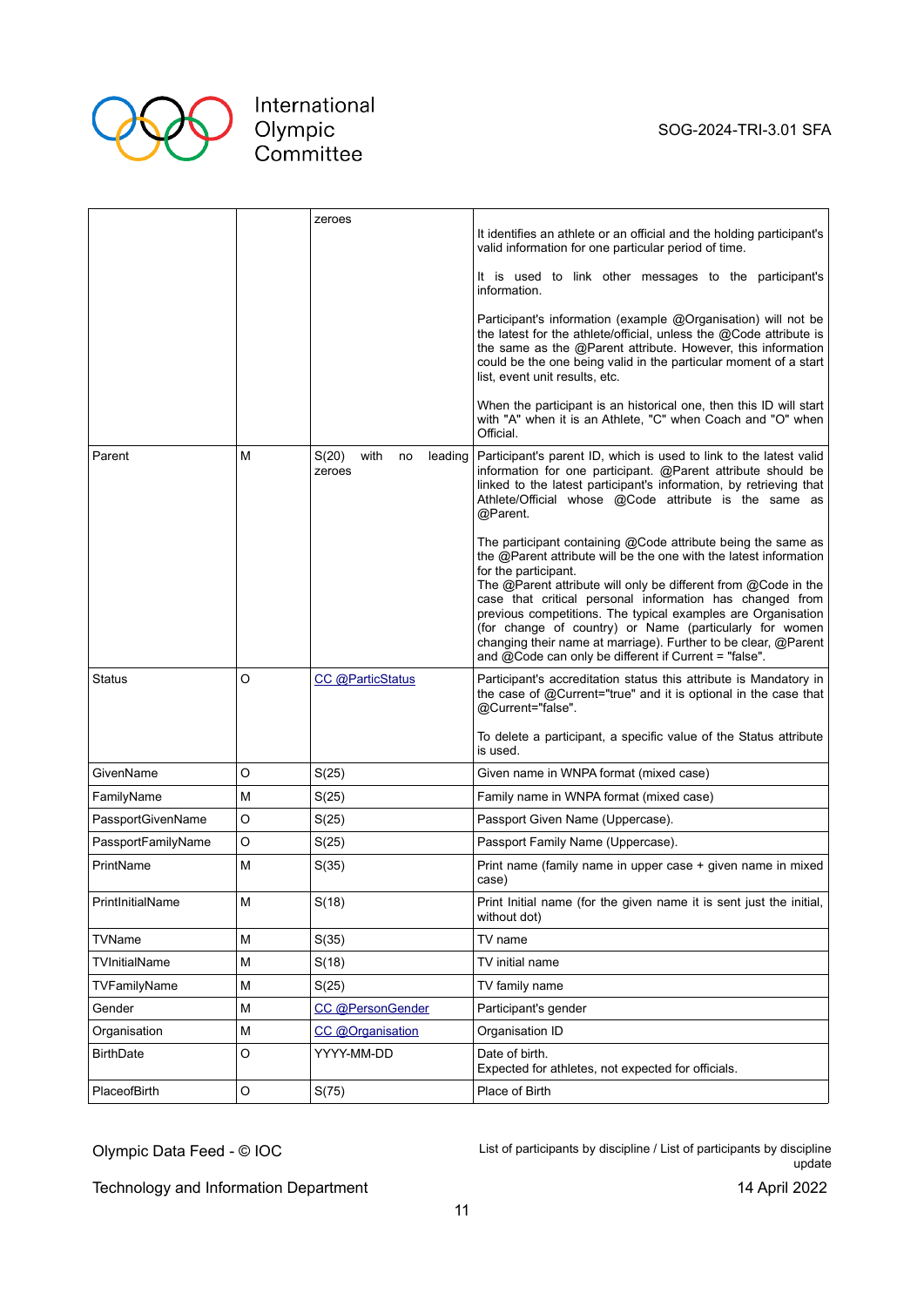|  |  | zeroes | It identifies an athlete or an official and the holding participant's valid information for one particular period of time.<br><br>It is used to link other messages to the participant's information.<br><br>Participant's information (example @Organisation) will not be the latest for the athlete/official, unless the @Code attribute is the same as the @Parent attribute. However, this information could be the one being valid in the particular moment of a start list, event unit results, etc.<br><br>When the participant is an historical one, then this ID will start with "A" when it is an Athlete, "C" when Coach and "O" when Official. |
|---|---|---|---|
| Parent | M | S(20) with no leading zeroes | Participant's parent ID, which is used to link to the latest valid information for one participant. @Parent attribute should be linked to the latest participant's information, by retrieving that Athlete/Official whose @Code attribute is the same as @Parent.<br><br>The participant containing @Code attribute being the same as the @Parent attribute will be the one with the latest information for the participant.<br>The @Parent attribute will only be different from @Code in the case that critical personal information has changed from previous competitions. The typical examples are Organisation (for change of country) or Name (particularly for women changing their name at marriage). Further to be clear, @Parent and @Code can only be different if Current = "false". |
| Status | O | CC @ParticStatus | Participant's accreditation status this attribute is Mandatory in the case of @Current="true" and it is optional in the case that @Current="false".<br><br>To delete a participant, a specific value of the Status attribute is used. |
| GivenName | O | S(25) | Given name in WNPA format (mixed case) |
| FamilyName | M | S(25) | Family name in WNPA format (mixed case) |
| PassportGivenName | O | S(25) | Passport Given Name (Uppercase). |
| PassportFamilyName | O | S(25) | Passport Family Name (Uppercase). |
| PrintName | M | S(35) | Print name (family name in upper case + given name in mixed case) |
| PrintInitialName | M | S(18) | Print Initial name (for the given name it is sent just the initial, without dot) |
| TVName | M | S(35) | TV name |
| TVInitialName | M | S(18) | TV initial name |
| TVFamilyName | M | S(25) | TV family name |
| Gender | M | CC @PersonGender | Participant's gender |
| Organisation | M | CC @Organisation | Organisation ID |
| BirthDate | O | YYYY-MM-DD | Date of birth.<br>Expected for athletes, not expected for officials. |
| PlaceofBirth | O | S(75) | Place of Birth |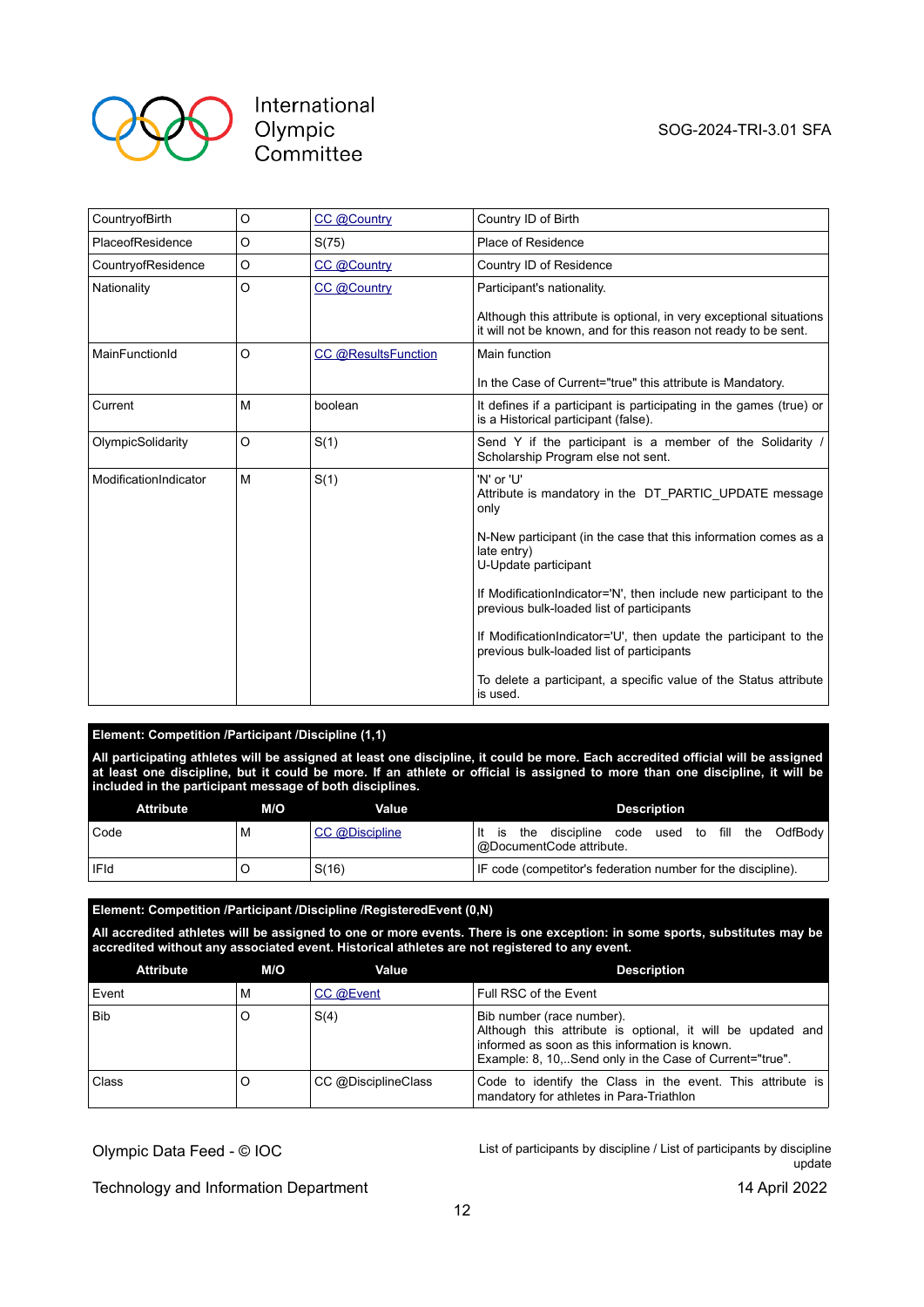| | | | |
|---|---|---|---|
| CountryofBirth | O | CC @Country | Country ID of Birth |
| PlaceofResidence | O | S(75) | Place of Residence |
| CountryofResidence | O | CC @Country | Country ID of Residence |
| Nationality | O | CC @Country | Participant's nationality.<br><br>Although this attribute is optional, in very exceptional situations it will not be known, and for this reason not ready to be sent. |
| MainFunctionId | O | CC @ResultsFunction | Main function<br><br>In the Case of Current="true" this attribute is Mandatory. |
| Current | M | boolean | It defines if a participant is participating in the games (true) or is a Historical participant (false). |
| OlympicSolidarity | O | S(1) | Send Y if the participant is a member of the Solidarity / Scholarship Program else not sent. |
| ModificationIndicator | M | S(1) | 'N' or 'U'<br>Attribute is mandatory in the DT_PARTIC_UPDATE message only<br><br>N-New participant (in the case that this information comes as a late entry)<br>U-Update participant<br><br>If ModificationIndicator='N', then include new participant to the previous bulk-loaded list of participants<br><br>If ModificationIndicator='U', then update the participant to the previous bulk-loaded list of participants<br><br>To delete a participant, a specific value of the Status attribute is used. |

**Element: Competition /Participant /Discipline (1,1)**

**All participating athletes will be assigned at least one discipline, it could be more. Each accredited official will be assigned at least one discipline, but it could be more. If an athlete or official is assigned to more than one discipline, it will be included in the participant message of both disciplines.**

| Attribute | M/O | Value | Description |
|---|---|---|---|
| Code | M | CC @Discipline | It is the discipline code used to fill the OdfBody @DocumentCode attribute. |
| IFId | O | S(16) | IF code (competitor's federation number for the discipline). |

**Element: Competition /Participant /Discipline /RegisteredEvent (0,N)**

**All accredited athletes will be assigned to one or more events. There is one exception: in some sports, substitutes may be accredited without any associated event. Historical athletes are not registered to any event.**

| Attribute | M/O | Value | Description |
|---|---|---|---|
| Event | M | CC @Event | Full RSC of the Event |
| Bib | O | S(4) | Bib number (race number).<br>Although this attribute is optional, it will be updated and informed as soon as this information is known.<br>Example: 8, 10,..Send only in the Case of Current="true". |
| Class | O | CC @DisciplineClass | Code to identify the Class in the event. This attribute is mandatory for athletes in Para-Triathlon |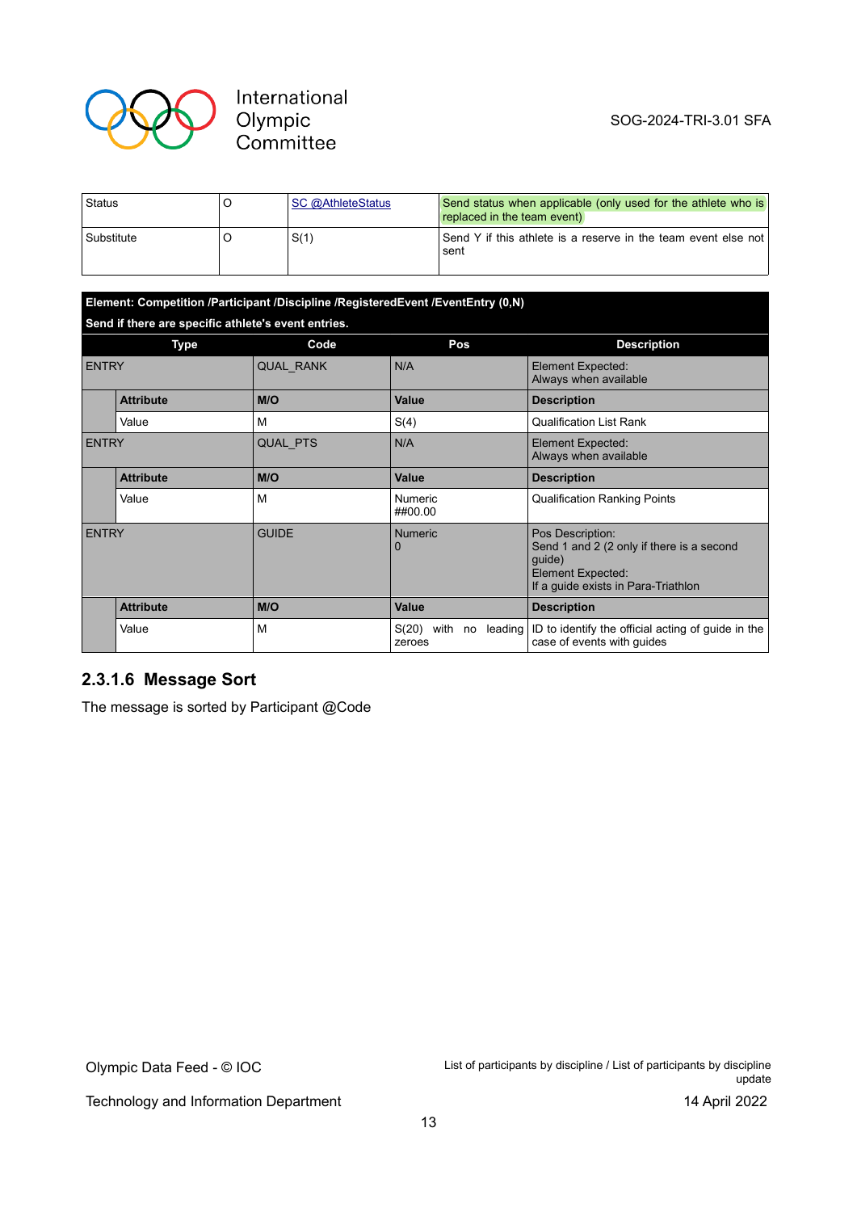| | | | |
|---|---|---|---|
| Status | O | SC @AthleteStatus | Send status when applicable (only used for the athlete who is replaced in the team event) |
| Substitute | O | S(1) | Send Y if this athlete is a reserve in the team event else not sent |

| Element: Competition /Participant /Discipline /RegisteredEvent /EventEntry (0,N)<br>Send if there are specific athlete's event entries. | | | | |
|---|---|---|---|---|
| **Type** | | **Code** | **Pos** | **Description** |
| ENTRY | | QUAL_RANK | N/A | Element Expected:<br>Always when available |
| | **Attribute** | **M/O** | **Value** | **Description** |
| | Value | M | S(4) | Qualification List Rank |
| ENTRY | | QUAL_PTS | N/A | Element Expected:<br>Always when available |
| | **Attribute** | **M/O** | **Value** | **Description** |
| | Value | M | Numeric<br>##00.00 | Qualification Ranking Points |
| ENTRY | | GUIDE | Numeric<br>0 | Pos Description:<br>Send 1 and 2 (2 only if there is a second guide)<br>Element Expected:<br>If a guide exists in Para-Triathlon |
| | **Attribute** | **M/O** | **Value** | **Description** |
| | Value | M | S(20) with no leading zeroes | ID to identify the official acting of guide in the case of events with guides |

### 2.3.1.6 Message Sort

The message is sorted by Participant @Code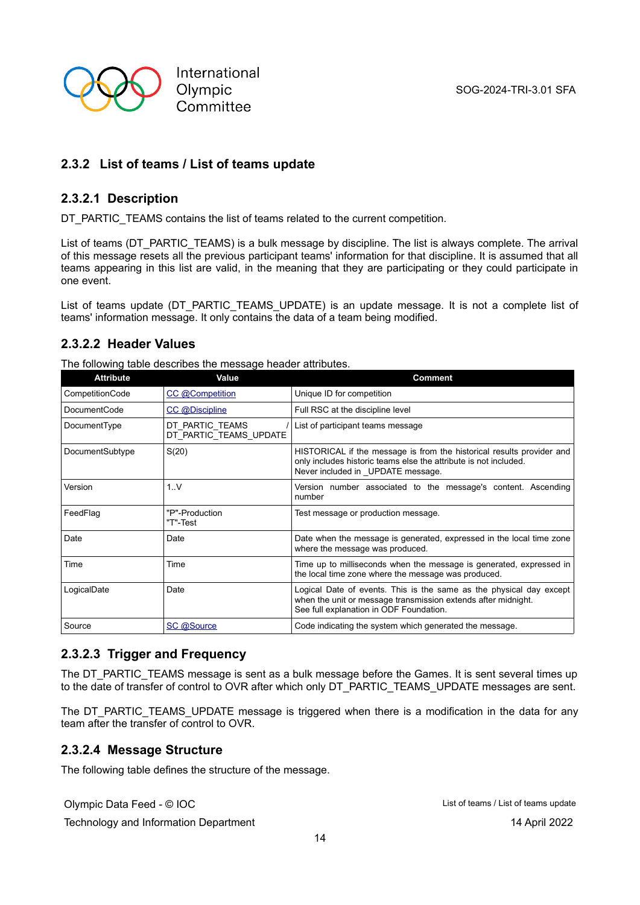### 2.3.2 List of teams / List of teams update

#### 2.3.2.1 Description

DT_PARTIC_TEAMS contains the list of teams related to the current competition.

List of teams (DT_PARTIC_TEAMS) is a bulk message by discipline. The list is always complete. The arrival of this message resets all the previous participant teams' information for that discipline. It is assumed that all teams appearing in this list are valid, in the meaning that they are participating or they could participate in one event.

List of teams update (DT_PARTIC_TEAMS_UPDATE) is an update message. It is not a complete list of teams' information message. It only contains the data of a team being modified.

#### 2.3.2.2 Header Values

The following table describes the message header attributes.

| Attribute | Value | Comment |
|---|---|---|
| CompetitionCode | CC @Competition | Unique ID for competition |
| DocumentCode | CC @Discipline | Full RSC at the discipline level |
| DocumentType | DT_PARTIC_TEAMS / DT_PARTIC_TEAMS_UPDATE | List of participant teams message |
| DocumentSubtype | S(20) | HISTORICAL if the message is from the historical results provider and only includes historic teams else the attribute is not included.<br>Never included in _UPDATE message. |
| Version | 1..V | Version number associated to the message's content. Ascending number |
| FeedFlag | "P"-Production<br>"T"-Test | Test message or production message. |
| Date | Date | Date when the message is generated, expressed in the local time zone where the message was produced. |
| Time | Time | Time up to milliseconds when the message is generated, expressed in the local time zone where the message was produced. |
| LogicalDate | Date | Logical Date of events. This is the same as the physical day except when the unit or message transmission extends after midnight.<br>See full explanation in ODF Foundation. |
| Source | SC @Source | Code indicating the system which generated the message. |

#### 2.3.2.3 Trigger and Frequency

The DT_PARTIC_TEAMS message is sent as a bulk message before the Games. It is sent several times up to the date of transfer of control to OVR after which only DT_PARTIC_TEAMS_UPDATE messages are sent.

The DT_PARTIC_TEAMS_UPDATE message is triggered when there is a modification in the data for any team after the transfer of control to OVR.

#### 2.3.2.4 Message Structure

The following table defines the structure of the message.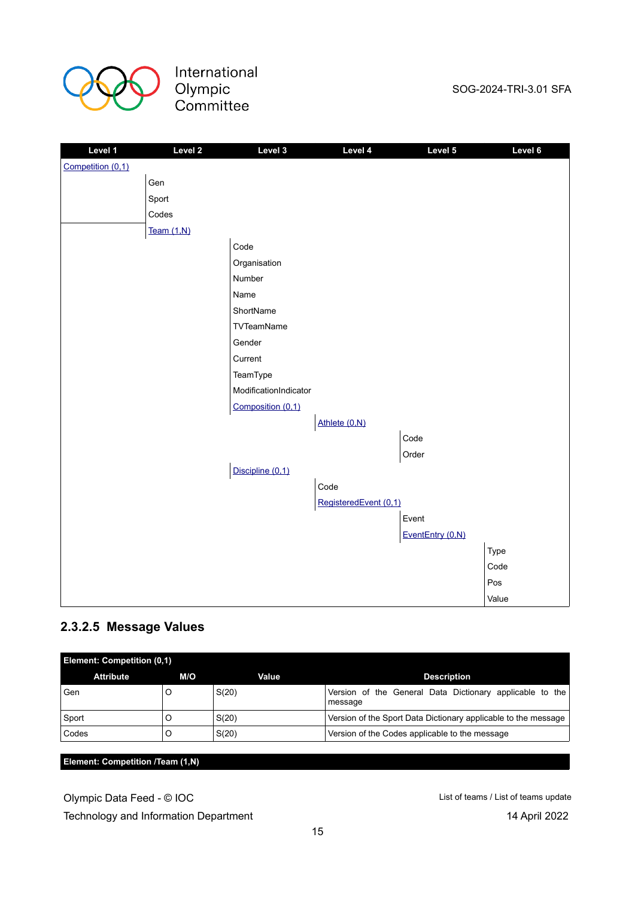| Level 1 | Level 2 | Level 3 | Level 4 | Level 5 | Level 6 |
|---|---|---|---|---|---|
| Competition (0,1) | | | | | |
| | Gen | | | | |
| | Sport | | | | |
| | Codes | | | | |
| | Team (1,N) | | | | |
| | | Code | | | |
| | | Organisation | | | |
| | | Number | | | |
| | | Name | | | |
| | | ShortName | | | |
| | | TVTeamName | | | |
| | | Gender | | | |
| | | Current | | | |
| | | TeamType | | | |
| | | ModificationIndicator | | | |
| | | Composition (0,1) | | | |
| | | | Athlete (0,N) | | |
| | | | | Code | |
| | | | | Order | |
| | | Discipline (0,1) | | | |
| | | | Code | | |
| | | | RegisteredEvent (0,1) | | |
| | | | | Event | |
| | | | | EventEntry (0,N) | |
| | | | | | Type |
| | | | | | Code |
| | | | | | Pos |
| | | | | | Value |

### 2.3.2.5 Message Values

**Element: Competition (0,1)**

| Attribute | M/O | Value | Description |
|---|---|---|---|
| Gen | O | S(20) | Version of the General Data Dictionary applicable to the message |
| Sport | O | S(20) | Version of the Sport Data Dictionary applicable to the message |
| Codes | O | S(20) | Version of the Codes applicable to the message |

**Element: Competition /Team (1,N)**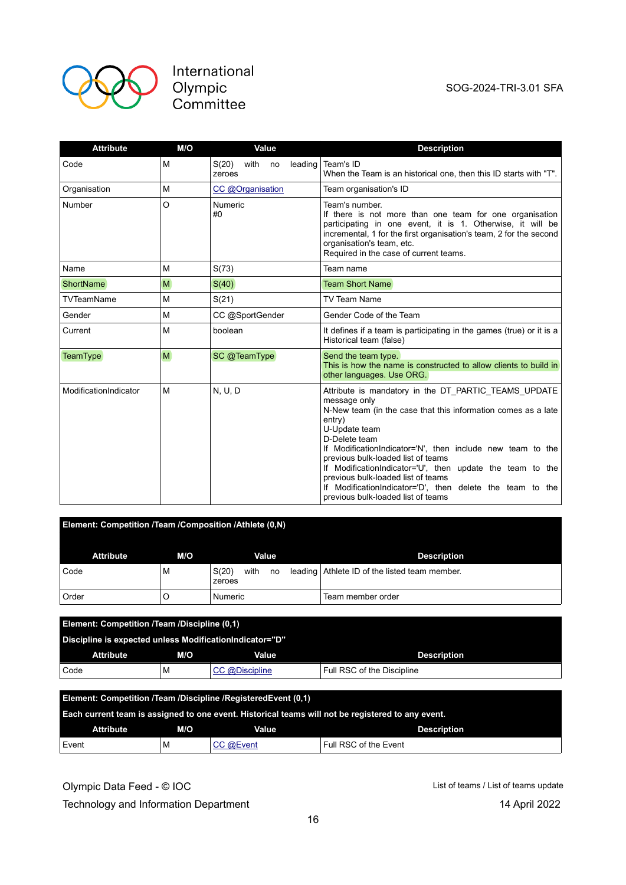| Attribute | M/O | Value | Description |
|---|---|---|---|
| Code | M | S(20) with no leading zeroes | Team's ID<br>When the Team is an historical one, then this ID starts with "T". |
| Organisation | M | CC @Organisation | Team organisation's ID |
| Number | O | Numeric<br>#0 | Team's number.<br>If there is not more than one team for one organisation participating in one event, it is 1. Otherwise, it will be incremental, 1 for the first organisation's team, 2 for the second organisation's team, etc.<br>Required in the case of current teams. |
| Name | M | S(73) | Team name |
| ShortName | M | S(40) | Team Short Name |
| TVTeamName | M | S(21) | TV Team Name |
| Gender | M | CC @SportGender | Gender Code of the Team |
| Current | M | boolean | It defines if a team is participating in the games (true) or it is a Historical team (false) |
| TeamType | M | SC @TeamType | Send the team type.<br>This is how the name is constructed to allow clients to build in other languages. Use ORG. |
| ModificationIndicator | M | N, U, D | Attribute is mandatory in the DT_PARTIC_TEAMS_UPDATE message only<br>N-New team (in the case that this information comes as a late entry)<br>U-Update team<br>D-Delete team<br>If ModificationIndicator='N', then include new team to the previous bulk-loaded list of teams<br>If ModificationIndicator='U', then update the team to the previous bulk-loaded list of teams<br>If ModificationIndicator='D', then delete the team to the previous bulk-loaded list of teams |

**Element: Competition /Team /Composition /Athlete (0,N)**

| Attribute | M/O | Value | Description |
|---|---|---|---|
| Code | M | S(20) with no leading zeroes | Athlete ID of the listed team member. |
| Order | O | Numeric | Team member order |

**Element: Competition /Team /Discipline (0,1)**

**Discipline is expected unless ModificationIndicator="D"**

| Attribute | M/O | Value | Description |
|---|---|---|---|
| Code | M | CC @Discipline | Full RSC of the Discipline |

**Element: Competition /Team /Discipline /RegisteredEvent (0,1)**

**Each current team is assigned to one event. Historical teams will not be registered to any event.**

| Attribute | M/O | Value | Description |
|---|---|---|---|
| Event | M | CC @Event | Full RSC of the Event |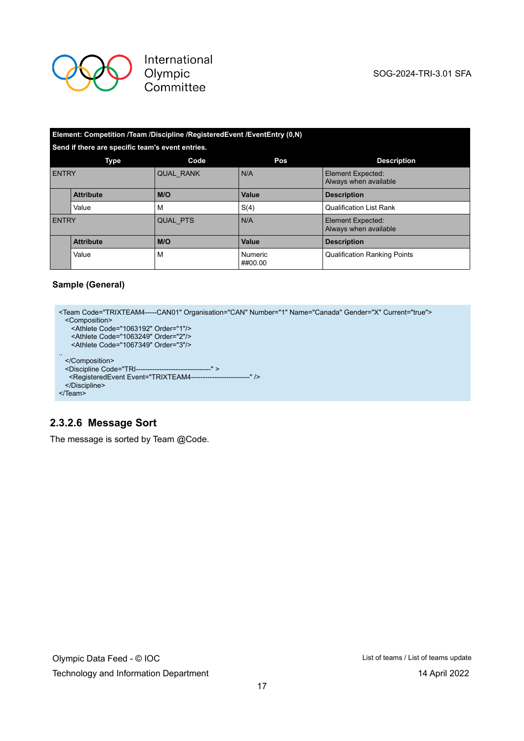| Element: Competition /Team /Discipline /RegisteredEvent /EventEntry (0,N) | | | | |
|---|---|---|---|---|
| Send if there are specific team's event entries. | | | | |
| Type | | Code | Pos | Description |
| ENTRY | | QUAL_RANK | N/A | Element Expected: Always when available |
| | Attribute | M/O | Value | Description |
| | Value | M | S(4) | Qualification List Rank |
| ENTRY | | QUAL_PTS | N/A | Element Expected: Always when available |
| | Attribute | M/O | Value | Description |
| | Value | M | Numeric ##0.00 | Qualification Ranking Points |

**Sample (General)**

```
<Team Code="TRIXTEAM4-----CAN01" Organisation="CAN" Number="1" Name="Canada" Gender="X" Current="true">
  <Composition>
    <Athlete Code="1063192" Order="1"/>
    <Athlete Code="1063249" Order="2"/>
    <Athlete Code="1067349" Order="3"/>
..
  </Composition>
  <Discipline Code="TRI-------------------------------" >
   <RegisteredEvent Event="TRIXTEAM4------------------------" />
  </Discipline>
</Team>
```

### 2.3.2.6 Message Sort

The message is sorted by Team @Code.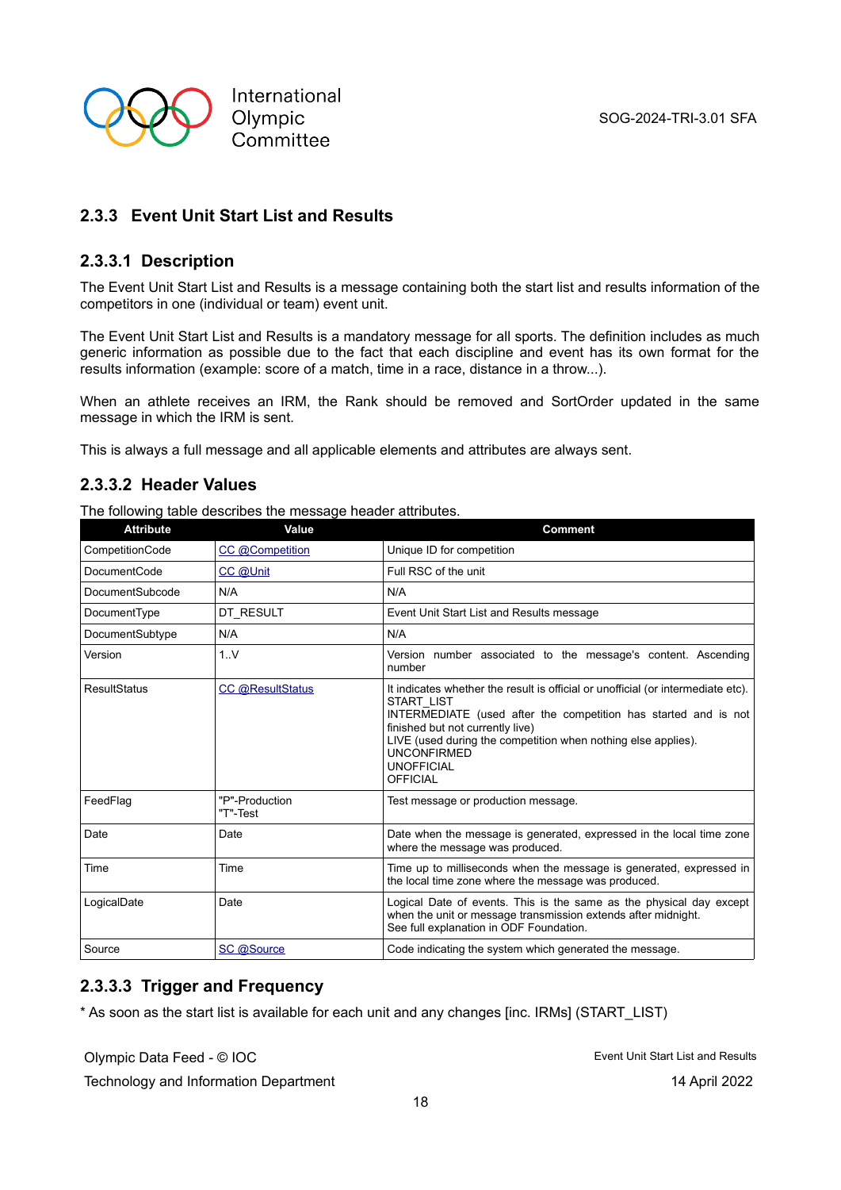### 2.3.3 Event Unit Start List and Results

#### 2.3.3.1 Description

The Event Unit Start List and Results is a message containing both the start list and results information of the competitors in one (individual or team) event unit.

The Event Unit Start List and Results is a mandatory message for all sports. The definition includes as much generic information as possible due to the fact that each discipline and event has its own format for the results information (example: score of a match, time in a race, distance in a throw...).

When an athlete receives an IRM, the Rank should be removed and SortOrder updated in the same message in which the IRM is sent.

This is always a full message and all applicable elements and attributes are always sent.

#### 2.3.3.2 Header Values

The following table describes the message header attributes.

| Attribute | Value | Comment |
|---|---|---|
| CompetitionCode | CC @Competition | Unique ID for competition |
| DocumentCode | CC @Unit | Full RSC of the unit |
| DocumentSubcode | N/A | N/A |
| DocumentType | DT_RESULT | Event Unit Start List and Results message |
| DocumentSubtype | N/A | N/A |
| Version | 1..V | Version number associated to the message's content. Ascending number |
| ResultStatus | CC @ResultStatus | It indicates whether the result is official or unofficial (or intermediate etc).<br>START_LIST<br>INTERMEDIATE (used after the competition has started and is not finished but not currently live)<br>LIVE (used during the competition when nothing else applies).<br>UNCONFIRMED<br>UNOFFICIAL<br>OFFICIAL |
| FeedFlag | "P"-Production<br>"T"-Test | Test message or production message. |
| Date | Date | Date when the message is generated, expressed in the local time zone where the message was produced. |
| Time | Time | Time up to milliseconds when the message is generated, expressed in the local time zone where the message was produced. |
| LogicalDate | Date | Logical Date of events. This is the same as the physical day except when the unit or message transmission extends after midnight.<br>See full explanation in ODF Foundation. |
| Source | SC @Source | Code indicating the system which generated the message. |

#### 2.3.3.3 Trigger and Frequency

* As soon as the start list is available for each unit and any changes [inc. IRMs] (START_LIST)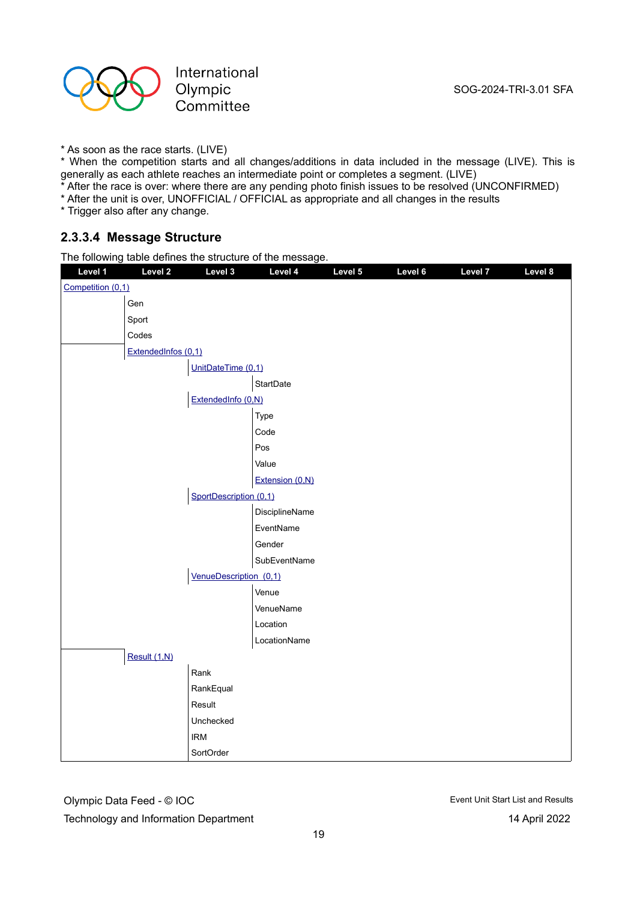* As soon as the race starts. (LIVE)
* When the competition starts and all changes/additions in data included in the message (LIVE). This is generally as each athlete reaches an intermediate point or completes a segment. (LIVE)
* After the race is over: where there are any pending photo finish issues to be resolved (UNCONFIRMED)
* After the unit is over, UNOFFICIAL / OFFICIAL as appropriate and all changes in the results
* Trigger also after any change.

#### 2.3.3.4 Message Structure

The following table defines the structure of the message.

| Level 1 | Level 2 | Level 3 | Level 4 | Level 5 | Level 6 | Level 7 | Level 8 |
|---|---|---|---|---|---|---|---|
| Competition (0,1) | | | | | | | |
| | Gen | | | | | | |
| | Sport | | | | | | |
| | Codes | | | | | | |
| | ExtendedInfos (0,1) | | | | | | |
| | | UnitDateTime (0,1) | | | | | |
| | | | StartDate | | | | |
| | | ExtendedInfo (0,N) | | | | | |
| | | | Type | | | | |
| | | | Code | | | | |
| | | | Pos | | | | |
| | | | Value | | | | |
| | | | Extension (0,N) | | | | |
| | | SportDescription (0,1) | | | | | |
| | | | DisciplineName | | | | |
| | | | EventName | | | | |
| | | | Gender | | | | |
| | | | SubEventName | | | | |
| | | VenueDescription (0,1) | | | | | |
| | | | Venue | | | | |
| | | | VenueName | | | | |
| | | | Location | | | | |
| | | | LocationName | | | | |
| | Result (1,N) | | | | | | |
| | | Rank | | | | | |
| | | RankEqual | | | | | |
| | | Result | | | | | |
| | | Unchecked | | | | | |
| | | IRM | | | | | |
| | | SortOrder | | | | | |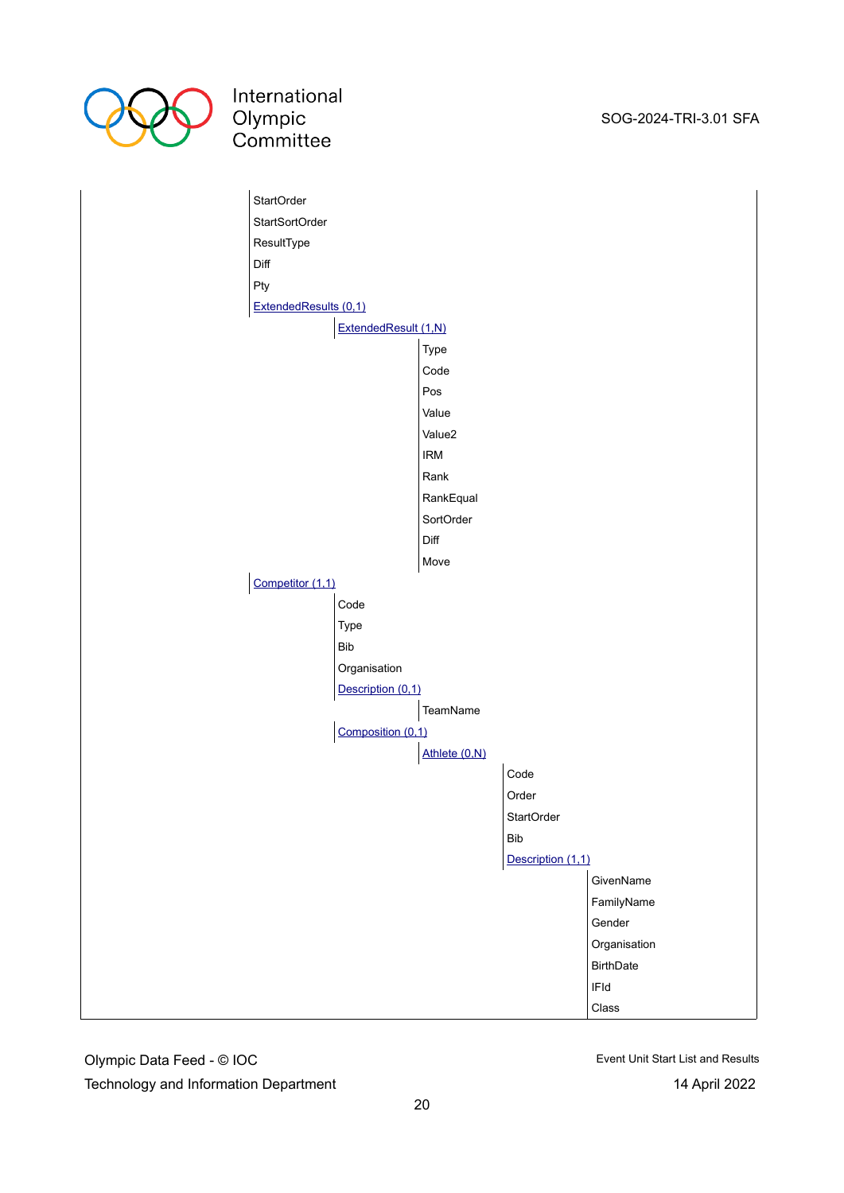- StartOrder
- StartSortOrder
- ResultType
- Diff
- Pty
- ExtendedResults (0,1)
  - ExtendedResult (1,N)
    - Type
    - Code
    - Pos
    - Value
    - Value2
    - IRM
    - Rank
    - RankEqual
    - SortOrder
    - Diff
    - Move
- Competitor (1,1)
  - Code
  - Type
  - Bib
  - Organisation
  - Description (0,1)
    - TeamName
  - Composition (0,1)
    - Athlete (0,N)
      - Code
      - Order
      - StartOrder
      - Bib
      - Description (1,1)
        - GivenName
        - FamilyName
        - Gender
        - Organisation
        - BirthDate
        - IFId
        - Class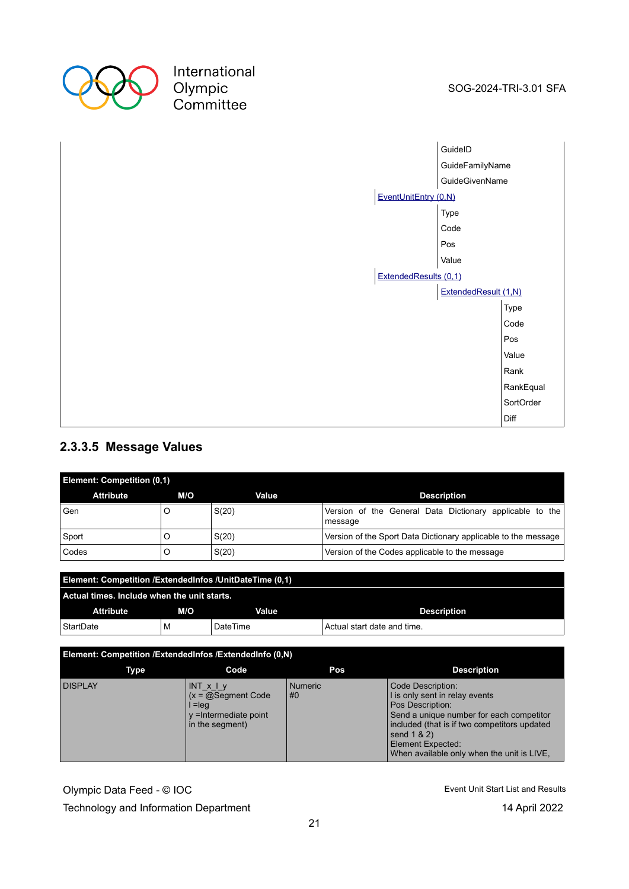| | | | |
|---|---|---|---|
| | | GuideID | |
| | | GuideFamilyName | |
| | | GuideGivenName | |
| | EventUnitEntry (0,N) | | |
| | | Type | |
| | | Code | |
| | | Pos | |
| | | Value | |
| | ExtendedResults (0,1) | | |
| | | ExtendedResult (1,N) | |
| | | | Type |
| | | | Code |
| | | | Pos |
| | | | Value |
| | | | Rank |
| | | | RankEqual |
| | | | SortOrder |
| | | | Diff |

### 2.3.3.5 Message Values

**Element: Competition (0,1)**

| Attribute | M/O | Value | Description |
|---|---|---|---|
| Gen | O | S(20) | Version of the General Data Dictionary applicable to the message |
| Sport | O | S(20) | Version of the Sport Data Dictionary applicable to the message |
| Codes | O | S(20) | Version of the Codes applicable to the message |

**Element: Competition /ExtendedInfos /UnitDateTime (0,1)**

**Actual times. Include when the unit starts.**

| Attribute | M/O | Value | Description |
|---|---|---|---|
| StartDate | M | DateTime | Actual start date and time. |

**Element: Competition /ExtendedInfos /ExtendedInfo (0,N)**

| Type | Code | Pos | Description |
|---|---|---|---|
| DISPLAY | INT_x_l_y<br>(x = @Segment Code<br>l =leg<br>y =Intermediate point in the segment) | Numeric<br>#0 | Code Description:<br>l is only sent in relay events<br>Pos Description:<br>Send a unique number for each competitor included (that is if two competitors updated send 1 & 2)<br>Element Expected:<br>When available only when the unit is LIVE, |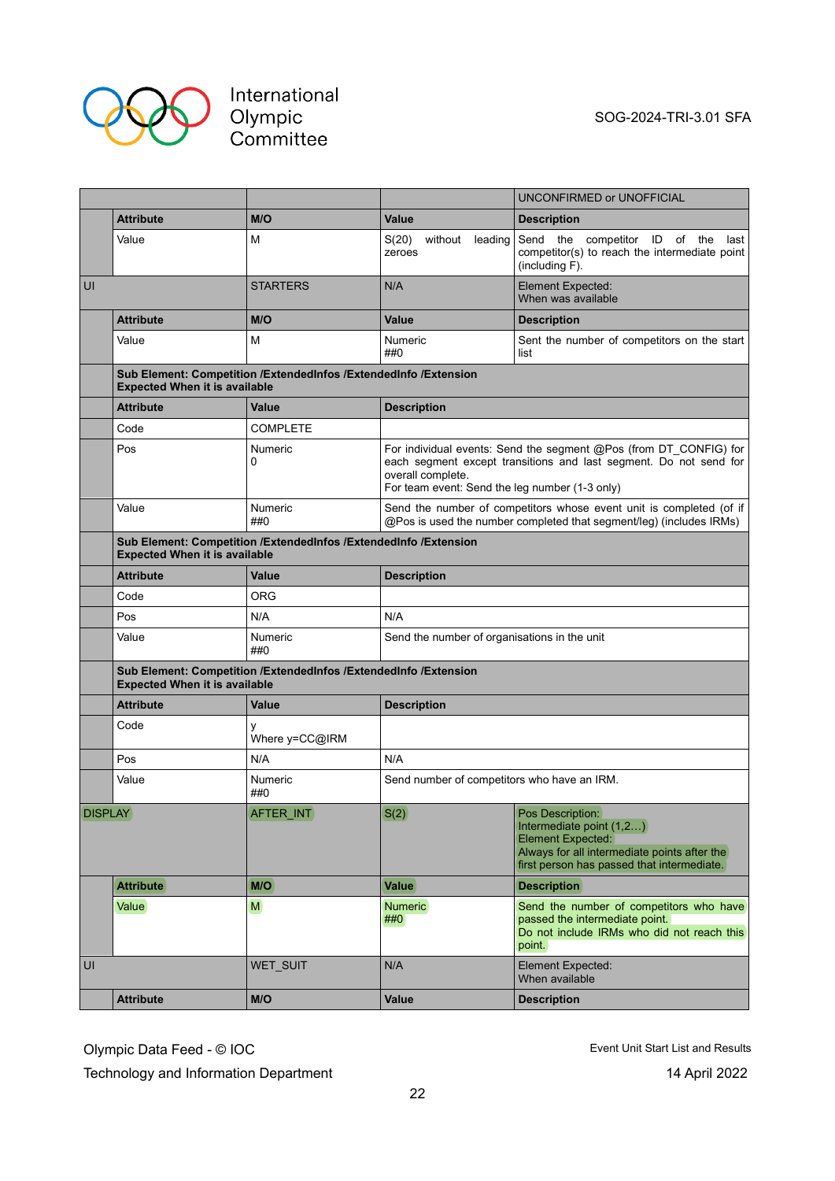| | | | | UNCONFIRMED or UNOFFICIAL |
|---|---|---|---|---|
| | **Attribute** | **M/O** | **Value** | **Description** |
| | Value | M | S(20) without leading zeroes | Send the competitor ID of the last competitor(s) to reach the intermediate point (including F). |
| UI | | STARTERS | N/A | Element Expected:<br>When was available |
| | **Attribute** | **M/O** | **Value** | **Description** |
| | Value | M | Numeric<br>##0 | Sent the number of competitors on the start list |
| | **Sub Element: Competition /ExtendedInfos /ExtendedInfo /Extension**<br>**Expected When it is available** | | | |
| | **Attribute** | **Value** | **Description** | |
| | Code | COMPLETE | | |
| | Pos | Numeric<br>0 | For individual events: Send the segment @Pos (from DT_CONFIG) for each segment except transitions and last segment. Do not send for overall complete.<br>For team event: Send the leg number (1-3 only) | |
| | Value | Numeric<br>##0 | Send the number of competitors whose event unit is completed (of if @Pos is used the number completed that segment/leg) (includes IRMs) | |
| | **Sub Element: Competition /ExtendedInfos /ExtendedInfo /Extension**<br>**Expected When it is available** | | | |
| | **Attribute** | **Value** | **Description** | |
| | Code | ORG | | |
| | Pos | N/A | N/A | |
| | Value | Numeric<br>##0 | Send the number of organisations in the unit | |
| | **Sub Element: Competition /ExtendedInfos /ExtendedInfo /Extension**<br>**Expected When it is available** | | | |
| | **Attribute** | **Value** | **Description** | |
| | Code | y<br>Where y=CC@IRM | | |
| | Pos | N/A | N/A | |
| | Value | Numeric<br>##0 | Send number of competitors who have an IRM. | |
| DISPLAY | | AFTER_INT | S(2) | Pos Description:<br>Intermediate point (1,2…)<br>Element Expected:<br>Always for all intermediate points after the first person has passed that intermediate. |
| | **Attribute** | **M/O** | **Value** | **Description** |
| | Value | M | Numeric<br>##0 | Send the number of competitors who have passed the intermediate point.<br>Do not include IRMs who did not reach this point. |
| UI | | WET_SUIT | N/A | Element Expected:<br>When available |
| | **Attribute** | **M/O** | **Value** | **Description** |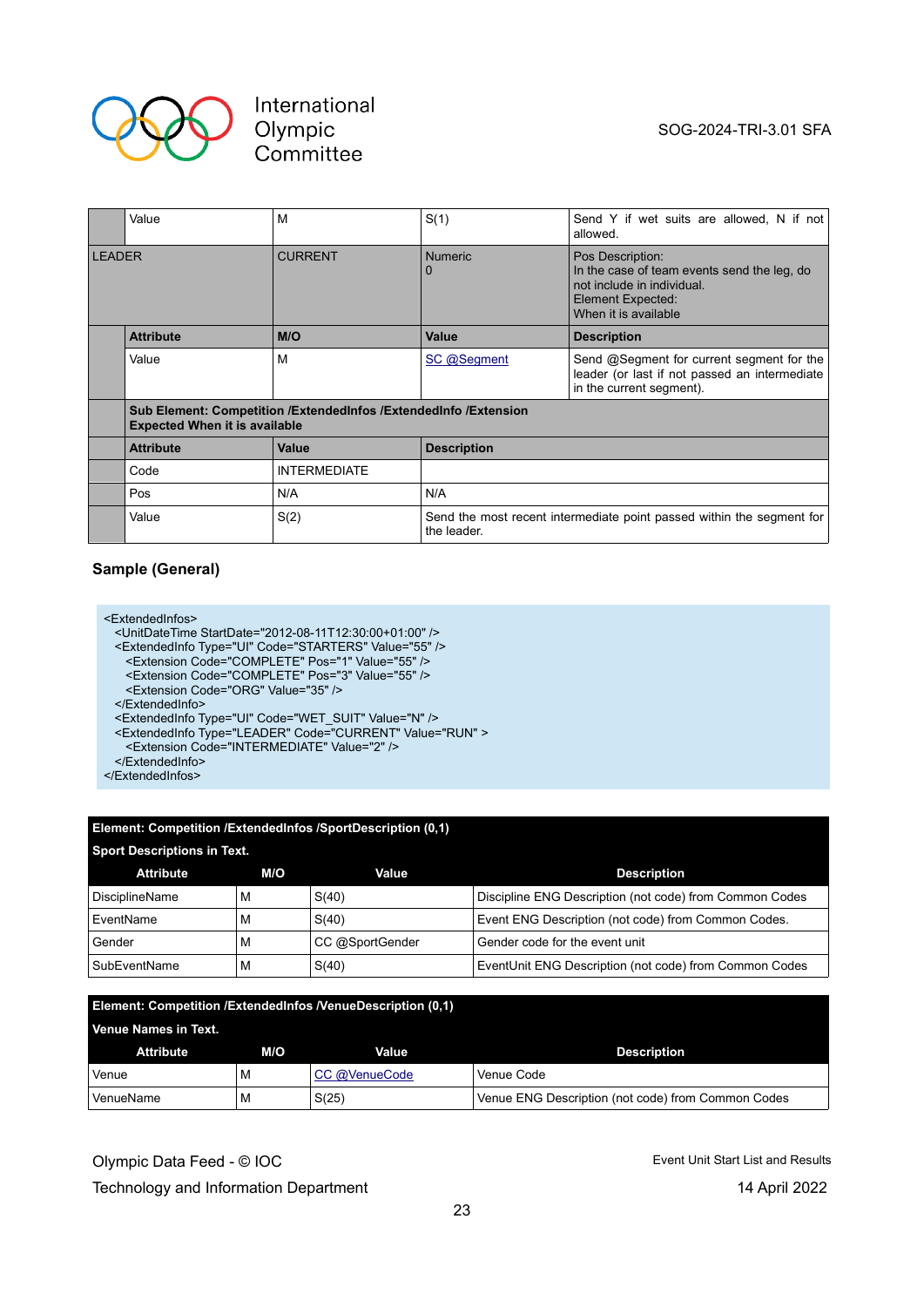| | | | | |
|---|---|---|---|---|
| | Value | M | S(1) | Send Y if wet suits are allowed, N if not allowed. |
| LEADER | | CURRENT | Numeric<br>0 | Pos Description:<br>In the case of team events send the leg, do not include in individual.<br>Element Expected:<br>When it is available |
| | **Attribute** | **M/O** | **Value** | **Description** |
| | Value | M | SC @Segment | Send @Segment for current segment for the leader (or last if not passed an intermediate in the current segment). |
| | **Sub Element: Competition /ExtendedInfos /ExtendedInfo /Extension**<br>**Expected When it is available** | | | |
| | **Attribute** | **Value** | **Description** | |
| | Code | INTERMEDIATE | | |
| | Pos | N/A | N/A | |
| | Value | S(2) | Send the most recent intermediate point passed within the segment for the leader. | |

### Sample (General)

```
<ExtendedInfos>
  <UnitDateTime StartDate="2012-08-11T12:30:00+01:00" />
  <ExtendedInfo Type="UI" Code="STARTERS" Value="55" />
    <Extension Code="COMPLETE" Pos="1" Value="55" />
    <Extension Code="COMPLETE" Pos="3" Value="55" />
    <Extension Code="ORG" Value="35" />
  </ExtendedInfo>
  <ExtendedInfo Type="UI" Code="WET_SUIT" Value="N" />
  <ExtendedInfo Type="LEADER" Code="CURRENT" Value="RUN" >
    <Extension Code="INTERMEDIATE" Value="2" />
  </ExtendedInfo>
</ExtendedInfos>
```

**Element: Competition /ExtendedInfos /SportDescription (0,1)**

**Sport Descriptions in Text.**

| Attribute | M/O | Value | Description |
|---|---|---|---|
| DisciplineName | M | S(40) | Discipline ENG Description (not code) from Common Codes |
| EventName | M | S(40) | Event ENG Description (not code) from Common Codes. |
| Gender | M | CC @SportGender | Gender code for the event unit |
| SubEventName | M | S(40) | EventUnit ENG Description (not code) from Common Codes |

**Element: Competition /ExtendedInfos /VenueDescription (0,1)**

**Venue Names in Text.**

| Attribute | M/O | Value | Description |
|---|---|---|---|
| Venue | M | CC @VenueCode | Venue Code |
| VenueName | M | S(25) | Venue ENG Description (not code) from Common Codes |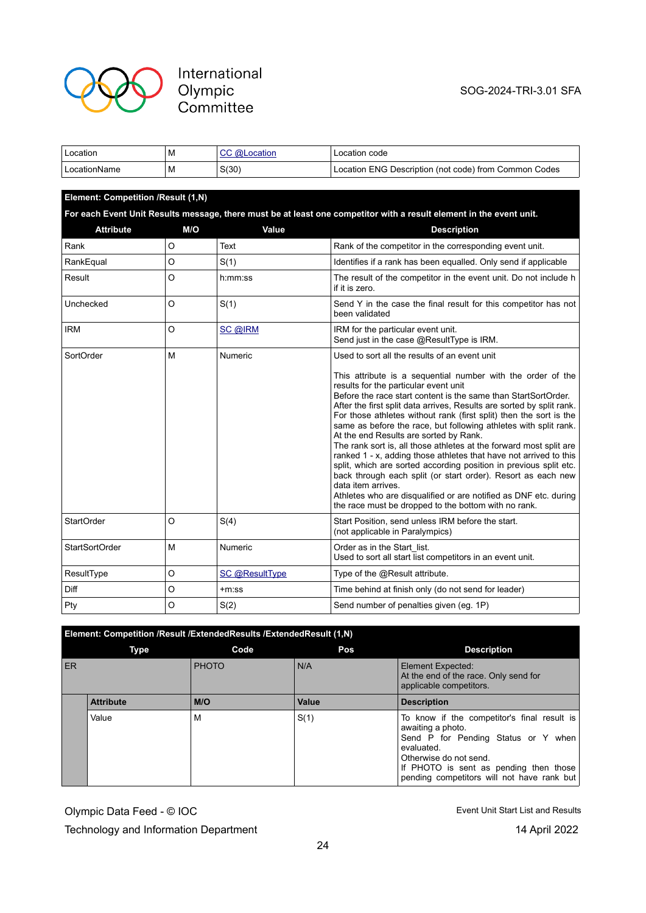| Location | M | CC @Location | Location code |
|---|---|---|---|
| LocationName | M | S(30) | Location ENG Description (not code) from Common Codes |

**Element: Competition /Result (1,N)**

**For each Event Unit Results message, there must be at least one competitor with a result element in the event unit.**

| Attribute | M/O | Value | Description |
|---|---|---|---|
| Rank | O | Text | Rank of the competitor in the corresponding event unit. |
| RankEqual | O | S(1) | Identifies if a rank has been equalled. Only send if applicable |
| Result | O | h:mm:ss | The result of the competitor in the event unit. Do not include h if it is zero. |
| Unchecked | O | S(1) | Send Y in the case the final result for this competitor has not been validated |
| IRM | O | SC @IRM | IRM for the particular event unit.<br>Send just in the case @ResultType is IRM. |
| SortOrder | M | Numeric | Used to sort all the results of an event unit<br><br>This attribute is a sequential number with the order of the results for the particular event unit<br>Before the race start content is the same than StartSortOrder.<br>After the first split data arrives, Results are sorted by split rank. For those athletes without rank (first split) then the sort is the same as before the race, but following athletes with split rank.<br>At the end Results are sorted by Rank.<br>The rank sort is, all those athletes at the forward most split are ranked 1 - x, adding those athletes that have not arrived to this split, which are sorted according position in previous split etc. back through each split (or start order). Resort as each new data item arrives.<br>Athletes who are disqualified or are notified as DNF etc. during the race must be dropped to the bottom with no rank. |
| StartOrder | O | S(4) | Start Position, send unless IRM before the start.<br>(not applicable in Paralympics) |
| StartSortOrder | M | Numeric | Order as in the Start_list.<br>Used to sort all start list competitors in an event unit. |
| ResultType | O | SC @ResultType | Type of the @Result attribute. |
| Diff | O | +m:ss | Time behind at finish only (do not send for leader) |
| Pty | O | S(2) | Send number of penalties given (eg. 1P) |

**Element: Competition /Result /ExtendedResults /ExtendedResult (1,N)**

| Type | | Code | Pos | Description |
|---|---|---|---|---|
| ER | | PHOTO | N/A | Element Expected:<br>At the end of the race. Only send for applicable competitors. |
| | **Attribute** | **M/O** | **Value** | **Description** |
| | Value | M | S(1) | To know if the competitor's final result is awaiting a photo.<br>Send P for Pending Status or Y when evaluated.<br>Otherwise do not send.<br>If PHOTO is sent as pending then those pending competitors will not have rank but |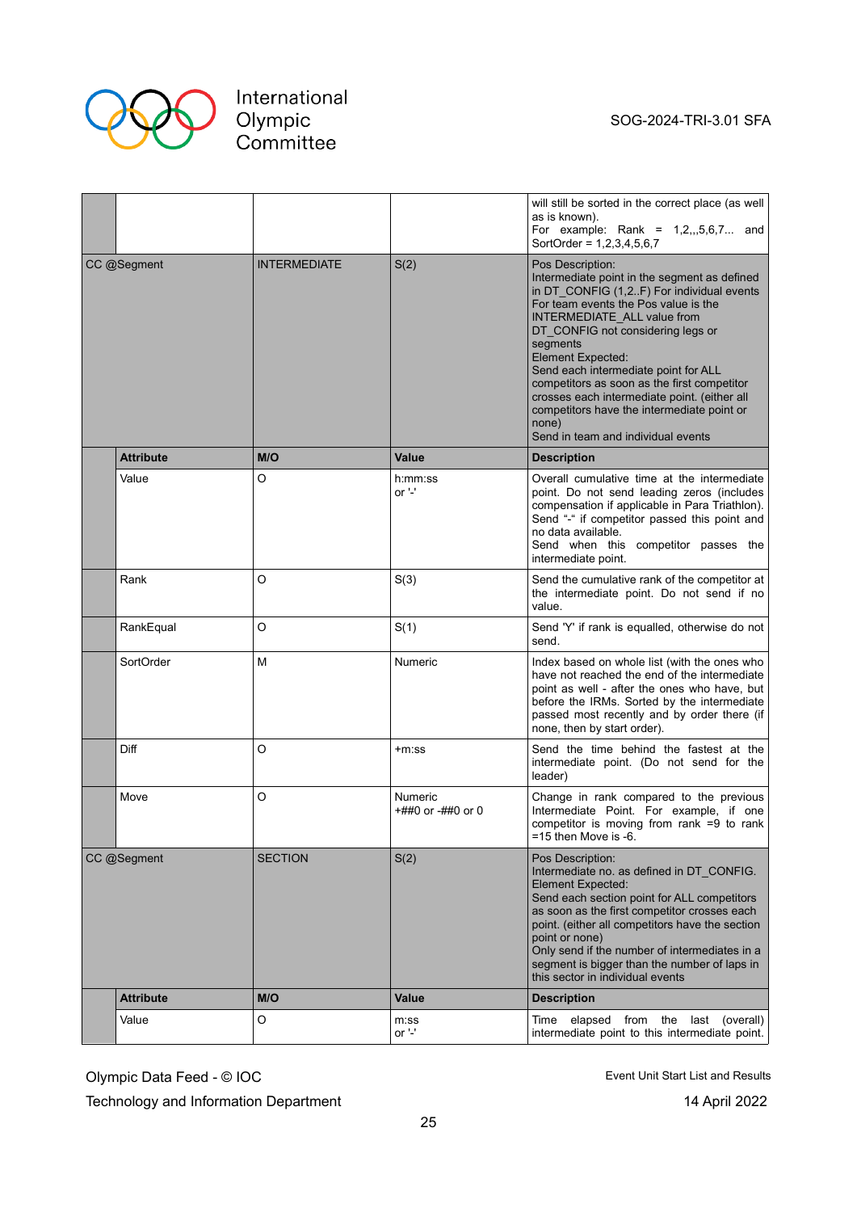| | | | |
|---|---|---|---|
| | | | will still be sorted in the correct place (as well as is known).<br>For example: Rank = 1,2,,,5,6,7... and SortOrder = 1,2,3,4,5,6,7 |
| CC @Segment | INTERMEDIATE | S(2) | Pos Description:<br>Intermediate point in the segment as defined in DT_CONFIG (1,2..F) For individual events For team events the Pos value is the INTERMEDIATE_ALL value from DT_CONFIG not considering legs or segments<br>Element Expected:<br>Send each intermediate point for ALL competitors as soon as the first competitor crosses each intermediate point. (either all competitors have the intermediate point or none)<br>Send in team and individual events |
| **Attribute** | **M/O** | **Value** | **Description** |
| Value | O | h:mm:ss<br>or '-' | Overall cumulative time at the intermediate point. Do not send leading zeros (includes compensation if applicable in Para Triathlon). Send "-" if competitor passed this point and no data available.<br>Send when this competitor passes the intermediate point. |
| Rank | O | S(3) | Send the cumulative rank of the competitor at the intermediate point. Do not send if no value. |
| RankEqual | O | S(1) | Send 'Y' if rank is equalled, otherwise do not send. |
| SortOrder | M | Numeric | Index based on whole list (with the ones who have not reached the end of the intermediate point as well - after the ones who have, but before the IRMs. Sorted by the intermediate passed most recently and by order there (if none, then by start order). |
| Diff | O | +m:ss | Send the time behind the fastest at the intermediate point. (Do not send for the leader) |
| Move | O | Numeric<br>+##0 or -##0 or 0 | Change in rank compared to the previous Intermediate Point. For example, if one competitor is moving from rank =9 to rank =15 then Move is -6. |
| CC @Segment | SECTION | S(2) | Pos Description:<br>Intermediate no. as defined in DT_CONFIG.<br>Element Expected:<br>Send each section point for ALL competitors as soon as the first competitor crosses each point. (either all competitors have the section point or none)<br>Only send if the number of intermediates in a segment is bigger than the number of laps in this sector in individual events |
| **Attribute** | **M/O** | **Value** | **Description** |
| Value | O | m:ss<br>or '-' | Time elapsed from the last (overall) intermediate point to this intermediate point. |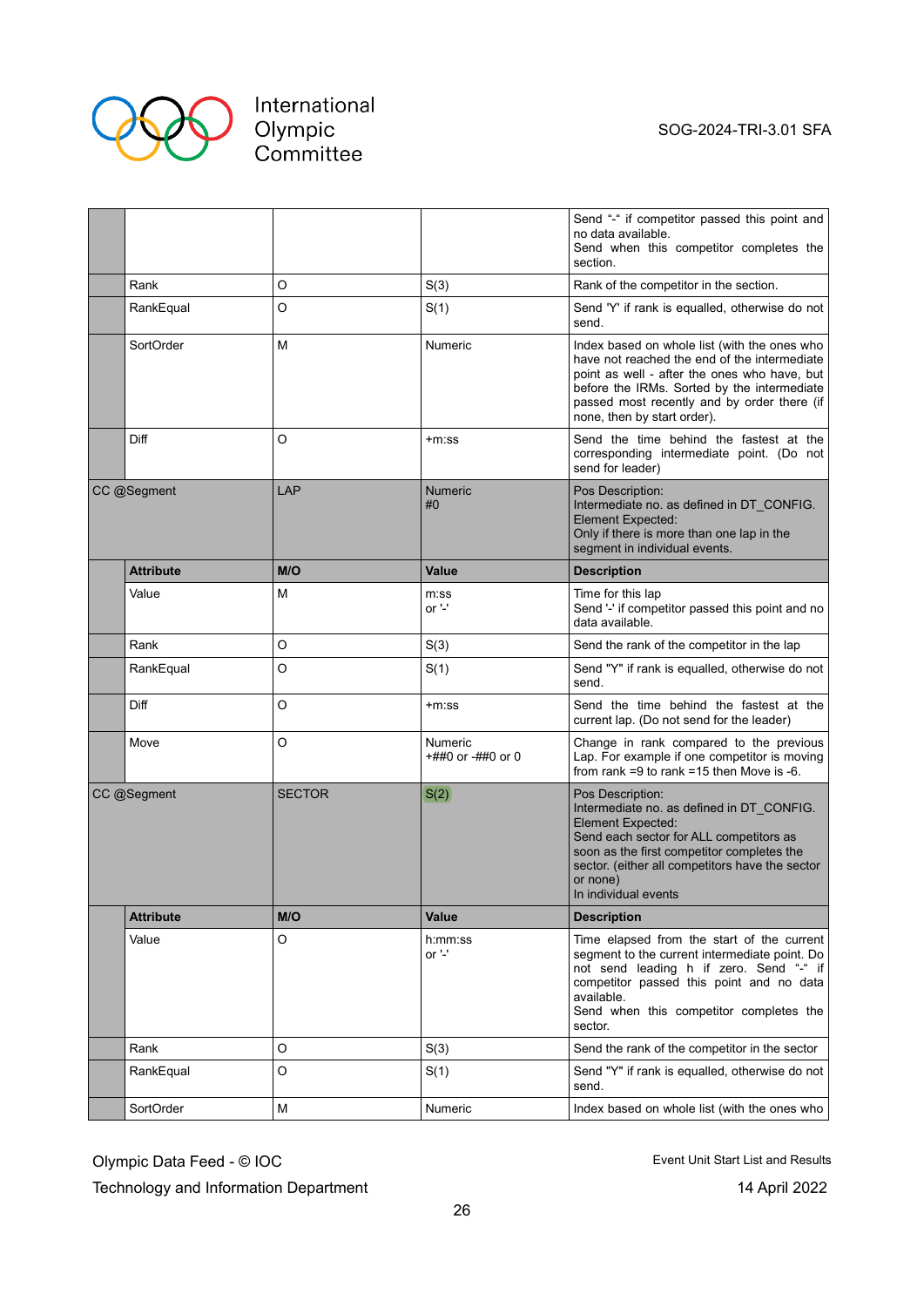| | | | | |
|---|---|---|---|---|
| | | | | Send "-" if competitor passed this point and no data available.<br>Send when this competitor completes the section. |
| | Rank | O | S(3) | Rank of the competitor in the section. |
| | RankEqual | O | S(1) | Send 'Y' if rank is equalled, otherwise do not send. |
| | SortOrder | M | Numeric | Index based on whole list (with the ones who have not reached the end of the intermediate point as well - after the ones who have, but before the IRMs. Sorted by the intermediate passed most recently and by order there (if none, then by start order). |
| | Diff | O | +m:ss | Send the time behind the fastest at the corresponding intermediate point. (Do not send for leader) |
| CC @Segment | | LAP | Numeric<br>#0 | Pos Description:<br>Intermediate no. as defined in DT_CONFIG.<br>Element Expected:<br>Only if there is more than one lap in the segment in individual events. |
| | **Attribute** | **M/O** | **Value** | **Description** |
| | Value | M | m:ss<br>or '-' | Time for this lap<br>Send '-' if competitor passed this point and no data available. |
| | Rank | O | S(3) | Send the rank of the competitor in the lap |
| | RankEqual | O | S(1) | Send "Y" if rank is equalled, otherwise do not send. |
| | Diff | O | +m:ss | Send the time behind the fastest at the current lap. (Do not send for the leader) |
| | Move | O | Numeric<br>+##0 or -##0 or 0 | Change in rank compared to the previous Lap. For example if one competitor is moving from rank =9 to rank =15 then Move is -6. |
| CC @Segment | | SECTOR | S(2) | Pos Description:<br>Intermediate no. as defined in DT_CONFIG.<br>Element Expected:<br>Send each sector for ALL competitors as soon as the first competitor completes the sector. (either all competitors have the sector or none)<br>In individual events |
| | **Attribute** | **M/O** | **Value** | **Description** |
| | Value | O | h:mm:ss<br>or '-' | Time elapsed from the start of the current segment to the current intermediate point. Do not send leading h if zero. Send "-" if competitor passed this point and no data available.<br>Send when this competitor completes the sector. |
| | Rank | O | S(3) | Send the rank of the competitor in the sector |
| | RankEqual | O | S(1) | Send "Y" if rank is equalled, otherwise do not send. |
| | SortOrder | M | Numeric | Index based on whole list (with the ones who |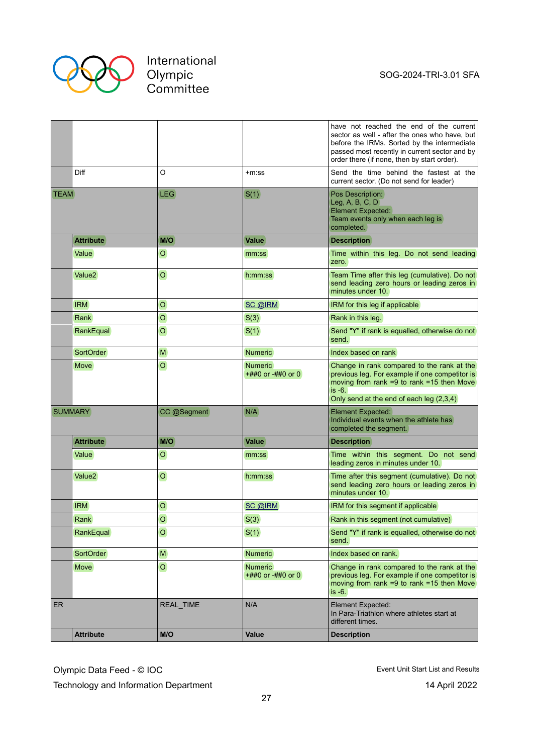| | | | | |
|---|---|---|---|---|
| | | | | have not reached the end of the current sector as well - after the ones who have, but before the IRMs. Sorted by the intermediate passed most recently in current sector and by order there (if none, then by start order). |
| | Diff | O | +m:ss | Send the time behind the fastest at the current sector. (Do not send for leader) |
| TEAM | | LEG | S(1) | Pos Description:<br>Leg, A, B, C, D<br>Element Expected:<br>Team events only when each leg is completed. |
| | **Attribute** | **M/O** | **Value** | **Description** |
| | Value | O | mm:ss | Time within this leg. Do not send leading zero. |
| | Value2 | O | h:mm:ss | Team Time after this leg (cumulative). Do not send leading zero hours or leading zeros in minutes under 10. |
| | IRM | O | SC @IRM | IRM for this leg if applicable |
| | Rank | O | S(3) | Rank in this leg. |
| | RankEqual | O | S(1) | Send "Y" if rank is equalled, otherwise do not send. |
| | SortOrder | M | Numeric | Index based on rank |
| | Move | O | Numeric<br>+##0 or -##0 or 0 | Change in rank compared to the rank at the previous leg. For example if one competitor is moving from rank =9 to rank =15 then Move is -6.<br>Only send at the end of each leg (2,3,4) |
| SUMMARY | | CC @Segment | N/A | Element Expected:<br>Individual events when the athlete has completed the segment. |
| | **Attribute** | **M/O** | **Value** | **Description** |
| | Value | O | mm:ss | Time within this segment. Do not send leading zeros in minutes under 10. |
| | Value2 | O | h:mm:ss | Time after this segment (cumulative). Do not send leading zero hours or leading zeros in minutes under 10. |
| | IRM | O | SC @IRM | IRM for this segment if applicable |
| | Rank | O | S(3) | Rank in this segment (not cumulative) |
| | RankEqual | O | S(1) | Send "Y" if rank is equalled, otherwise do not send. |
| | SortOrder | M | Numeric | Index based on rank. |
| | Move | O | Numeric<br>+##0 or -##0 or 0 | Change in rank compared to the rank at the previous leg. For example if one competitor is moving from rank =9 to rank =15 then Move is -6. |
| ER | | REAL_TIME | N/A | Element Expected:<br>In Para-Triathlon where athletes start at different times. |
| | **Attribute** | **M/O** | **Value** | **Description** |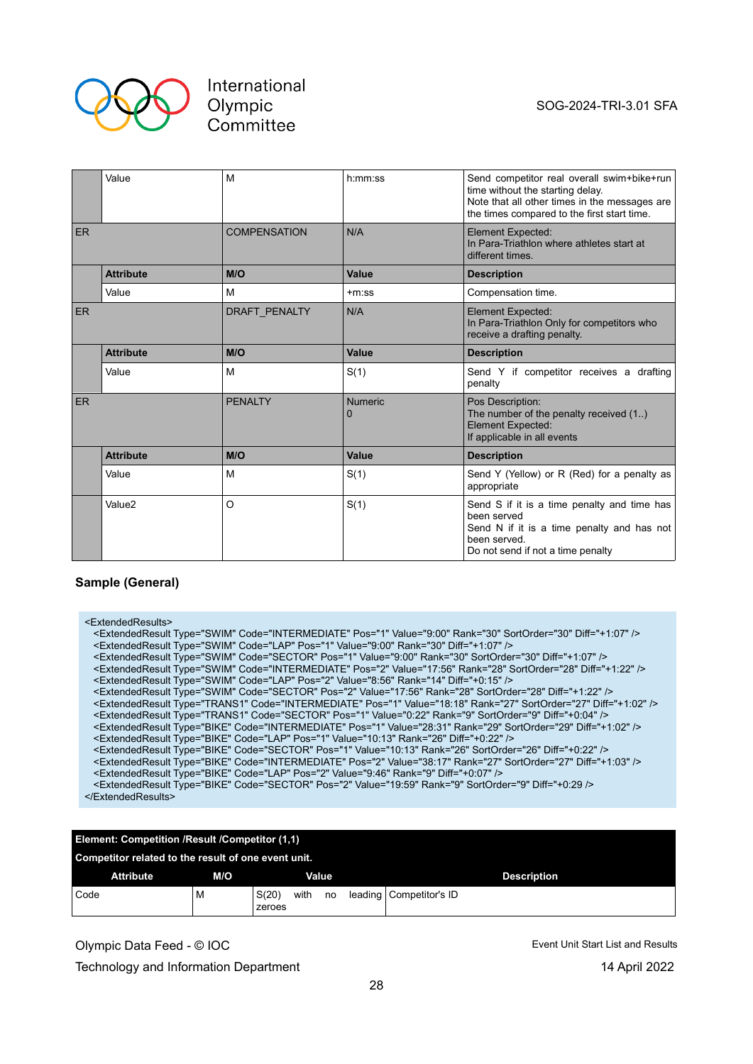| | | | | |
|---|---|---|---|---|
| | Value | M | h:mm:ss | Send competitor real overall swim+bike+run time without the starting delay.<br>Note that all other times in the messages are the times compared to the first start time. |
| ER | | COMPENSATION | N/A | Element Expected:<br>In Para-Triathlon where athletes start at different times. |
| | **Attribute** | **M/O** | **Value** | **Description** |
| | Value | M | +m:ss | Compensation time. |
| ER | | DRAFT_PENALTY | N/A | Element Expected:<br>In Para-Triathlon Only for competitors who receive a drafting penalty. |
| | **Attribute** | **M/O** | **Value** | **Description** |
| | Value | M | S(1) | Send Y if competitor receives a drafting penalty |
| ER | | PENALTY | Numeric<br>0 | Pos Description:<br>The number of the penalty received (1..)<br>Element Expected:<br>If applicable in all events |
| | **Attribute** | **M/O** | **Value** | **Description** |
| | Value | M | S(1) | Send Y (Yellow) or R (Red) for a penalty as appropriate |
| | Value2 | O | S(1) | Send S if it is a time penalty and time has been served<br>Send N if it is a time penalty and has not been served.<br>Do not send if not a time penalty |

**Sample (General)**

```
<ExtendedResults>
  <ExtendedResult Type="SWIM" Code="INTERMEDIATE" Pos="1" Value="9:00" Rank="30" SortOrder="30" Diff="+1:07" />
  <ExtendedResult Type="SWIM" Code="LAP" Pos="1" Value="9:00" Rank="30" Diff="+1:07" />
  <ExtendedResult Type="SWIM" Code="SECTOR" Pos="1" Value="9:00" Rank="30" SortOrder="30" Diff="+1:07" />
  <ExtendedResult Type="SWIM" Code="INTERMEDIATE" Pos="2" Value="17:56" Rank="28" SortOrder="28" Diff="+1:22" />
  <ExtendedResult Type="SWIM" Code="LAP" Pos="2" Value="8:56" Rank="14" Diff="+0:15" />
  <ExtendedResult Type="SWIM" Code="SECTOR" Pos="2" Value="17:56" Rank="28" SortOrder="28" Diff="+1:22" />
  <ExtendedResult Type="TRANS1" Code="INTERMEDIATE" Pos="1" Value="18:18" Rank="27" SortOrder="27" Diff="+1:02" />
  <ExtendedResult Type="TRANS1" Code="SECTOR" Pos="1" Value="0:22" Rank="9" SortOrder="9" Diff="+0:04" />
  <ExtendedResult Type="BIKE" Code="INTERMEDIATE" Pos="1" Value="28:31" Rank="29" SortOrder="29" Diff="+1:02" />
  <ExtendedResult Type="BIKE" Code="LAP" Pos="1" Value="10:13" Rank="26" Diff="+0:22" />
  <ExtendedResult Type="BIKE" Code="SECTOR" Pos="1" Value="10:13" Rank="26" SortOrder="26" Diff="+0:22" />
  <ExtendedResult Type="BIKE" Code="INTERMEDIATE" Pos="2" Value="38:17" Rank="27" SortOrder="27" Diff="+1:03" />
  <ExtendedResult Type="BIKE" Code="LAP" Pos="2" Value="9:46" Rank="9" Diff="+0:07" />
  <ExtendedResult Type="BIKE" Code="SECTOR" Pos="2" Value="19:59" Rank="9" SortOrder="9" Diff="+0:29 />
</ExtendedResults>
```

**Element: Competition /Result /Competitor (1,1)**

**Competitor related to the result of one event unit.**

| Attribute | M/O | Value | Description |
|---|---|---|---|
| Code | M | S(20) with no leading zeroes | Competitor's ID |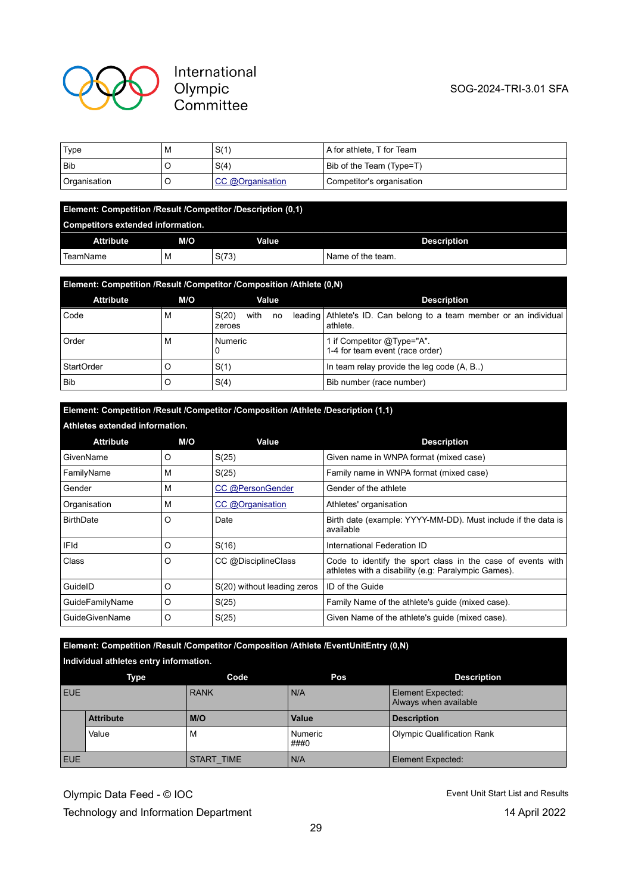| Type | M | S(1) | A for athlete, T for Team |
|---|---|---|---|
| Bib | O | S(4) | Bib of the Team (Type=T) |
| Organisation | O | CC @Organisation | Competitor's organisation |

| **Element: Competition /Result /Competitor /Description (0,1)** | | | |
|---|---|---|---|
| **Competitors extended information.** | | | |
| **Attribute** | **M/O** | **Value** | **Description** |
| TeamName | M | S(73) | Name of the team. |

| **Element: Competition /Result /Competitor /Composition /Athlete (0,N)** | | | |
|---|---|---|---|
| **Attribute** | **M/O** | **Value** | **Description** |
| Code | M | S(20) with no leading zeroes | Athlete's ID. Can belong to a team member or an individual athlete. |
| Order | M | Numeric<br>0 | 1 if Competitor @Type="A".<br>1-4 for team event (race order) |
| StartOrder | O | S(1) | In team relay provide the leg code (A, B..) |
| Bib | O | S(4) | Bib number (race number) |

| **Element: Competition /Result /Competitor /Composition /Athlete /Description (1,1)** | | | |
|---|---|---|---|
| **Athletes extended information.** | | | |
| **Attribute** | **M/O** | **Value** | **Description** |
| GivenName | O | S(25) | Given name in WNPA format (mixed case) |
| FamilyName | M | S(25) | Family name in WNPA format (mixed case) |
| Gender | M | CC @PersonGender | Gender of the athlete |
| Organisation | M | CC @Organisation | Athletes' organisation |
| BirthDate | O | Date | Birth date (example: YYYY-MM-DD). Must include if the data is available |
| IFId | O | S(16) | International Federation ID |
| Class | O | CC @DisciplineClass | Code to identify the sport class in the case of events with athletes with a disability (e.g: Paralympic Games). |
| GuideID | O | S(20) without leading zeros | ID of the Guide |
| GuideFamilyName | O | S(25) | Family Name of the athlete's guide (mixed case). |
| GuideGivenName | O | S(25) | Given Name of the athlete's guide (mixed case). |

| **Element: Competition /Result /Competitor /Composition /Athlete /EventUnitEntry (0,N)** | | | | |
|---|---|---|---|---|
| **Individual athletes entry information.** | | | | |
| **Type** | | **Code** | **Pos** | **Description** |
| EUE | | RANK | N/A | Element Expected:<br>Always when available |
| | **Attribute** | **M/O** | **Value** | **Description** |
| | Value | M | Numeric<br>###0 | Olympic Qualification Rank |
| EUE | | START_TIME | N/A | Element Expected: |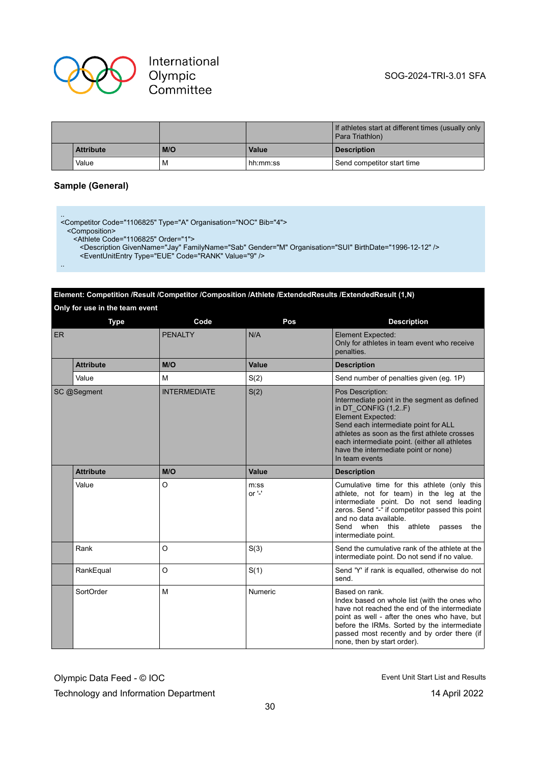| | | | If athletes start at different times (usually only Para Triathlon) |
|---|---|---|---|
| | **Attribute** | **M/O** | **Value** | **Description** |
| | Value | M | hh:mm:ss | Send competitor start time |

**Sample (General)**

```
..
<Competitor Code="1106825" Type="A" Organisation="NOC" Bib="4">
  <Composition>
    <Athlete Code="1106825" Order="1">
      <Description GivenName="Jay" FamilyName="Sab" Gender="M" Organisation="SUI" BirthDate="1996-12-12" />
      <EventUnitEntry Type="EUE" Code="RANK" Value="9" />
..
```

**Element: Competition /Result /Competitor /Composition /Athlete /ExtendedResults /ExtendedResult (1,N)**

**Only for use in the team event**

| Type | | Code | Pos | Description |
|---|---|---|---|---|
| ER | | PENALTY | N/A | Element Expected:<br>Only for athletes in team event who receive penalties. |
| | **Attribute** | **M/O** | **Value** | **Description** |
| | Value | M | S(2) | Send number of penalties given (eg. 1P) |
| SC @Segment | | INTERMEDIATE | S(2) | Pos Description:<br>Intermediate point in the segment as defined in DT_CONFIG (1,2..F)<br>Element Expected:<br>Send each intermediate point for ALL athletes as soon as the first athlete crosses each intermediate point. (either all athletes have the intermediate point or none)<br>In team events |
| | **Attribute** | **M/O** | **Value** | **Description** |
| | Value | O | m:ss<br>or '-' | Cumulative time for this athlete (only this athlete, not for team) in the leg at the intermediate point. Do not send leading zeros. Send "-" if competitor passed this point and no data available.<br>Send when this athlete passes the intermediate point. |
| | Rank | O | S(3) | Send the cumulative rank of the athlete at the intermediate point. Do not send if no value. |
| | RankEqual | O | S(1) | Send 'Y' if rank is equalled, otherwise do not send. |
| | SortOrder | M | Numeric | Based on rank.<br>Index based on whole list (with the ones who have not reached the end of the intermediate point as well - after the ones who have, but before the IRMs. Sorted by the intermediate passed most recently and by order there (if none, then by start order). |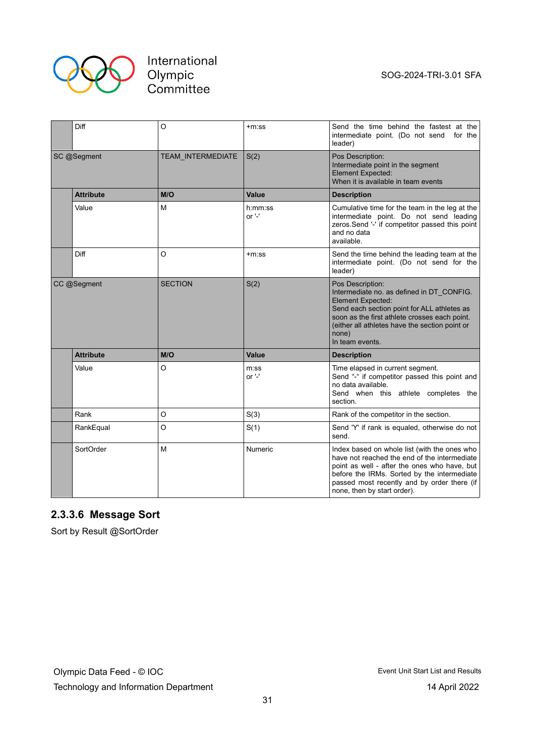| | Attribute | M/O | Value | Description |
|---|---|---|---|---|
| | Diff | O | +m:ss | Send the time behind the fastest at the intermediate point. (Do not send for the leader) |
| SC @Segment | | TEAM_INTERMEDIATE | S(2) | Pos Description:<br>Intermediate point in the segment<br>Element Expected:<br>When it is available in team events |
| | **Attribute** | **M/O** | **Value** | **Description** |
| | Value | M | h:mm:ss<br>or '-' | Cumulative time for the team in the leg at the intermediate point. Do not send leading zeros.Send '-' if competitor passed this point and no data available. |
| | Diff | O | +m:ss | Send the time behind the leading team at the intermediate point. (Do not send for the leader) |
| CC @Segment | | SECTION | S(2) | Pos Description:<br>Intermediate no. as defined in DT_CONFIG.<br>Element Expected:<br>Send each section point for ALL athletes as soon as the first athlete crosses each point. (either all athletes have the section point or none)<br>In team events. |
| | **Attribute** | **M/O** | **Value** | **Description** |
| | Value | O | m:ss<br>or '-' | Time elapsed in current segment.<br>Send "-" if competitor passed this point and no data available.<br>Send when this athlete completes the section. |
| | Rank | O | S(3) | Rank of the competitor in the section. |
| | RankEqual | O | S(1) | Send 'Y' if rank is equaled, otherwise do not send. |
| | SortOrder | M | Numeric | Index based on whole list (with the ones who have not reached the end of the intermediate point as well - after the ones who have, but before the IRMs. Sorted by the intermediate passed most recently and by order there (if none, then by start order). |

### 2.3.3.6 Message Sort

Sort by Result @SortOrder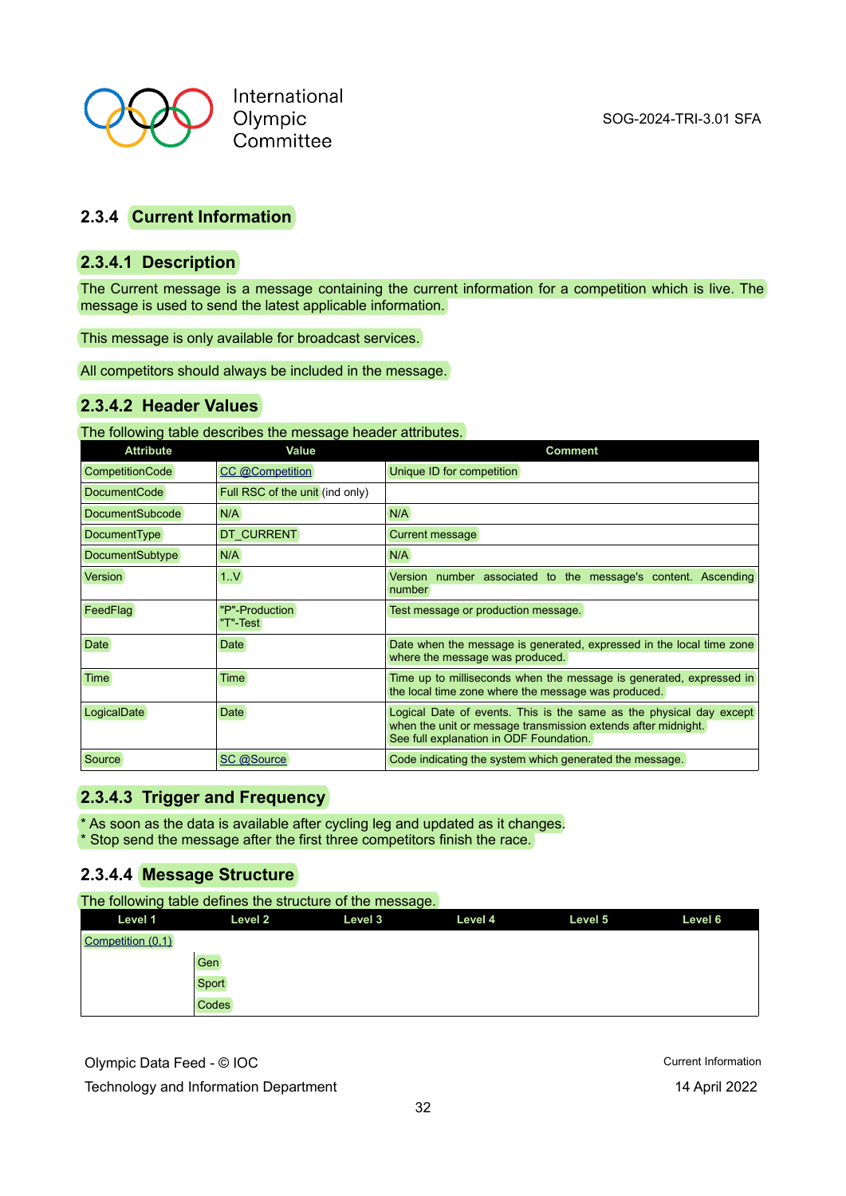### 2.3.4 Current Information

#### 2.3.4.1 Description

The Current message is a message containing the current information for a competition which is live. The message is used to send the latest applicable information.

This message is only available for broadcast services.

All competitors should always be included in the message.

#### 2.3.4.2 Header Values

The following table describes the message header attributes.

| Attribute | Value | Comment |
|---|---|---|
| CompetitionCode | CC @Competition | Unique ID for competition |
| DocumentCode | Full RSC of the unit (ind only) | |
| DocumentSubcode | N/A | N/A |
| DocumentType | DT_CURRENT | Current message |
| DocumentSubtype | N/A | N/A |
| Version | 1..V | Version number associated to the message's content. Ascending number |
| FeedFlag | "P"-Production<br>"T"-Test | Test message or production message. |
| Date | Date | Date when the message is generated, expressed in the local time zone where the message was produced. |
| Time | Time | Time up to milliseconds when the message is generated, expressed in the local time zone where the message was produced. |
| LogicalDate | Date | Logical Date of events. This is the same as the physical day except when the unit or message transmission extends after midnight.<br>See full explanation in ODF Foundation. |
| Source | SC @Source | Code indicating the system which generated the message. |

#### 2.3.4.3 Trigger and Frequency

* As soon as the data is available after cycling leg and updated as it changes.
* Stop send the message after the first three competitors finish the race.

#### 2.3.4.4 Message Structure

The following table defines the structure of the message.

| Level 1 | Level 2 | Level 3 | Level 4 | Level 5 | Level 6 |
|---|---|---|---|---|---|
| Competition (0,1) | | | | | |
| | Gen | | | | |
| | Sport | | | | |
| | Codes | | | | |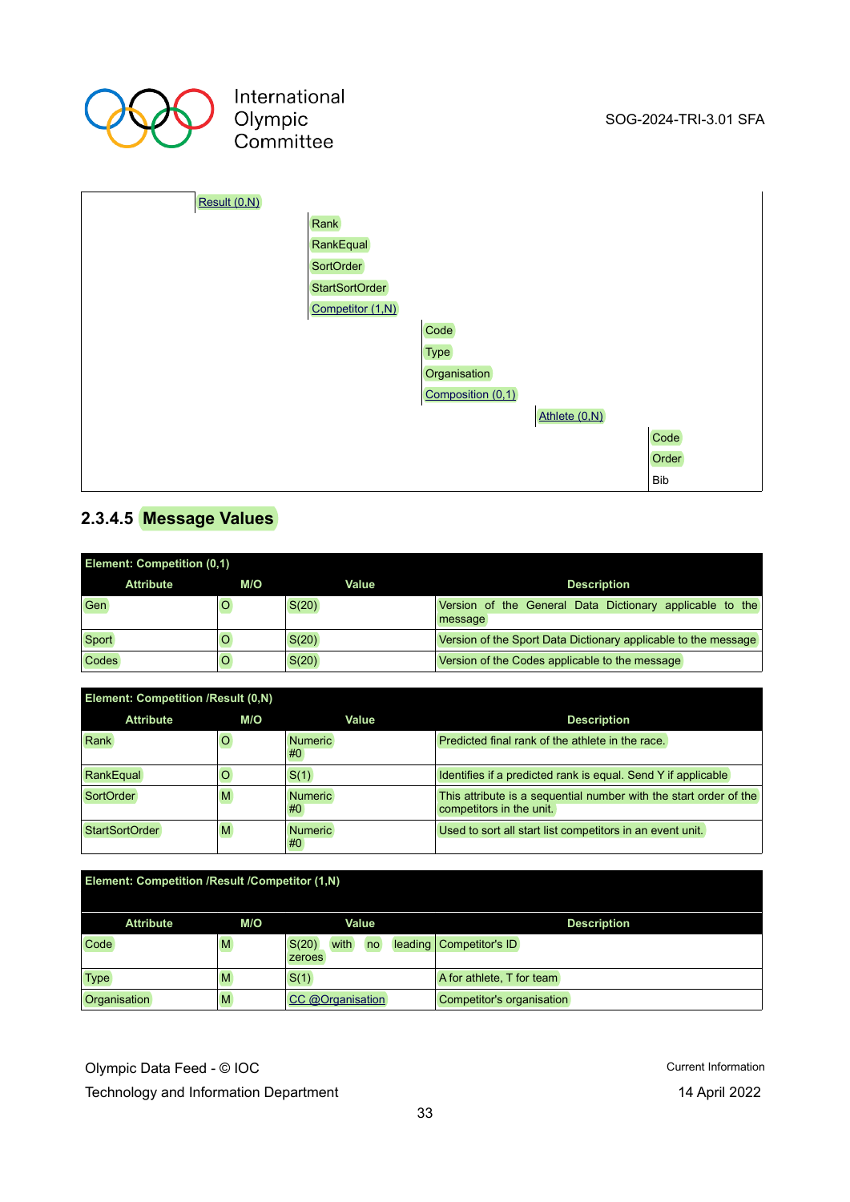| | | | | |
|---|---|---|---|---|
| Result (0,N) | | | | |
| | Rank | | | |
| | RankEqual | | | |
| | SortOrder | | | |
| | StartSortOrder | | | |
| | Competitor (1,N) | | | |
| | | Code | | |
| | | Type | | |
| | | Organisation | | |
| | | Composition (0,1) | | |
| | | | Athlete (0,N) | |
| | | | | Code |
| | | | | Order |
| | | | | Bib |

### 2.3.4.5 Message Values

**Element: Competition (0,1)**

| Attribute | M/O | Value | Description |
|---|---|---|---|
| Gen | O | S(20) | Version of the General Data Dictionary applicable to the message |
| Sport | O | S(20) | Version of the Sport Data Dictionary applicable to the message |
| Codes | O | S(20) | Version of the Codes applicable to the message |

**Element: Competition /Result (0,N)**

| Attribute | M/O | Value | Description |
|---|---|---|---|
| Rank | O | Numeric #0 | Predicted final rank of the athlete in the race. |
| RankEqual | O | S(1) | Identifies if a predicted rank is equal. Send Y if applicable |
| SortOrder | M | Numeric #0 | This attribute is a sequential number with the start order of the competitors in the unit. |
| StartSortOrder | M | Numeric #0 | Used to sort all start list competitors in an event unit. |

**Element: Competition /Result /Competitor (1,N)**

| Attribute | M/O | Value | Description |
|---|---|---|---|
| Code | M | S(20) with no leading zeroes | Competitor's ID |
| Type | M | S(1) | A for athlete, T for team |
| Organisation | M | CC @Organisation | Competitor's organisation |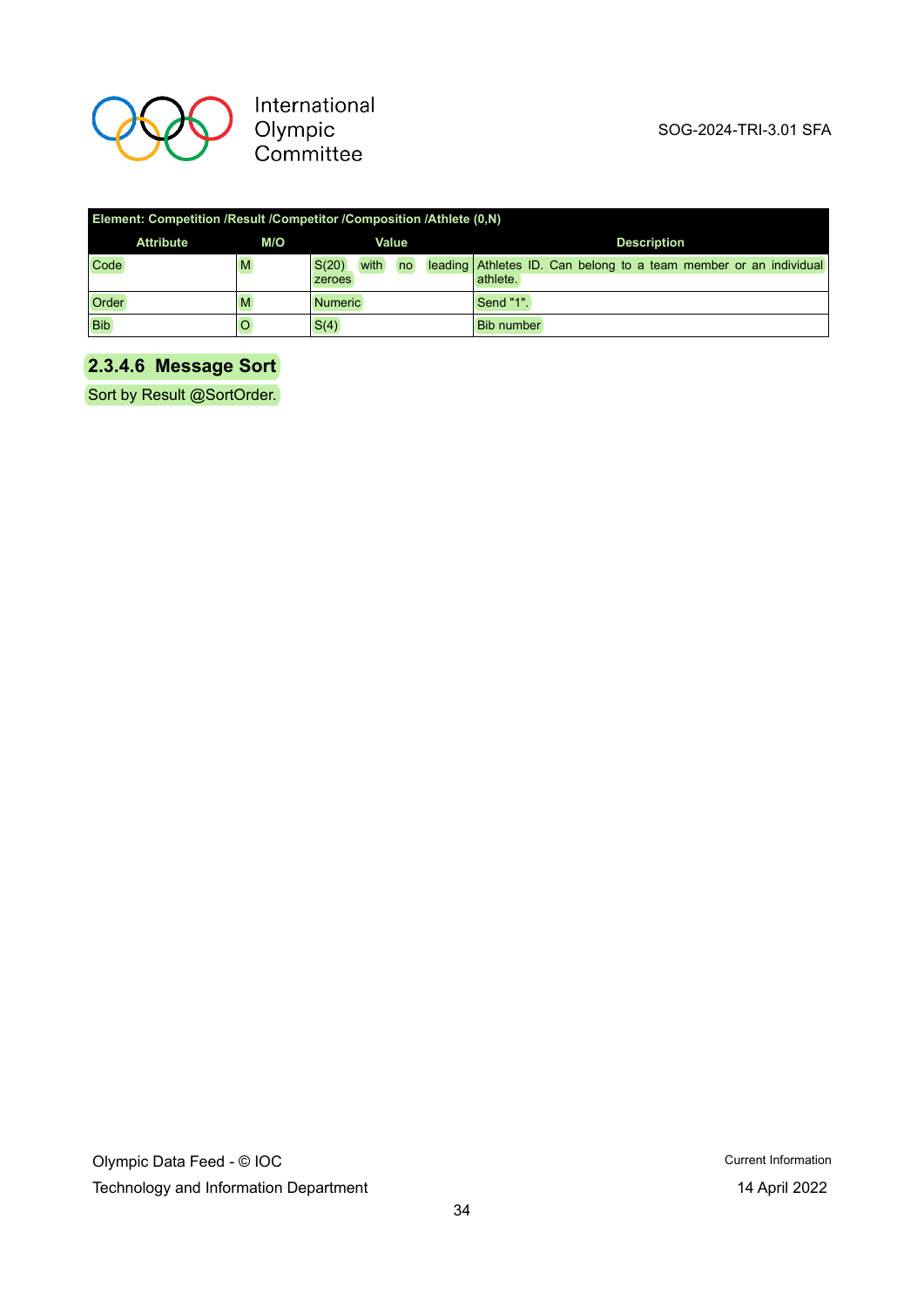| Element: Competition /Result /Competitor /Composition /Athlete (0,N) | | | |
|---|---|---|---|
| Attribute | M/O | Value | Description |
| Code | M | S(20) with no leading zeroes | Athletes ID. Can belong to a team member or an individual athlete. |
| Order | M | Numeric | Send "1". |
| Bib | O | S(4) | Bib number |

### 2.3.4.6 Message Sort

Sort by Result @SortOrder.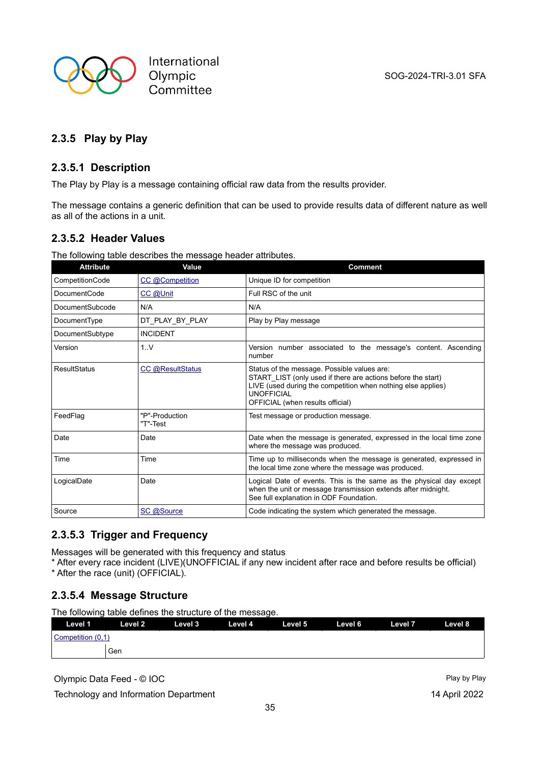## 2.3.5 Play by Play

### 2.3.5.1 Description

The Play by Play is a message containing official raw data from the results provider.

The message contains a generic definition that can be used to provide results data of different nature as well as all of the actions in a unit.

### 2.3.5.2 Header Values

The following table describes the message header attributes.

| Attribute | Value | Comment |
|---|---|---|
| CompetitionCode | CC @Competition | Unique ID for competition |
| DocumentCode | CC @Unit | Full RSC of the unit |
| DocumentSubcode | N/A | N/A |
| DocumentType | DT_PLAY_BY_PLAY | Play by Play message |
| DocumentSubtype | INCIDENT | |
| Version | 1..V | Version number associated to the message's content. Ascending number |
| ResultStatus | CC @ResultStatus | Status of the message. Possible values are:<br>START_LIST (only used if there are actions before the start)<br>LIVE (used during the competition when nothing else applies)<br>UNOFFICIAL<br>OFFICIAL (when results official) |
| FeedFlag | "P"-Production<br>"T"-Test | Test message or production message. |
| Date | Date | Date when the message is generated, expressed in the local time zone where the message was produced. |
| Time | Time | Time up to milliseconds when the message is generated, expressed in the local time zone where the message was produced. |
| LogicalDate | Date | Logical Date of events. This is the same as the physical day except when the unit or message transmission extends after midnight.<br>See full explanation in ODF Foundation. |
| Source | SC @Source | Code indicating the system which generated the message. |

### 2.3.5.3 Trigger and Frequency

Messages will be generated with this frequency and status
* After every race incident (LIVE)(UNOFFICIAL if any new incident after race and before results be official)
* After the race (unit) (OFFICIAL).

### 2.3.5.4 Message Structure

The following table defines the structure of the message.

| Level 1 | Level 2 | Level 3 | Level 4 | Level 5 | Level 6 | Level 7 | Level 8 |
|---|---|---|---|---|---|---|---|
| Competition (0,1) | | | | | | | |
| | Gen | | | | | | |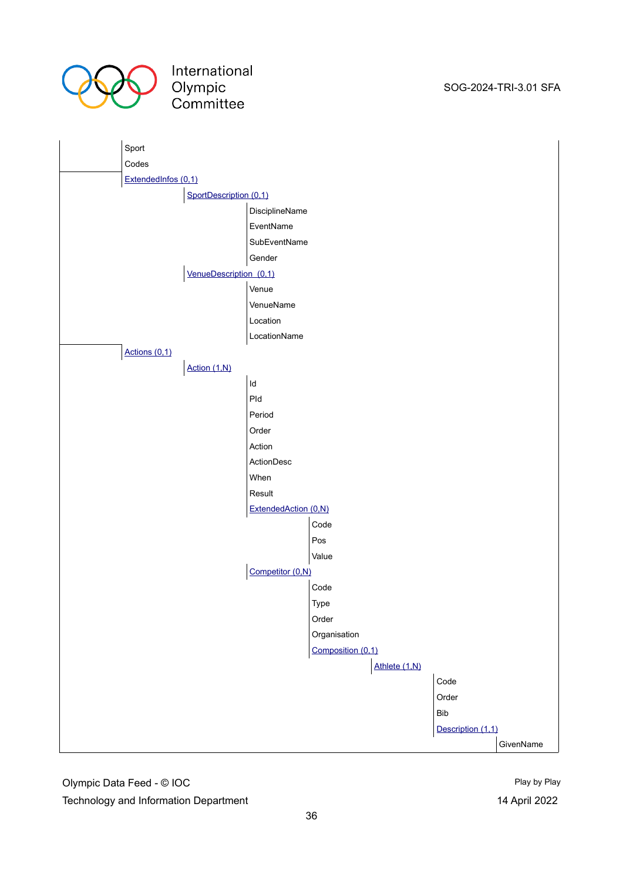- Sport
- Codes
- ExtendedInfos (0,1)
  - SportDescription (0,1)
    - DisciplineName
    - EventName
    - SubEventName
    - Gender
  - VenueDescription (0,1)
    - Venue
    - VenueName
    - Location
    - LocationName
- Actions (0,1)
  - Action (1,N)
    - Id
    - PId
    - Period
    - Order
    - Action
    - ActionDesc
    - When
    - Result
    - ExtendedAction (0,N)
      - Code
      - Pos
      - Value
    - Competitor (0,N)
      - Code
      - Type
      - Order
      - Organisation
      - Composition (0,1)
        - Athlete (1,N)
          - Code
          - Order
          - Bib
          - Description (1,1)
            - GivenName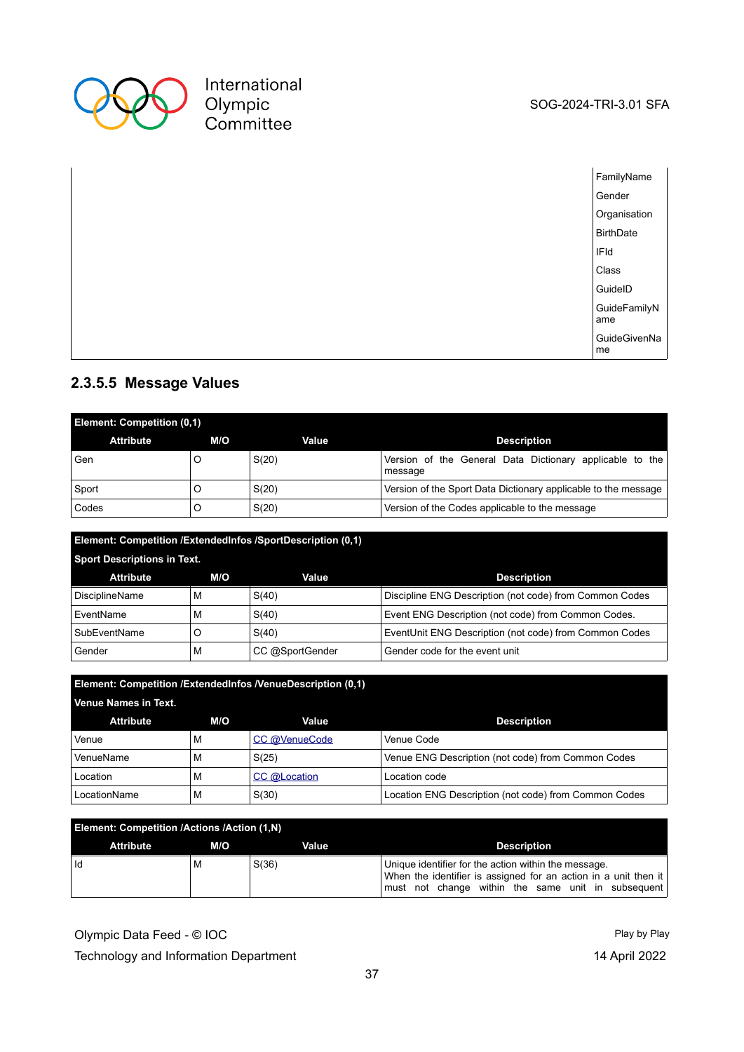| | |
|---|---|
| | FamilyName |
| | Gender |
| | Organisation |
| | BirthDate |
| | IFId |
| | Class |
| | GuideID |
| | GuideFamilyName |
| | GuideGivenName |

### 2.3.5.5 Message Values

| **Element: Competition (0,1)** | | | |
|---|---|---|---|
| **Attribute** | **M/O** | **Value** | **Description** |
| Gen | O | S(20) | Version of the General Data Dictionary applicable to the message |
| Sport | O | S(20) | Version of the Sport Data Dictionary applicable to the message |
| Codes | O | S(20) | Version of the Codes applicable to the message |

| **Element: Competition /ExtendedInfos /SportDescription (0,1)** **Sport Descriptions in Text.** | | | |
|---|---|---|---|
| **Attribute** | **M/O** | **Value** | **Description** |
| DisciplineName | M | S(40) | Discipline ENG Description (not code) from Common Codes |
| EventName | M | S(40) | Event ENG Description (not code) from Common Codes. |
| SubEventName | O | S(40) | EventUnit ENG Description (not code) from Common Codes |
| Gender | M | CC @SportGender | Gender code for the event unit |

| **Element: Competition /ExtendedInfos /VenueDescription (0,1)** **Venue Names in Text.** | | | |
|---|---|---|---|
| **Attribute** | **M/O** | **Value** | **Description** |
| Venue | M | CC @VenueCode | Venue Code |
| VenueName | M | S(25) | Venue ENG Description (not code) from Common Codes |
| Location | M | CC @Location | Location code |
| LocationName | M | S(30) | Location ENG Description (not code) from Common Codes |

| **Element: Competition /Actions /Action (1,N)** | | | |
|---|---|---|---|
| **Attribute** | **M/O** | **Value** | **Description** |
| Id | M | S(36) | Unique identifier for the action within the message. When the identifier is assigned for an action in a unit then it must not change within the same unit in subsequent |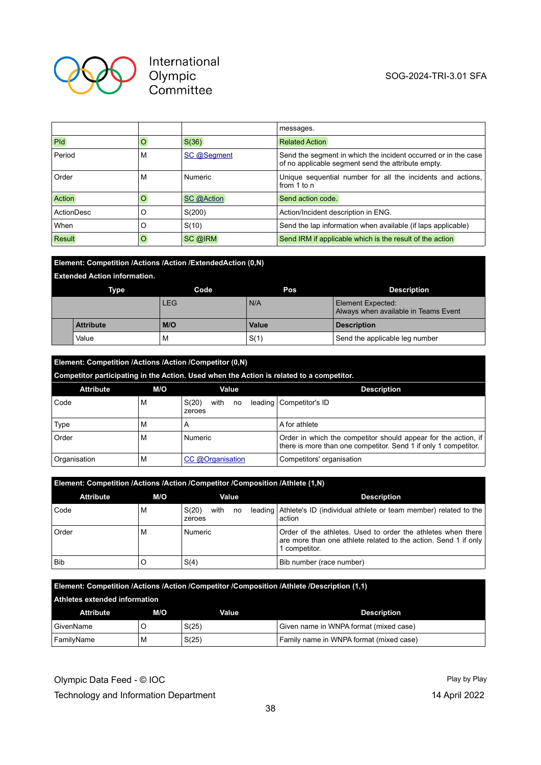| | | | messages. |
|---|---|---|---|
| PId | O | S(36) | Related Action |
| Period | M | SC @Segment | Send the segment in which the incident occurred or in the case of no applicable segment send the attribute empty. |
| Order | M | Numeric | Unique sequential number for all the incidents and actions, from 1 to n |
| Action | O | SC @Action | Send action code. |
| ActionDesc | O | S(200) | Action/Incident description in ENG. |
| When | O | S(10) | Send the lap information when available (if laps applicable) |
| Result | O | SC @IRM | Send IRM if applicable which is the result of the action |

**Element: Competition /Actions /Action /ExtendedAction (0,N)**

**Extended Action information.**

| Type | | Code | Pos | Description |
|---|---|---|---|---|
| | | LEG | N/A | Element Expected:<br>Always when available in Teams Event |
| | **Attribute** | **M/O** | **Value** | **Description** |
| | Value | M | S(1) | Send the applicable leg number |

**Element: Competition /Actions /Action /Competitor (0,N)**

**Competitor participating in the Action. Used when the Action is related to a competitor.**

| Attribute | M/O | Value | Description |
|---|---|---|---|
| Code | M | S(20) with no leading zeroes | Competitor's ID |
| Type | M | A | A for athlete |
| Order | M | Numeric | Order in which the competitor should appear for the action, if there is more than one competitor. Send 1 if only 1 competitor. |
| Organisation | M | CC @Organisation | Competitors' organisation |

**Element: Competition /Actions /Action /Competitor /Composition /Athlete (1,N)**

| Attribute | M/O | Value | Description |
|---|---|---|---|
| Code | M | S(20) with no leading zeroes | Athlete's ID (individual athlete or team member) related to the action |
| Order | M | Numeric | Order of the athletes. Used to order the athletes when there are more than one athlete related to the action. Send 1 if only 1 competitor. |
| Bib | O | S(4) | Bib number (race number) |

**Element: Competition /Actions /Action /Competitor /Composition /Athlete /Description (1,1)**

**Athletes extended information**

| Attribute | M/O | Value | Description |
|---|---|---|---|
| GivenName | O | S(25) | Given name in WNPA format (mixed case) |
| FamilyName | M | S(25) | Family name in WNPA format (mixed case) |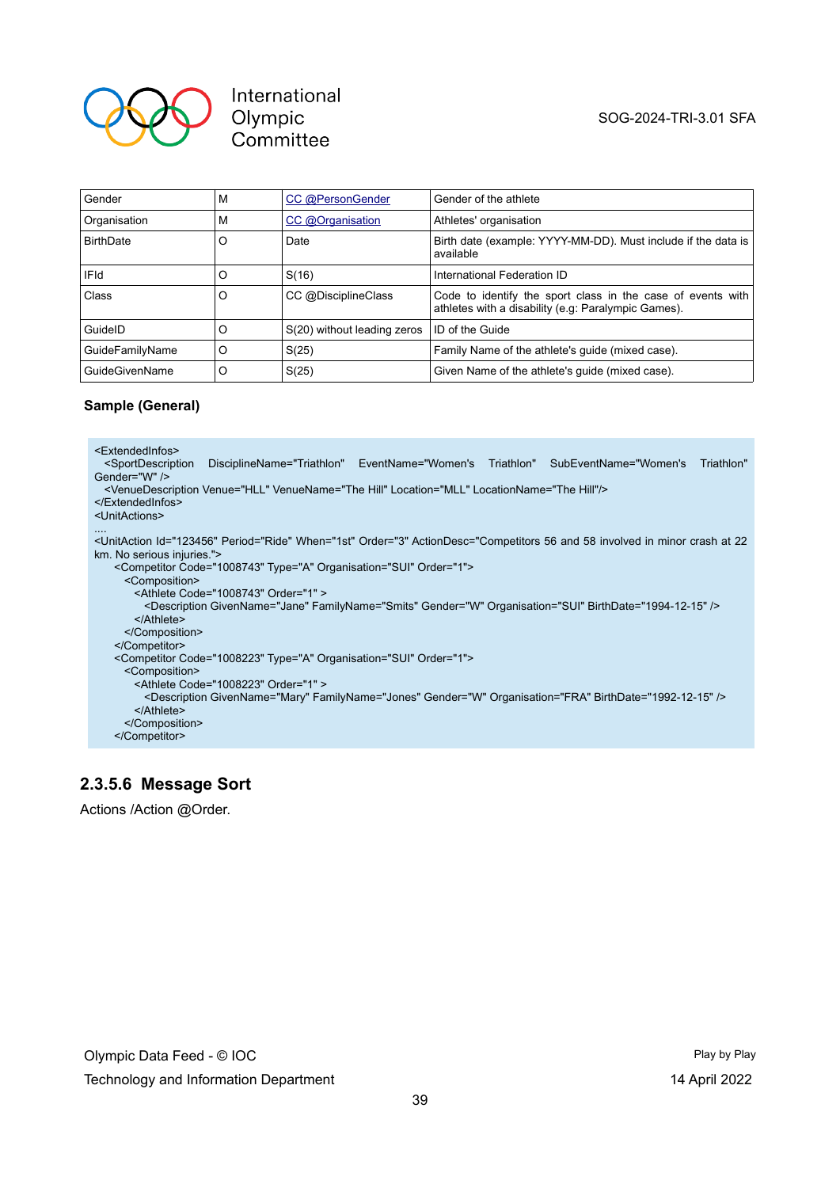| Gender | M | CC @PersonGender | Gender of the athlete |
|---|---|---|---|
| Organisation | M | CC @Organisation | Athletes' organisation |
| BirthDate | O | Date | Birth date (example: YYYY-MM-DD). Must include if the data is available |
| IFId | O | S(16) | International Federation ID |
| Class | O | CC @DisciplineClass | Code to identify the sport class in the case of events with athletes with a disability (e.g: Paralympic Games). |
| GuideID | O | S(20) without leading zeros | ID of the Guide |
| GuideFamilyName | O | S(25) | Family Name of the athlete's guide (mixed case). |
| GuideGivenName | O | S(25) | Given Name of the athlete's guide (mixed case). |

**Sample (General)**

```
<ExtendedInfos>
  <SportDescription DisciplineName="Triathlon" EventName="Women's Triathlon" SubEventName="Women's Triathlon" Gender="W" />
  <VenueDescription Venue="HLL" VenueName="The Hill" Location="MLL" LocationName="The Hill"/>
</ExtendedInfos>
<UnitActions>
....
<UnitAction Id="123456" Period="Ride" When="1st" Order="3" ActionDesc="Competitors 56 and 58 involved in minor crash at 22 km. No serious injuries.">
    <Competitor Code="1008743" Type="A" Organisation="SUI" Order="1">
      <Composition>
        <Athlete Code="1008743" Order="1" >
          <Description GivenName="Jane" FamilyName="Smits" Gender="W" Organisation="SUI" BirthDate="1994-12-15" />
        </Athlete>
      </Composition>
    </Competitor>
    <Competitor Code="1008223" Type="A" Organisation="SUI" Order="1">
      <Composition>
        <Athlete Code="1008223" Order="1" >
          <Description GivenName="Mary" FamilyName="Jones" Gender="W" Organisation="FRA" BirthDate="1992-12-15" />
        </Athlete>
      </Composition>
    </Competitor>
```

### 2.3.5.6 Message Sort

Actions /Action @Order.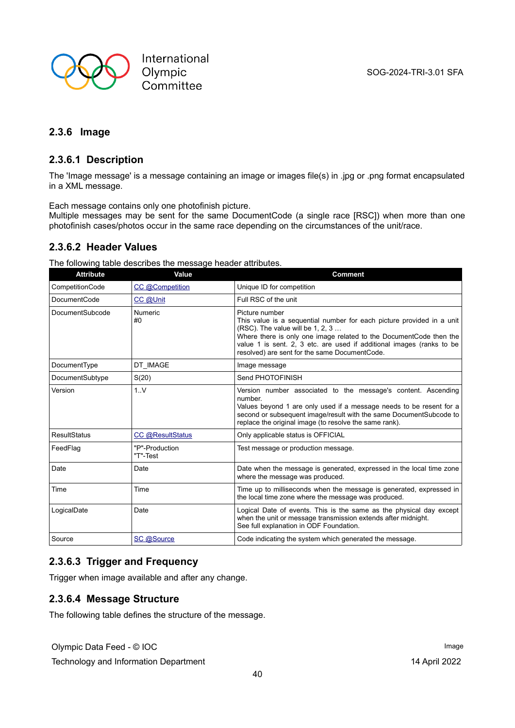### 2.3.6 Image

#### 2.3.6.1 Description

The 'Image message' is a message containing an image or images file(s) in .jpg or .png format encapsulated in a XML message.

Each message contains only one photofinish picture.
Multiple messages may be sent for the same DocumentCode (a single race [RSC]) when more than one photofinish cases/photos occur in the same race depending on the circumstances of the unit/race.

#### 2.3.6.2 Header Values

The following table describes the message header attributes.

| Attribute | Value | Comment |
|---|---|---|
| CompetitionCode | CC @Competition | Unique ID for competition |
| DocumentCode | CC @Unit | Full RSC of the unit |
| DocumentSubcode | Numeric<br>#0 | Picture number<br>This value is a sequential number for each picture provided in a unit (RSC). The value will be 1, 2, 3 …<br>Where there is only one image related to the DocumentCode then the value 1 is sent. 2, 3 etc. are used if additional images (ranks to be resolved) are sent for the same DocumentCode. |
| DocumentType | DT_IMAGE | Image message |
| DocumentSubtype | S(20) | Send PHOTOFINISH |
| Version | 1..V | Version number associated to the message's content. Ascending number.<br>Values beyond 1 are only used if a message needs to be resent for a second or subsequent image/result with the same DocumentSubcode to replace the original image (to resolve the same rank). |
| ResultStatus | CC @ResultStatus | Only applicable status is OFFICIAL |
| FeedFlag | "P"-Production<br>"T"-Test | Test message or production message. |
| Date | Date | Date when the message is generated, expressed in the local time zone where the message was produced. |
| Time | Time | Time up to milliseconds when the message is generated, expressed in the local time zone where the message was produced. |
| LogicalDate | Date | Logical Date of events. This is the same as the physical day except when the unit or message transmission extends after midnight.<br>See full explanation in ODF Foundation. |
| Source | SC @Source | Code indicating the system which generated the message. |

#### 2.3.6.3 Trigger and Frequency

Trigger when image available and after any change.

#### 2.3.6.4 Message Structure

The following table defines the structure of the message.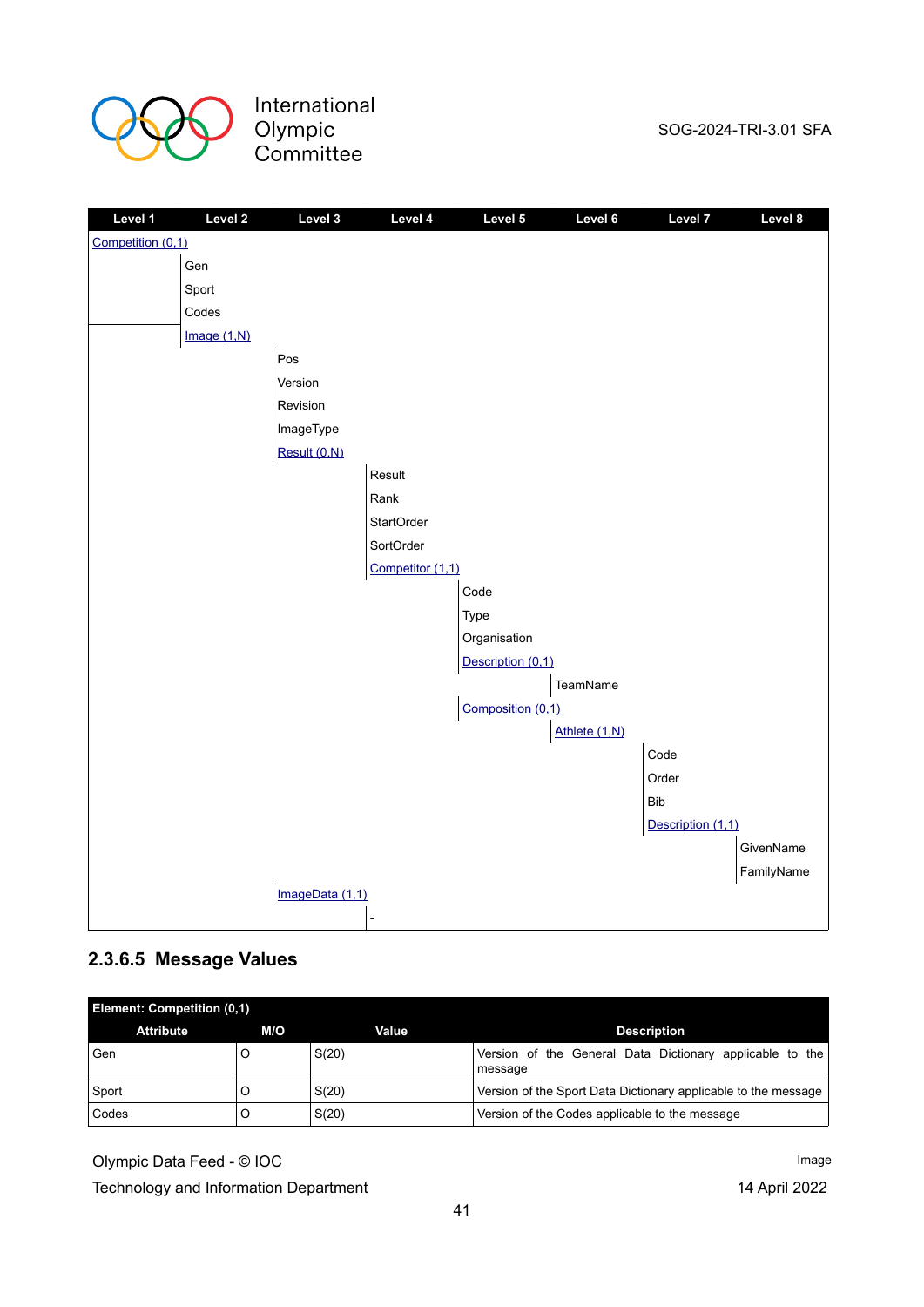| Level 1 | Level 2 | Level 3 | Level 4 | Level 5 | Level 6 | Level 7 | Level 8 |
|---|---|---|---|---|---|---|---|
| Competition (0,1) | | | | | | | |
| | Gen | | | | | | |
| | Sport | | | | | | |
| | Codes | | | | | | |
| | Image (1,N) | | | | | | |
| | | Pos | | | | | |
| | | Version | | | | | |
| | | Revision | | | | | |
| | | ImageType | | | | | |
| | | Result (0,N) | | | | | |
| | | | Result | | | | |
| | | | Rank | | | | |
| | | | StartOrder | | | | |
| | | | SortOrder | | | | |
| | | | Competitor (1,1) | | | | |
| | | | | Code | | | |
| | | | | Type | | | |
| | | | | Organisation | | | |
| | | | | Description (0,1) | | | |
| | | | | | TeamName | | |
| | | | | Composition (0,1) | | | |
| | | | | | Athlete (1,N) | | |
| | | | | | | Code | |
| | | | | | | Order | |
| | | | | | | Bib | |
| | | | | | | Description (1,1) | |
| | | | | | | | GivenName |
| | | | | | | | FamilyName |
| | | ImageData (1,1) | | | | | |
| | | | - | | | | |

### 2.3.6.5 Message Values

| Element: Competition (0,1) | | | |
|---|---|---|---|
| **Attribute** | **M/O** | **Value** | **Description** |
| Gen | O | S(20) | Version of the General Data Dictionary applicable to the message |
| Sport | O | S(20) | Version of the Sport Data Dictionary applicable to the message |
| Codes | O | S(20) | Version of the Codes applicable to the message |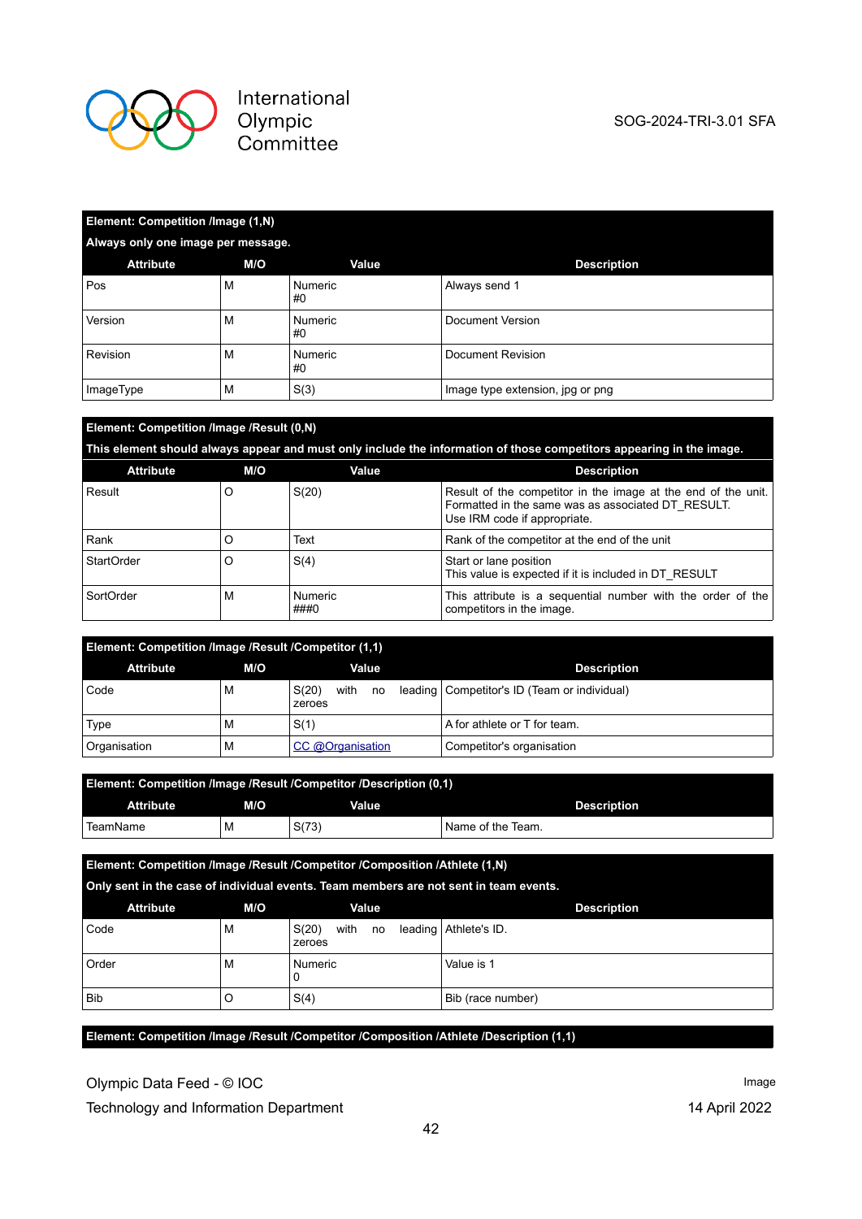| Element: Competition /Image (1,N) | | | |
|---|---|---|---|
| **Always only one image per message.** | | | |
| **Attribute** | **M/O** | **Value** | **Description** |
| Pos | M | Numeric #0 | Always send 1 |
| Version | M | Numeric #0 | Document Version |
| Revision | M | Numeric #0 | Document Revision |
| ImageType | M | S(3) | Image type extension, jpg or png |

| Element: Competition /Image /Result (0,N) | | | |
|---|---|---|---|
| **This element should always appear and must only include the information of those competitors appearing in the image.** | | | |
| **Attribute** | **M/O** | **Value** | **Description** |
| Result | O | S(20) | Result of the competitor in the image at the end of the unit. Formatted in the same was as associated DT_RESULT. Use IRM code if appropriate. |
| Rank | O | Text | Rank of the competitor at the end of the unit |
| StartOrder | O | S(4) | Start or lane position<br>This value is expected if it is included in DT_RESULT |
| SortOrder | M | Numeric ###0 | This attribute is a sequential number with the order of the competitors in the image. |

| Element: Competition /Image /Result /Competitor (1,1) | | | |
|---|---|---|---|
| **Attribute** | **M/O** | **Value** | **Description** |
| Code | M | S(20) with no leading zeroes | Competitor's ID (Team or individual) |
| Type | M | S(1) | A for athlete or T for team. |
| Organisation | M | CC @Organisation | Competitor's organisation |

| Element: Competition /Image /Result /Competitor /Description (0,1) | | | |
|---|---|---|---|
| **Attribute** | **M/O** | **Value** | **Description** |
| TeamName | M | S(73) | Name of the Team. |

| Element: Competition /Image /Result /Competitor /Composition /Athlete (1,N) | | | |
|---|---|---|---|
| **Only sent in the case of individual events. Team members are not sent in team events.** | | | |
| **Attribute** | **M/O** | **Value** | **Description** |
| Code | M | S(20) with no leading zeroes | Athlete's ID. |
| Order | M | Numeric 0 | Value is 1 |
| Bib | O | S(4) | Bib (race number) |

| Element: Competition /Image /Result /Competitor /Composition /Athlete /Description (1,1) |
|---|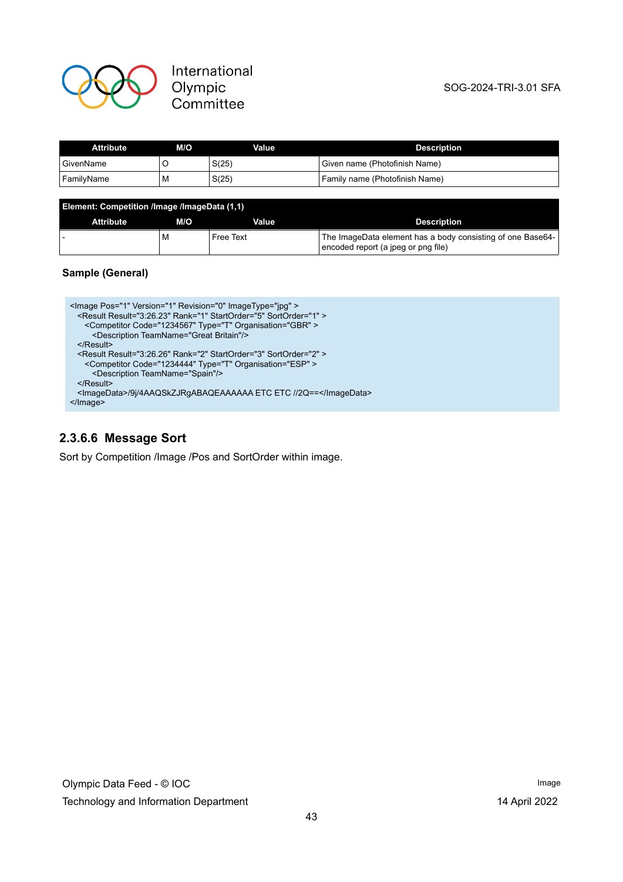| Attribute | M/O | Value | Description |
|---|---|---|---|
| GivenName | O | S(25) | Given name (Photofinish Name) |
| FamilyName | M | S(25) | Family name (Photofinish Name) |

**Element: Competition /Image /ImageData (1,1)**

| Attribute | M/O | Value | Description |
|---|---|---|---|
| - | M | Free Text | The ImageData element has a body consisting of one Base64-encoded report (a jpeg or png file) |

**Sample (General)**

```
<Image Pos="1" Version="1" Revision="0" ImageType="jpg" >
  <Result Result="3:26.23" Rank="1" StartOrder="5" SortOrder="1" >
    <Competitor Code="1234567" Type="T" Organisation="GBR" >
      <Description TeamName="Great Britain"/>
  </Result>
  <Result Result="3:26.26" Rank="2" StartOrder="3" SortOrder="2" >
    <Competitor Code="1234444" Type="T" Organisation="ESP" >
      <Description TeamName="Spain"/>
  </Result>
  <ImageData>/9j/4AAQSkZJRgABAQEAAAAAA ETC ETC //2Q==</ImageData>
</Image>
```

### 2.3.6.6 Message Sort

Sort by Competition /Image /Pos and SortOrder within image.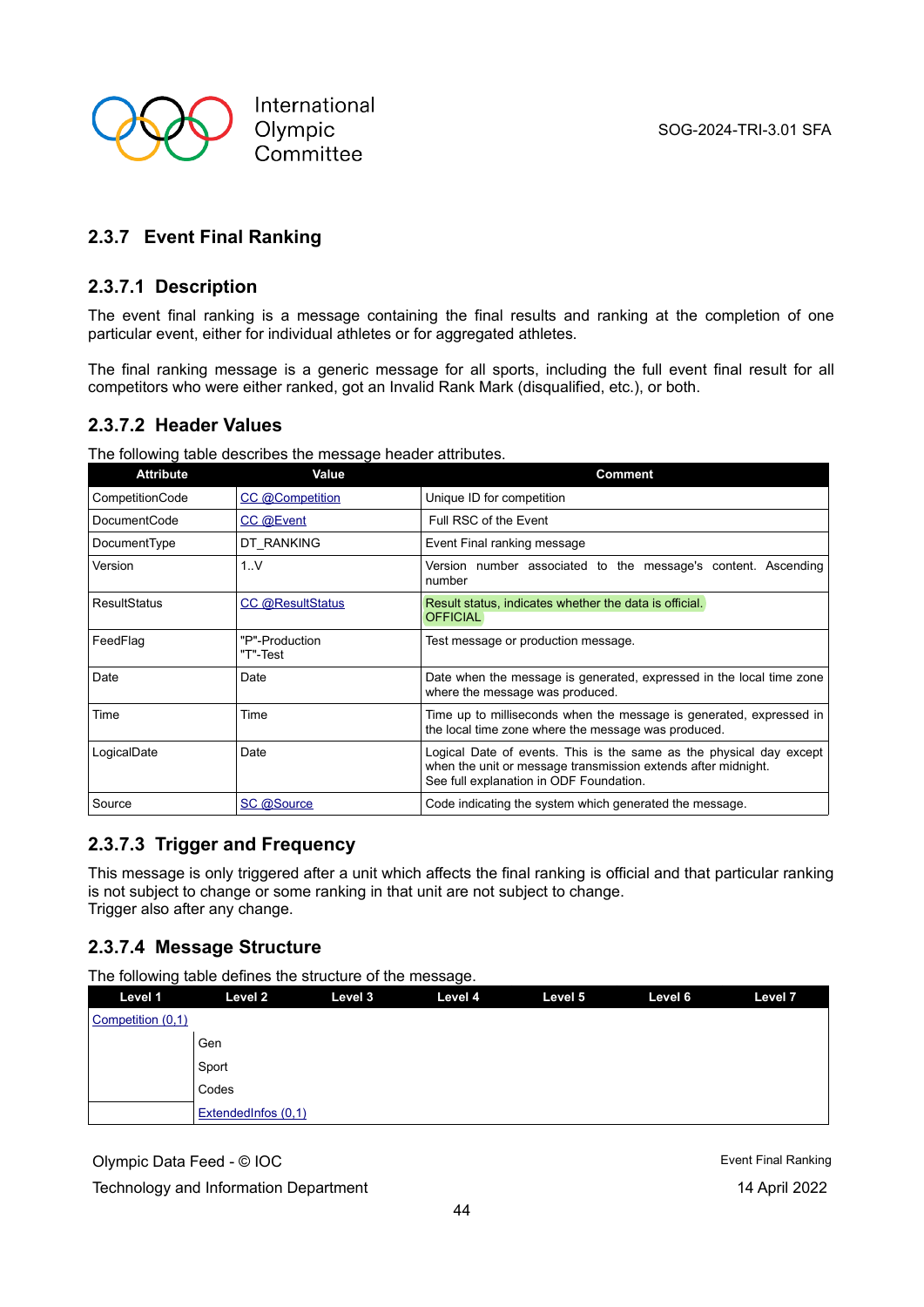### 2.3.7 Event Final Ranking

#### 2.3.7.1 Description

The event final ranking is a message containing the final results and ranking at the completion of one particular event, either for individual athletes or for aggregated athletes.

The final ranking message is a generic message for all sports, including the full event final result for all competitors who were either ranked, got an Invalid Rank Mark (disqualified, etc.), or both.

#### 2.3.7.2 Header Values

The following table describes the message header attributes.

| Attribute | Value | Comment |
|---|---|---|
| CompetitionCode | CC @Competition | Unique ID for competition |
| DocumentCode | CC @Event | Full RSC of the Event |
| DocumentType | DT_RANKING | Event Final ranking message |
| Version | 1..V | Version number associated to the message's content. Ascending number |
| ResultStatus | CC @ResultStatus | Result status, indicates whether the data is official.<br>OFFICIAL |
| FeedFlag | "P"-Production<br>"T"-Test | Test message or production message. |
| Date | Date | Date when the message is generated, expressed in the local time zone where the message was produced. |
| Time | Time | Time up to milliseconds when the message is generated, expressed in the local time zone where the message was produced. |
| LogicalDate | Date | Logical Date of events. This is the same as the physical day except when the unit or message transmission extends after midnight.<br>See full explanation in ODF Foundation. |
| Source | SC @Source | Code indicating the system which generated the message. |

#### 2.3.7.3 Trigger and Frequency

This message is only triggered after a unit which affects the final ranking is official and that particular ranking is not subject to change or some ranking in that unit are not subject to change.
Trigger also after any change.

#### 2.3.7.4 Message Structure

The following table defines the structure of the message.

| Level 1 | Level 2 | Level 3 | Level 4 | Level 5 | Level 6 | Level 7 |
|---|---|---|---|---|---|---|
| Competition (0,1) | | | | | | |
| | Gen | | | | | |
| | Sport | | | | | |
| | Codes | | | | | |
| | ExtendedInfos (0,1) | | | | | |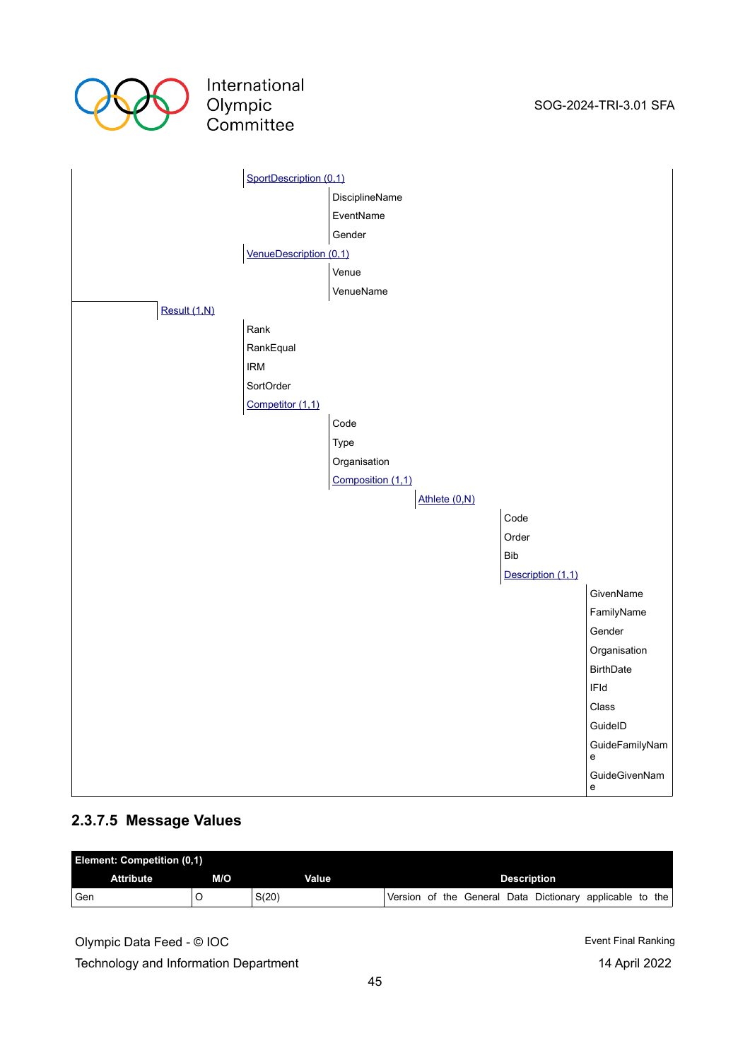- SportDescription (0,1)
  - DisciplineName
  - EventName
  - Gender
- VenueDescription (0,1)
  - Venue
  - VenueName

- Result (1,N)
  - Rank
  - RankEqual
  - IRM
  - SortOrder
  - Competitor (1,1)
    - Code
    - Type
    - Organisation
    - Composition (1,1)
      - Athlete (0,N)
        - Code
        - Order
        - Bib
        - Description (1,1)
          - GivenName
          - FamilyName
          - Gender
          - Organisation
          - BirthDate
          - IFId
          - Class
          - GuideID
          - GuideFamilyName
          - GuideGivenName

### 2.3.7.5 Message Values

| Element: Competition (0,1) | | | |
|---|---|---|---|
| **Attribute** | **M/O** | **Value** | **Description** |
| Gen | O | S(20) | Version of the General Data Dictionary applicable to the |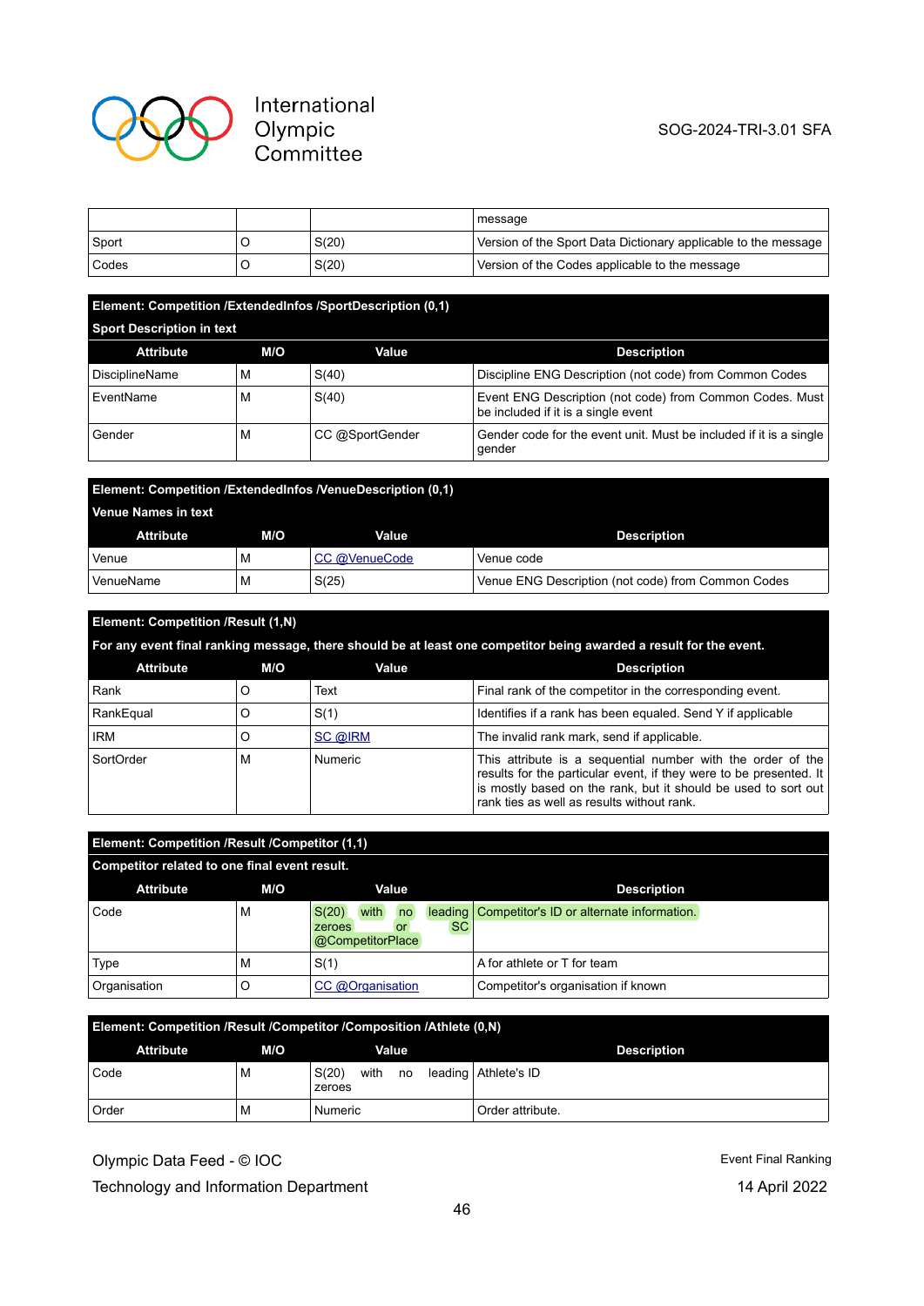| | | | message |
|---|---|---|---|
| Sport | O | S(20) | Version of the Sport Data Dictionary applicable to the message |
| Codes | O | S(20) | Version of the Codes applicable to the message |

| Element: Competition /ExtendedInfos /SportDescription (0,1) | | | |
|---|---|---|---|
| **Sport Description in text** | | | |
| **Attribute** | **M/O** | **Value** | **Description** |
| DisciplineName | M | S(40) | Discipline ENG Description (not code) from Common Codes |
| EventName | M | S(40) | Event ENG Description (not code) from Common Codes. Must be included if it is a single event |
| Gender | M | CC @SportGender | Gender code for the event unit. Must be included if it is a single gender |

| Element: Competition /ExtendedInfos /VenueDescription (0,1) | | | |
|---|---|---|---|
| **Venue Names in text** | | | |
| **Attribute** | **M/O** | **Value** | **Description** |
| Venue | M | CC @VenueCode | Venue code |
| VenueName | M | S(25) | Venue ENG Description (not code) from Common Codes |

| Element: Competition /Result (1,N) | | | |
|---|---|---|---|
| **For any event final ranking message, there should be at least one competitor being awarded a result for the event.** | | | |
| **Attribute** | **M/O** | **Value** | **Description** |
| Rank | O | Text | Final rank of the competitor in the corresponding event. |
| RankEqual | O | S(1) | Identifies if a rank has been equaled. Send Y if applicable |
| IRM | O | SC @IRM | The invalid rank mark, send if applicable. |
| SortOrder | M | Numeric | This attribute is a sequential number with the order of the results for the particular event, if they were to be presented. It is mostly based on the rank, but it should be used to sort out rank ties as well as results without rank. |

| Element: Competition /Result /Competitor (1,1) | | | |
|---|---|---|---|
| **Competitor related to one final event result.** | | | |
| **Attribute** | **M/O** | **Value** | **Description** |
| Code | M | S(20) with no leading zeroes or SC @CompetitorPlace | Competitor's ID or alternate information. |
| Type | M | S(1) | A for athlete or T for team |
| Organisation | O | CC @Organisation | Competitor's organisation if known |

| Element: Competition /Result /Competitor /Composition /Athlete (0,N) | | | |
|---|---|---|---|
| **Attribute** | **M/O** | **Value** | **Description** |
| Code | M | S(20) with no leading zeroes | Athlete's ID |
| Order | M | Numeric | Order attribute. |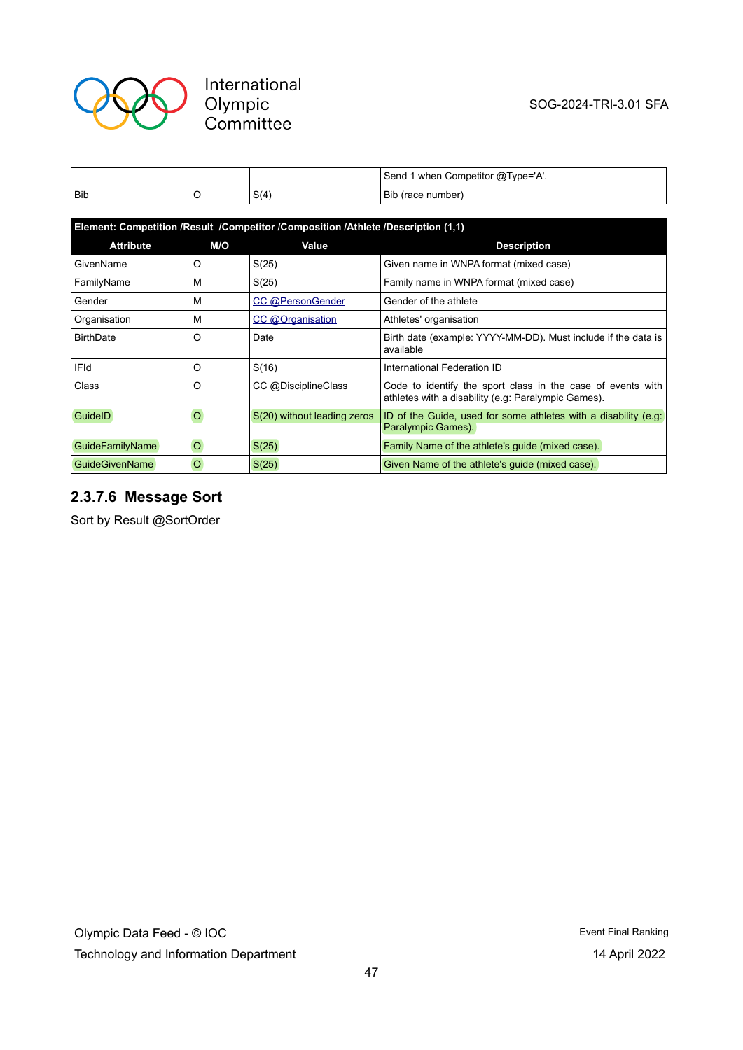| | | | Send 1 when Competitor @Type='A'. |
|---|---|---|---|
| Bib | O | S(4) | Bib (race number) |

**Element: Competition /Result /Competitor /Composition /Athlete /Description (1,1)**

| Attribute | M/O | Value | Description |
|---|---|---|---|
| GivenName | O | S(25) | Given name in WNPA format (mixed case) |
| FamilyName | M | S(25) | Family name in WNPA format (mixed case) |
| Gender | M | CC @PersonGender | Gender of the athlete |
| Organisation | M | CC @Organisation | Athletes' organisation |
| BirthDate | O | Date | Birth date (example: YYYY-MM-DD). Must include if the data is available |
| IFId | O | S(16) | International Federation ID |
| Class | O | CC @DisciplineClass | Code to identify the sport class in the case of events with athletes with a disability (e.g: Paralympic Games). |
| GuideID | O | S(20) without leading zeros | ID of the Guide, used for some athletes with a disability (e.g: Paralympic Games). |
| GuideFamilyName | O | S(25) | Family Name of the athlete's guide (mixed case). |
| GuideGivenName | O | S(25) | Given Name of the athlete's guide (mixed case). |

### 2.3.7.6 Message Sort

Sort by Result @SortOrder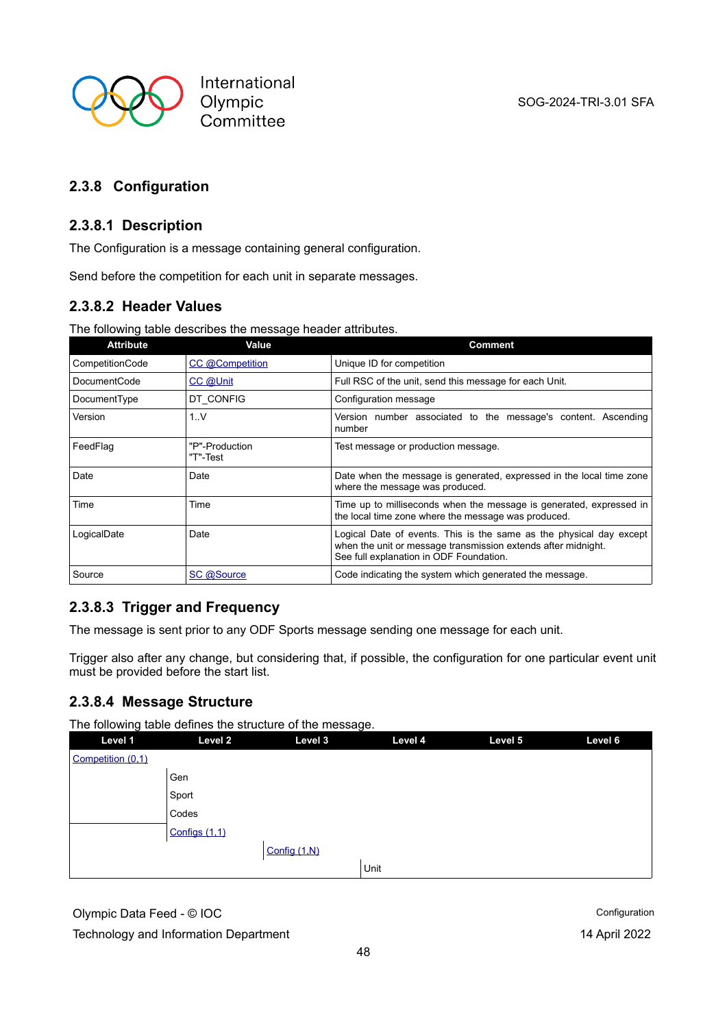## 2.3.8 Configuration

### 2.3.8.1 Description

The Configuration is a message containing general configuration.

Send before the competition for each unit in separate messages.

### 2.3.8.2 Header Values

The following table describes the message header attributes.

| Attribute | Value | Comment |
|---|---|---|
| CompetitionCode | CC @Competition | Unique ID for competition |
| DocumentCode | CC @Unit | Full RSC of the unit, send this message for each Unit. |
| DocumentType | DT_CONFIG | Configuration message |
| Version | 1..V | Version number associated to the message's content. Ascending number |
| FeedFlag | "P"-Production<br>"T"-Test | Test message or production message. |
| Date | Date | Date when the message is generated, expressed in the local time zone where the message was produced. |
| Time | Time | Time up to milliseconds when the message is generated, expressed in the local time zone where the message was produced. |
| LogicalDate | Date | Logical Date of events. This is the same as the physical day except when the unit or message transmission extends after midnight.<br>See full explanation in ODF Foundation. |
| Source | SC @Source | Code indicating the system which generated the message. |

### 2.3.8.3 Trigger and Frequency

The message is sent prior to any ODF Sports message sending one message for each unit.

Trigger also after any change, but considering that, if possible, the configuration for one particular event unit must be provided before the start list.

### 2.3.8.4 Message Structure

The following table defines the structure of the message.

| Level 1 | Level 2 | Level 3 | Level 4 | Level 5 | Level 6 |
|---|---|---|---|---|---|
| Competition (0,1) | | | | | |
| | Gen | | | | |
| | Sport | | | | |
| | Codes | | | | |
| | Configs (1,1) | | | | |
| | | Config (1,N) | | | |
| | | | Unit | | |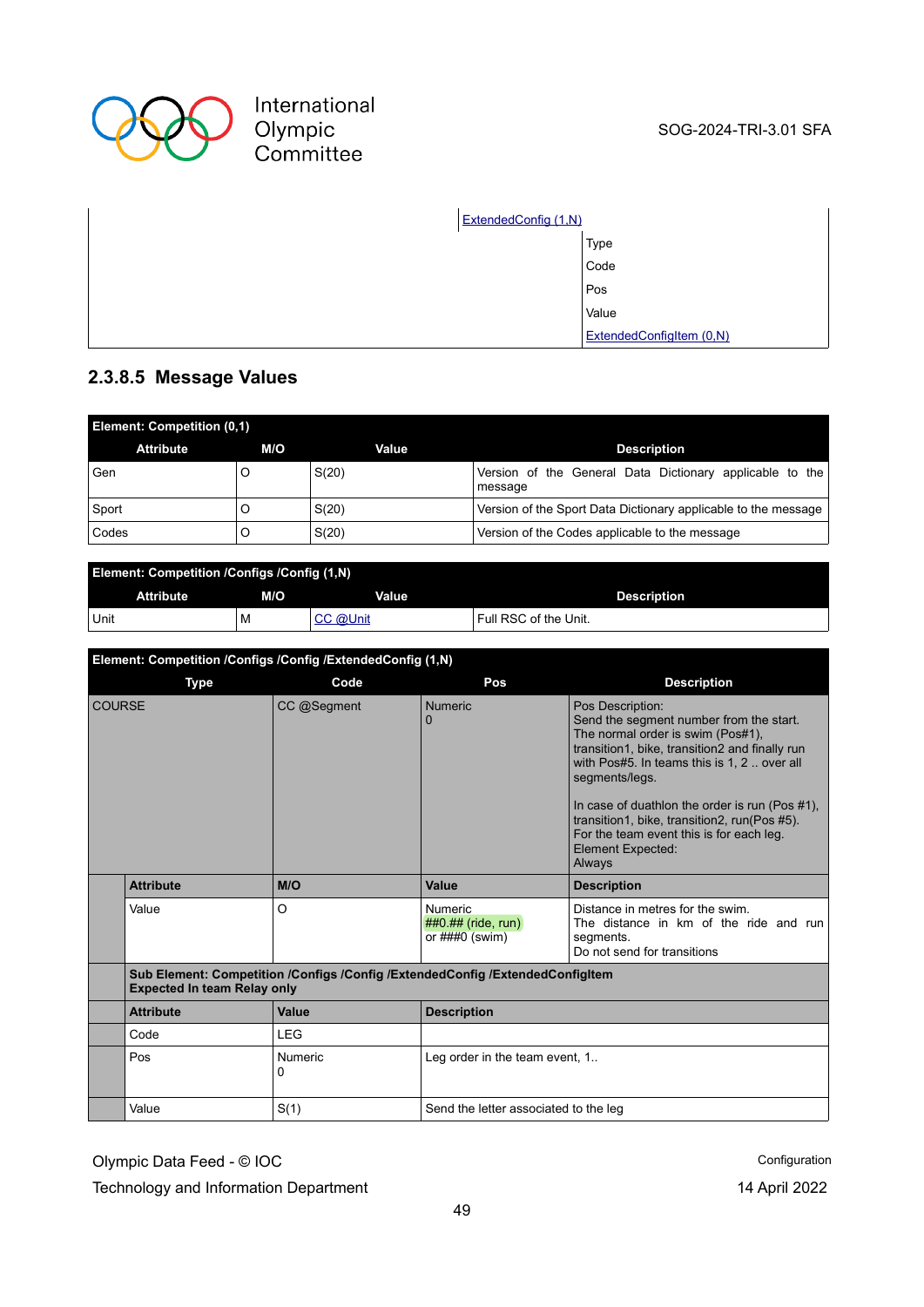| | ExtendedConfig (1,N) | |
|---|---|---|
| | | Type |
| | | Code |
| | | Pos |
| | | Value |
| | | ExtendedConfigItem (0,N) |

### 2.3.8.5 Message Values

| Element: Competition (0,1) | | | |
|---|---|---|---|
| **Attribute** | **M/O** | **Value** | **Description** |
| Gen | O | S(20) | Version of the General Data Dictionary applicable to the message |
| Sport | O | S(20) | Version of the Sport Data Dictionary applicable to the message |
| Codes | O | S(20) | Version of the Codes applicable to the message |

| Element: Competition /Configs /Config (1,N) | | | |
|---|---|---|---|
| **Attribute** | **M/O** | **Value** | **Description** |
| Unit | M | CC @Unit | Full RSC of the Unit. |

| Element: Competition /Configs /Config /ExtendedConfig (1,N) | | | | |
|---|---|---|---|---|
| **Type** | | **Code** | **Pos** | **Description** |
| COURSE | | CC @Segment | Numeric<br>0 | Pos Description:<br>Send the segment number from the start. The normal order is swim (Pos#1), transition1, bike, transition2 and finally run with Pos#5. In teams this is 1, 2 .. over all segments/legs.<br><br>In case of duathlon the order is run (Pos #1), transition1, bike, transition2, run(Pos #5). For the team event this is for each leg.<br>Element Expected:<br>Always |
| | **Attribute** | **M/O** | **Value** | **Description** |
| | Value | O | Numeric<br>##0.## (ride, run)<br>or ###0 (swim) | Distance in metres for the swim.<br>The distance in km of the ride and run segments.<br>Do not send for transitions |
| | **Sub Element: Competition /Configs /Config /ExtendedConfig /ExtendedConfigItem**<br>**Expected In team Relay only** | | | |
| | **Attribute** | **Value** | **Description** | |
| | Code | LEG | | |
| | Pos | Numeric<br>0 | Leg order in the team event, 1.. | |
| | Value | S(1) | Send the letter associated to the leg | |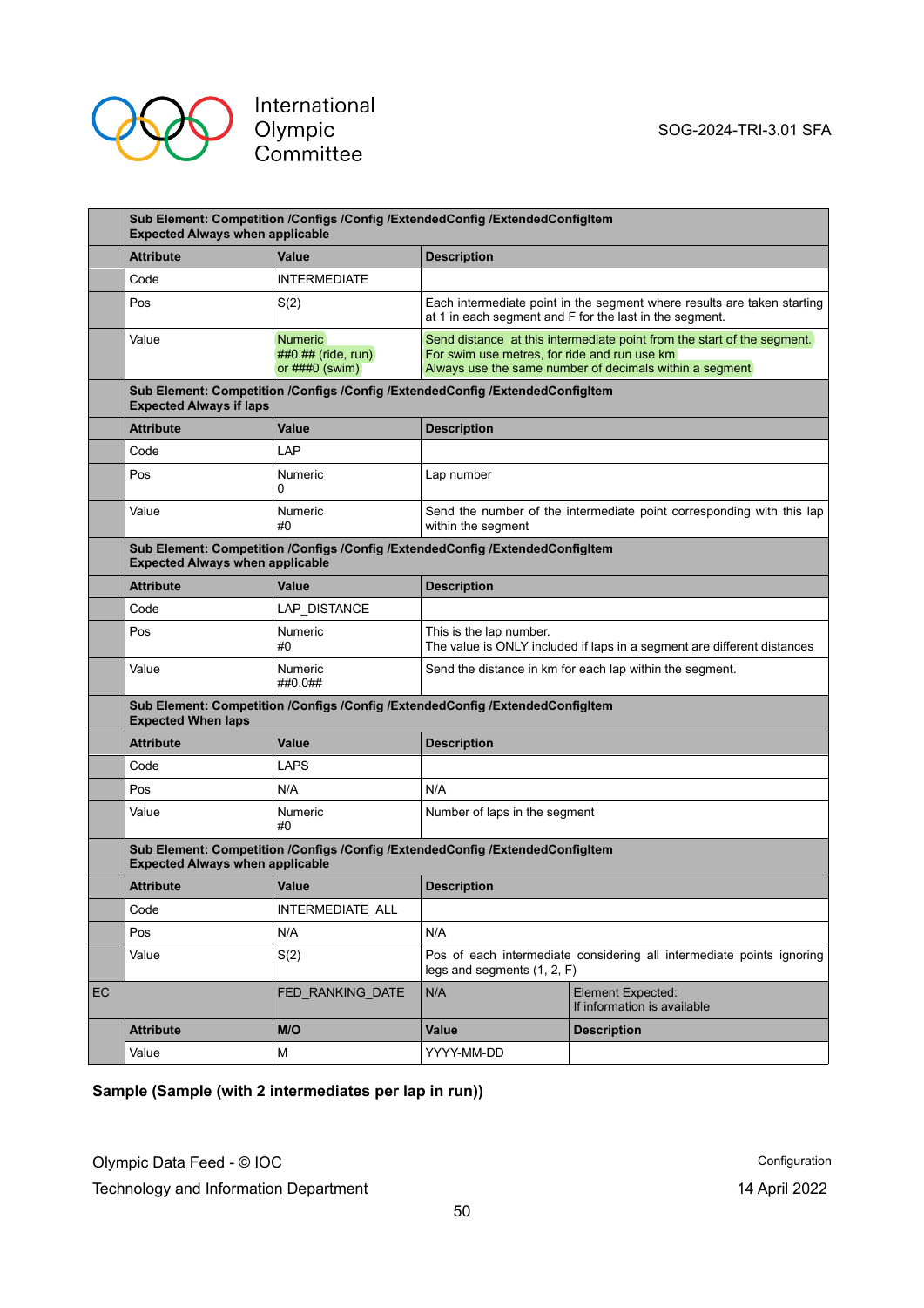| | Sub Element: Competition /Configs /Config /ExtendedConfig /ExtendedConfigItem<br>Expected Always when applicable | | | |
|---|---|---|---|---|
| | **Attribute** | **Value** | **Description** | |
| | Code | INTERMEDIATE | | |
| | Pos | S(2) | Each intermediate point in the segment where results are taken starting at 1 in each segment and F for the last in the segment. | |
| | Value | Numeric<br>##0.## (ride, run)<br>or ###0 (swim) | Send distance at this intermediate point from the start of the segment.<br>For swim use metres, for ride and run use km<br>Always use the same number of decimals within a segment | |
| | **Sub Element: Competition /Configs /Config /ExtendedConfig /ExtendedConfigItem<br>Expected Always if laps** | | | |
| | **Attribute** | **Value** | **Description** | |
| | Code | LAP | | |
| | Pos | Numeric<br>0 | Lap number | |
| | Value | Numeric<br>#0 | Send the number of the intermediate point corresponding with this lap within the segment | |
| | **Sub Element: Competition /Configs /Config /ExtendedConfig /ExtendedConfigItem<br>Expected Always when applicable** | | | |
| | **Attribute** | **Value** | **Description** | |
| | Code | LAP_DISTANCE | | |
| | Pos | Numeric<br>#0 | This is the lap number.<br>The value is ONLY included if laps in a segment are different distances | |
| | Value | Numeric<br>##0.0## | Send the distance in km for each lap within the segment. | |
| | **Sub Element: Competition /Configs /Config /ExtendedConfig /ExtendedConfigItem<br>Expected When laps** | | | |
| | **Attribute** | **Value** | **Description** | |
| | Code | LAPS | | |
| | Pos | N/A | N/A | |
| | Value | Numeric<br>#0 | Number of laps in the segment | |
| | **Sub Element: Competition /Configs /Config /ExtendedConfig /ExtendedConfigItem<br>Expected Always when applicable** | | | |
| | **Attribute** | **Value** | **Description** | |
| | Code | INTERMEDIATE_ALL | | |
| | Pos | N/A | N/A | |
| | Value | S(2) | Pos of each intermediate considering all intermediate points ignoring legs and segments (1, 2, F) | |
| EC | | FED_RANKING_DATE | N/A | Element Expected:<br>If information is available |
| | **Attribute** | **M/O** | **Value** | **Description** |
| | Value | M | YYYY-MM-DD | |

**Sample (Sample (with 2 intermediates per lap in run))**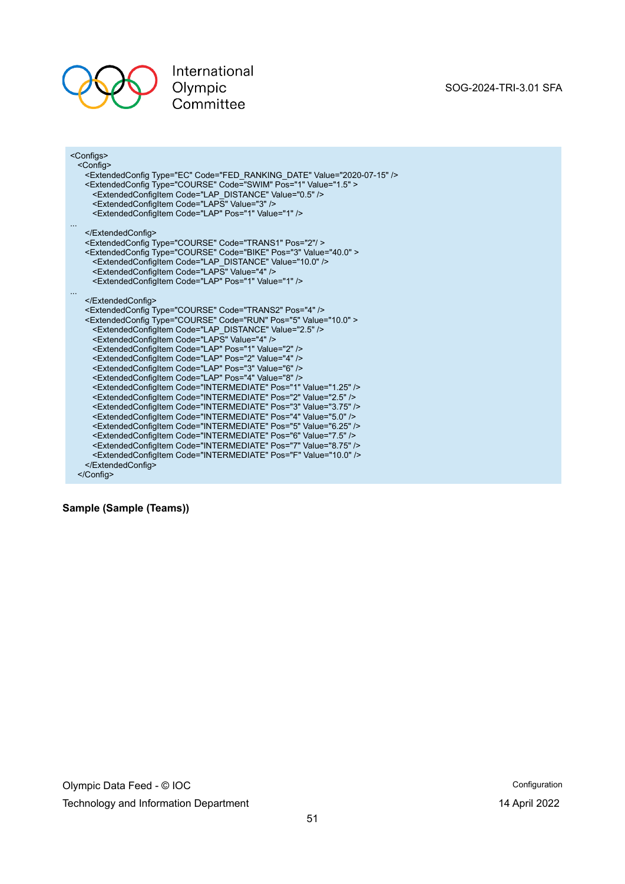```
<Configs>
  <Config>
    <ExtendedConfig Type="EC" Code="FED_RANKING_DATE" Value="2020-07-15" />
    <ExtendedConfig Type="COURSE" Code="SWIM" Pos="1" Value="1.5" >
      <ExtendedConfigItem Code="LAP_DISTANCE" Value="0.5" />
      <ExtendedConfigItem Code="LAPS" Value="3" />
      <ExtendedConfigItem Code="LAP" Pos="1" Value="1" />
...
    </ExtendedConfig>
    <ExtendedConfig Type="COURSE" Code="TRANS1" Pos="2"/ >
    <ExtendedConfig Type="COURSE" Code="BIKE" Pos="3" Value="40.0" >
      <ExtendedConfigItem Code="LAP_DISTANCE" Value="10.0" />
      <ExtendedConfigItem Code="LAPS" Value="4" />
      <ExtendedConfigItem Code="LAP" Pos="1" Value="1" />
...
    </ExtendedConfig>
    <ExtendedConfig Type="COURSE" Code="TRANS2" Pos="4" />
    <ExtendedConfig Type="COURSE" Code="RUN" Pos="5" Value="10.0" >
      <ExtendedConfigItem Code="LAP_DISTANCE" Value="2.5" />
      <ExtendedConfigItem Code="LAPS" Value="4" />
      <ExtendedConfigItem Code="LAP" Pos="1" Value="2" />
      <ExtendedConfigItem Code="LAP" Pos="2" Value="4" />
      <ExtendedConfigItem Code="LAP" Pos="3" Value="6" />
      <ExtendedConfigItem Code="LAP" Pos="4" Value="8" />
      <ExtendedConfigItem Code="INTERMEDIATE" Pos="1" Value="1.25" />
      <ExtendedConfigItem Code="INTERMEDIATE" Pos="2" Value="2.5" />
      <ExtendedConfigItem Code="INTERMEDIATE" Pos="3" Value="3.75" />
      <ExtendedConfigItem Code="INTERMEDIATE" Pos="4" Value="5.0" />
      <ExtendedConfigItem Code="INTERMEDIATE" Pos="5" Value="6.25" />
      <ExtendedConfigItem Code="INTERMEDIATE" Pos="6" Value="7.5" />
      <ExtendedConfigItem Code="INTERMEDIATE" Pos="7" Value="8.75" />
      <ExtendedConfigItem Code="INTERMEDIATE" Pos="F" Value="10.0" />
    </ExtendedConfig>
  </Config>
```

**Sample (Sample (Teams))**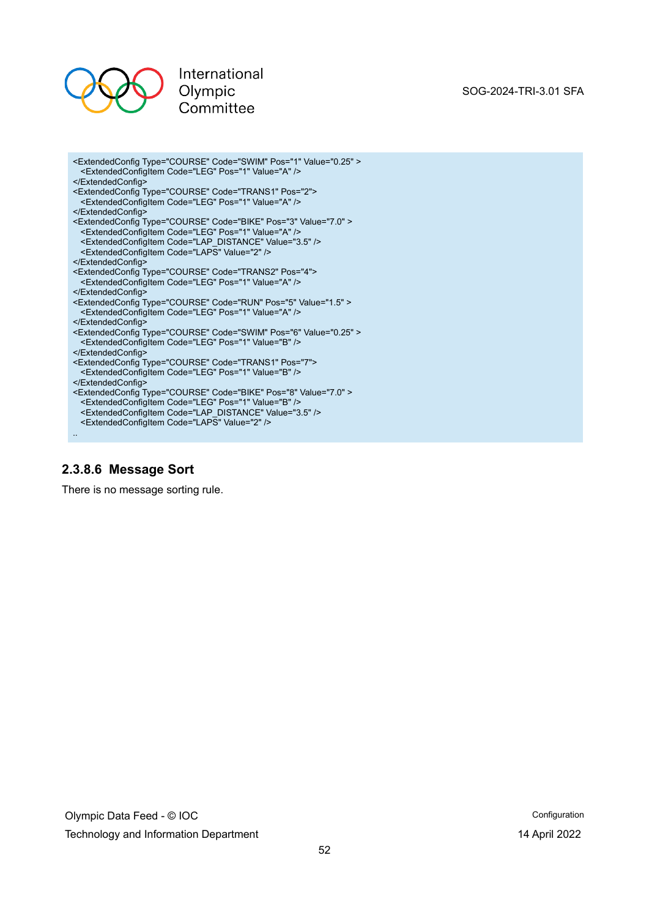```
<ExtendedConfig Type="COURSE" Code="SWIM" Pos="1" Value="0.25" >
  <ExtendedConfigItem Code="LEG" Pos="1" Value="A" />
</ExtendedConfig>
<ExtendedConfig Type="COURSE" Code="TRANS1" Pos="2">
  <ExtendedConfigItem Code="LEG" Pos="1" Value="A" />
</ExtendedConfig>
<ExtendedConfig Type="COURSE" Code="BIKE" Pos="3" Value="7.0" >
  <ExtendedConfigItem Code="LEG" Pos="1" Value="A" />
  <ExtendedConfigItem Code="LAP_DISTANCE" Value="3.5" />
  <ExtendedConfigItem Code="LAPS" Value="2" />
</ExtendedConfig>
<ExtendedConfig Type="COURSE" Code="TRANS2" Pos="4">
  <ExtendedConfigItem Code="LEG" Pos="1" Value="A" />
</ExtendedConfig>
<ExtendedConfig Type="COURSE" Code="RUN" Pos="5" Value="1.5" >
  <ExtendedConfigItem Code="LEG" Pos="1" Value="A" />
</ExtendedConfig>
<ExtendedConfig Type="COURSE" Code="SWIM" Pos="6" Value="0.25" >
  <ExtendedConfigItem Code="LEG" Pos="1" Value="B" />
</ExtendedConfig>
<ExtendedConfig Type="COURSE" Code="TRANS1" Pos="7">
  <ExtendedConfigItem Code="LEG" Pos="1" Value="B" />
</ExtendedConfig>
<ExtendedConfig Type="COURSE" Code="BIKE" Pos="8" Value="7.0" >
  <ExtendedConfigItem Code="LEG" Pos="1" Value="B" />
  <ExtendedConfigItem Code="LAP_DISTANCE" Value="3.5" />
  <ExtendedConfigItem Code="LAPS" Value="2" />
..
```

### 2.3.8.6 Message Sort

There is no message sorting rule.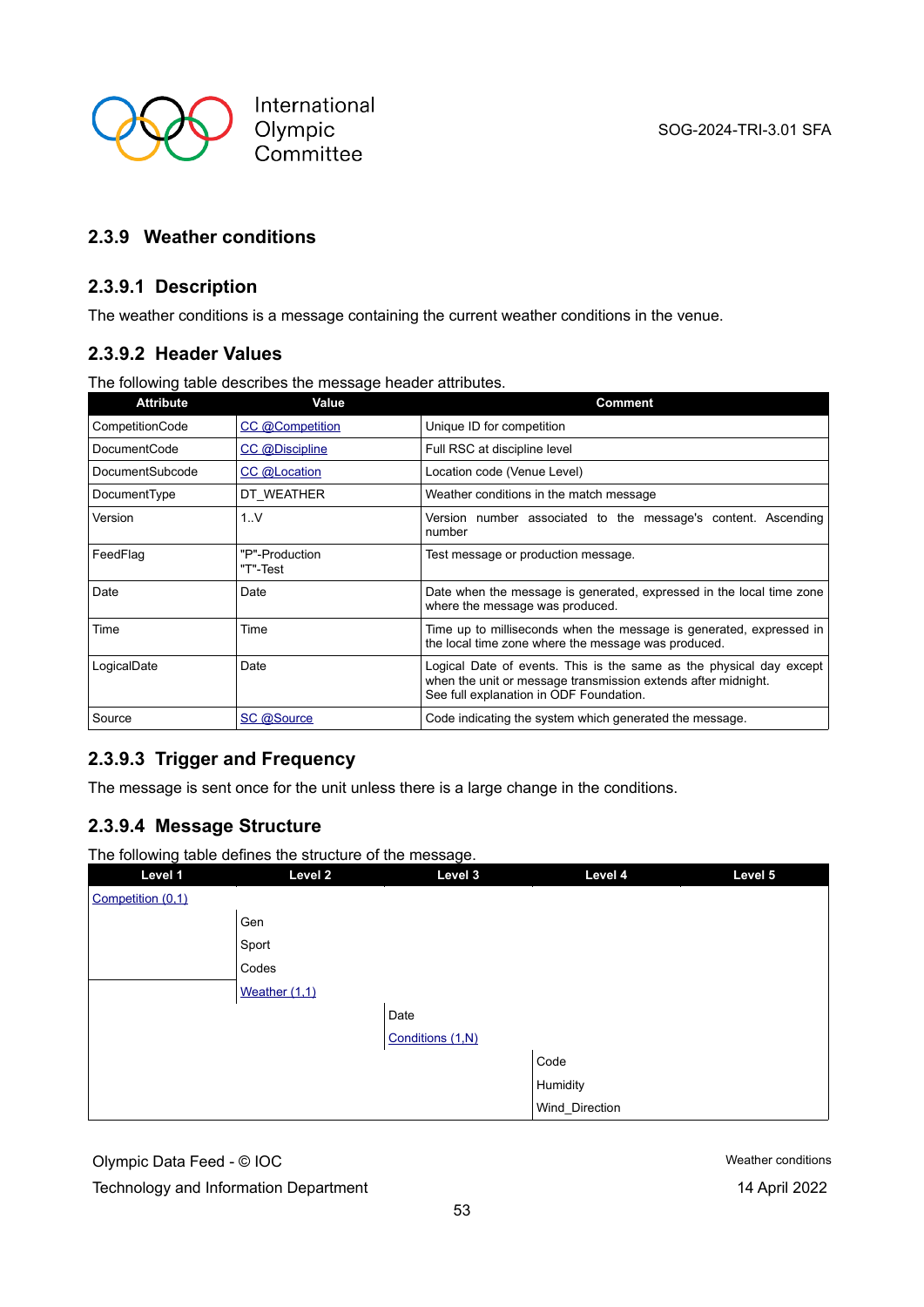### 2.3.9 Weather conditions

#### 2.3.9.1 Description

The weather conditions is a message containing the current weather conditions in the venue.

#### 2.3.9.2 Header Values

The following table describes the message header attributes.

| Attribute | Value | Comment |
|---|---|---|
| CompetitionCode | CC @Competition | Unique ID for competition |
| DocumentCode | CC @Discipline | Full RSC at discipline level |
| DocumentSubcode | CC @Location | Location code (Venue Level) |
| DocumentType | DT_WEATHER | Weather conditions in the match message |
| Version | 1..V | Version number associated to the message's content. Ascending number |
| FeedFlag | "P"-Production<br>"T"-Test | Test message or production message. |
| Date | Date | Date when the message is generated, expressed in the local time zone where the message was produced. |
| Time | Time | Time up to milliseconds when the message is generated, expressed in the local time zone where the message was produced. |
| LogicalDate | Date | Logical Date of events. This is the same as the physical day except when the unit or message transmission extends after midnight.<br>See full explanation in ODF Foundation. |
| Source | SC @Source | Code indicating the system which generated the message. |

#### 2.3.9.3 Trigger and Frequency

The message is sent once for the unit unless there is a large change in the conditions.

#### 2.3.9.4 Message Structure

The following table defines the structure of the message.

| Level 1 | Level 2 | Level 3 | Level 4 | Level 5 |
|---|---|---|---|---|
| Competition (0,1) | | | | |
| | Gen | | | |
| | Sport | | | |
| | Codes | | | |
| | Weather (1,1) | | | |
| | | Date | | |
| | | Conditions (1,N) | | |
| | | | Code | |
| | | | Humidity | |
| | | | Wind_Direction | |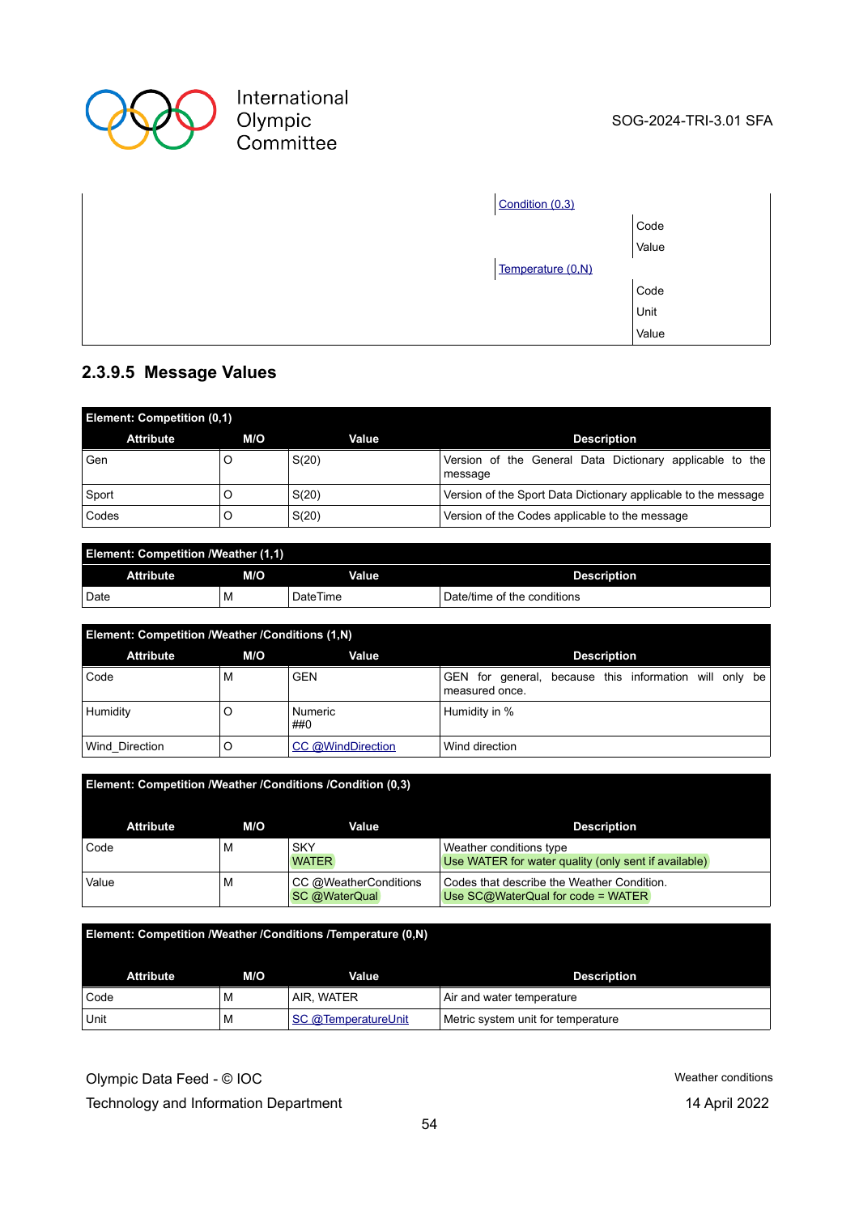| | | |
|---|---|---|
| | [Condition (0,3)](#) | |
| | | Code |
| | | Value |
| | [Temperature (0,N)](#) | |
| | | Code |
| | | Unit |
| | | Value |

#### 2.3.9.5 Message Values

| Element: Competition (0,1) | | | |
|---|---|---|---|
| **Attribute** | **M/O** | **Value** | **Description** |
| Gen | O | S(20) | Version of the General Data Dictionary applicable to the message |
| Sport | O | S(20) | Version of the Sport Data Dictionary applicable to the message |
| Codes | O | S(20) | Version of the Codes applicable to the message |

| Element: Competition /Weather (1,1) | | | |
|---|---|---|---|
| **Attribute** | **M/O** | **Value** | **Description** |
| Date | M | DateTime | Date/time of the conditions |

| Element: Competition /Weather /Conditions (1,N) | | | |
|---|---|---|---|
| **Attribute** | **M/O** | **Value** | **Description** |
| Code | M | GEN | GEN for general, because this information will only be measured once. |
| Humidity | O | Numeric<br>##0 | Humidity in % |
| Wind_Direction | O | [CC @WindDirection](#) | Wind direction |

| Element: Competition /Weather /Conditions /Condition (0,3) | | | |
|---|---|---|---|
| **Attribute** | **M/O** | **Value** | **Description** |
| Code | M | SKY<br>WATER | Weather conditions type<br>Use WATER for water quality (only sent if available) |
| Value | M | CC @WeatherConditions<br>SC @WaterQual | Codes that describe the Weather Condition.<br>Use SC@WaterQual for code = WATER |

| Element: Competition /Weather /Conditions /Temperature (0,N) | | | |
|---|---|---|---|
| **Attribute** | **M/O** | **Value** | **Description** |
| Code | M | AIR, WATER | Air and water temperature |
| Unit | M | [SC @TemperatureUnit](#) | Metric system unit for temperature |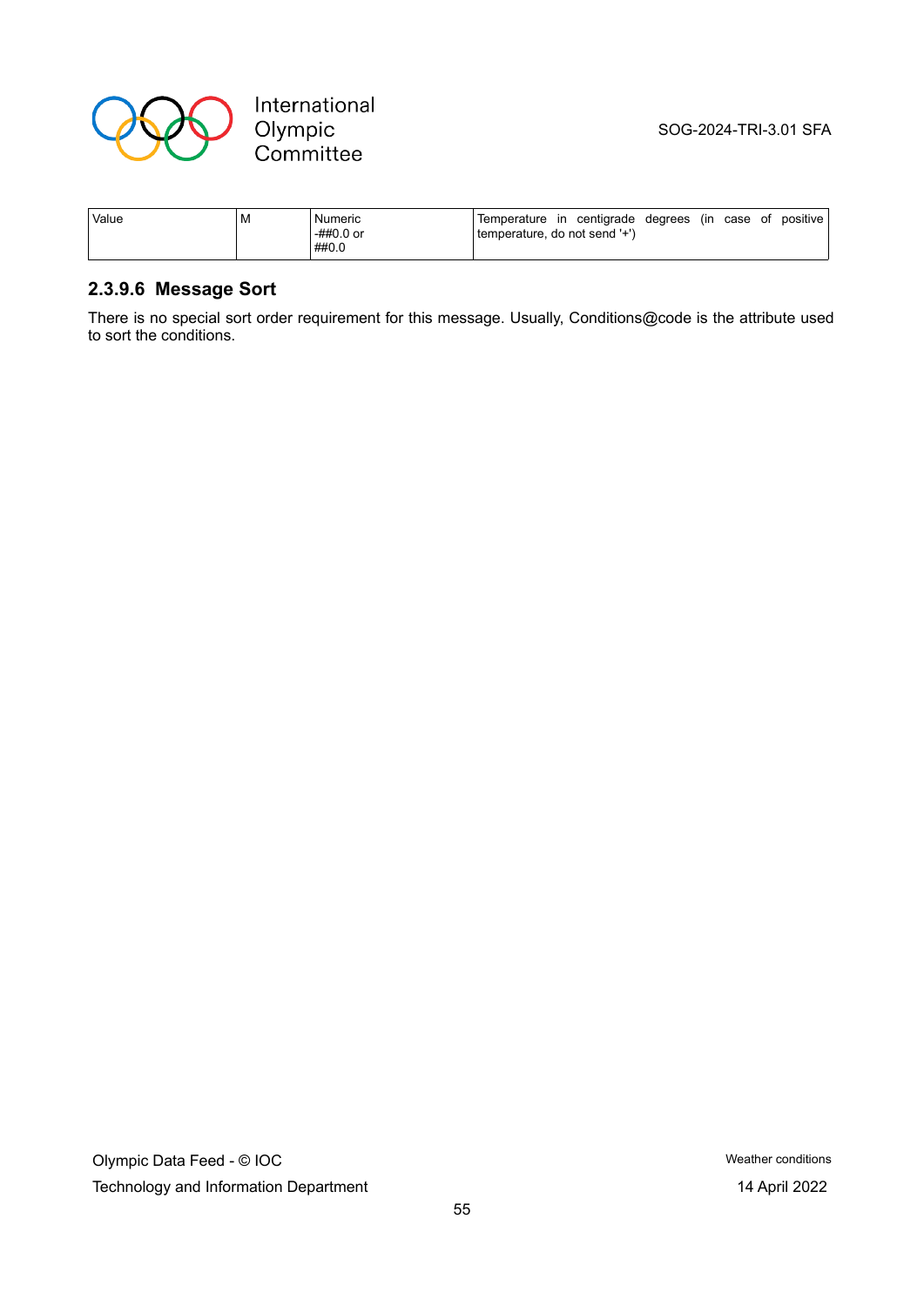| Value | M | Numeric<br>-##0.0 or<br>##0.0 | Temperature in centigrade degrees (in case of positive temperature, do not send '+') |
|---|---|---|---|

### 2.3.9.6 Message Sort

There is no special sort order requirement for this message. Usually, Conditions@code is the attribute used to sort the conditions.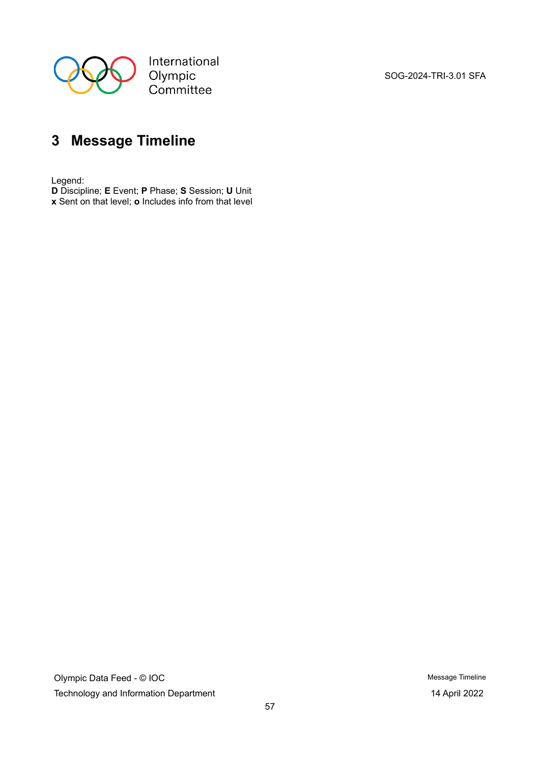# 3 Message Timeline

Legend:
**D** Discipline; **E** Event; **P** Phase; **S** Session; **U** Unit
**x** Sent on that level; **o** Includes info from that level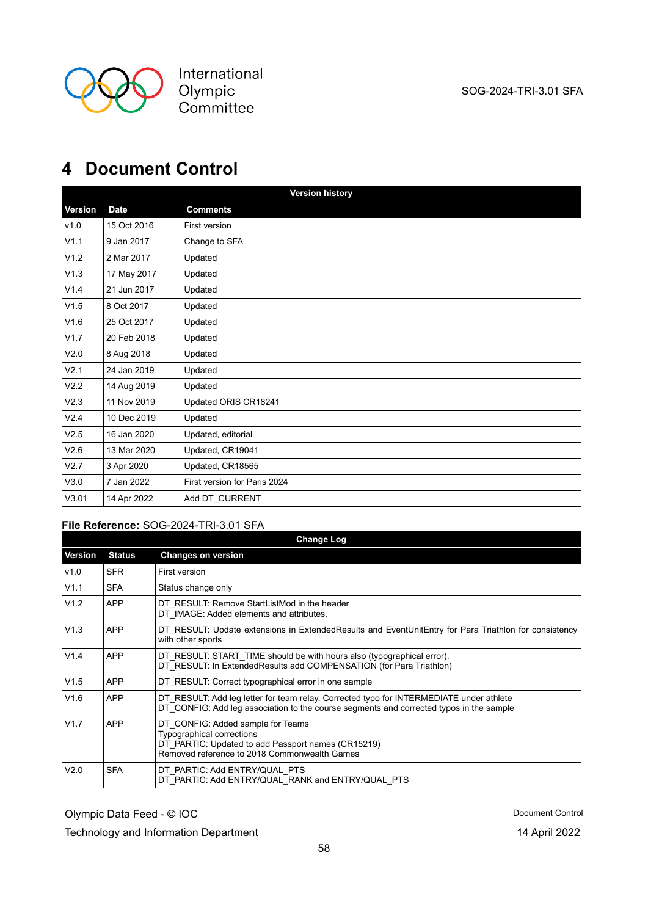# 4 Document Control

| Version history | | |
|---|---|---|
| **Version** | **Date** | **Comments** |
| v1.0 | 15 Oct 2016 | First version |
| V1.1 | 9 Jan 2017 | Change to SFA |
| V1.2 | 2 Mar 2017 | Updated |
| V1.3 | 17 May 2017 | Updated |
| V1.4 | 21 Jun 2017 | Updated |
| V1.5 | 8 Oct 2017 | Updated |
| V1.6 | 25 Oct 2017 | Updated |
| V1.7 | 20 Feb 2018 | Updated |
| V2.0 | 8 Aug 2018 | Updated |
| V2.1 | 24 Jan 2019 | Updated |
| V2.2 | 14 Aug 2019 | Updated |
| V2.3 | 11 Nov 2019 | Updated ORIS CR18241 |
| V2.4 | 10 Dec 2019 | Updated |
| V2.5 | 16 Jan 2020 | Updated, editorial |
| V2.6 | 13 Mar 2020 | Updated, CR19041 |
| V2.7 | 3 Apr 2020 | Updated, CR18565 |
| V3.0 | 7 Jan 2022 | First version for Paris 2024 |
| V3.01 | 14 Apr 2022 | Add DT_CURRENT |

**File Reference:** SOG-2024-TRI-3.01 SFA

| Change Log | | |
|---|---|---|
| **Version** | **Status** | **Changes on version** |
| v1.0 | SFR | First version |
| V1.1 | SFA | Status change only |
| V1.2 | APP | DT_RESULT: Remove StartListMod in the header<br>DT_IMAGE: Added elements and attributes. |
| V1.3 | APP | DT_RESULT: Update extensions in ExtendedResults and EventUnitEntry for Para Triathlon for consistency with other sports |
| V1.4 | APP | DT_RESULT: START_TIME should be with hours also (typographical error).<br>DT_RESULT: In ExtendedResults add COMPENSATION (for Para Triathlon) |
| V1.5 | APP | DT_RESULT: Correct typographical error in one sample |
| V1.6 | APP | DT_RESULT: Add leg letter for team relay. Corrected typo for INTERMEDIATE under athlete<br>DT_CONFIG: Add leg association to the course segments and corrected typos in the sample |
| V1.7 | APP | DT_CONFIG: Added sample for Teams<br>Typographical corrections<br>DT_PARTIC: Updated to add Passport names (CR15219)<br>Removed reference to 2018 Commonwealth Games |
| V2.0 | SFA | DT_PARTIC: Add ENTRY/QUAL_PTS<br>DT_PARTIC: Add ENTRY/QUAL_RANK and ENTRY/QUAL_PTS |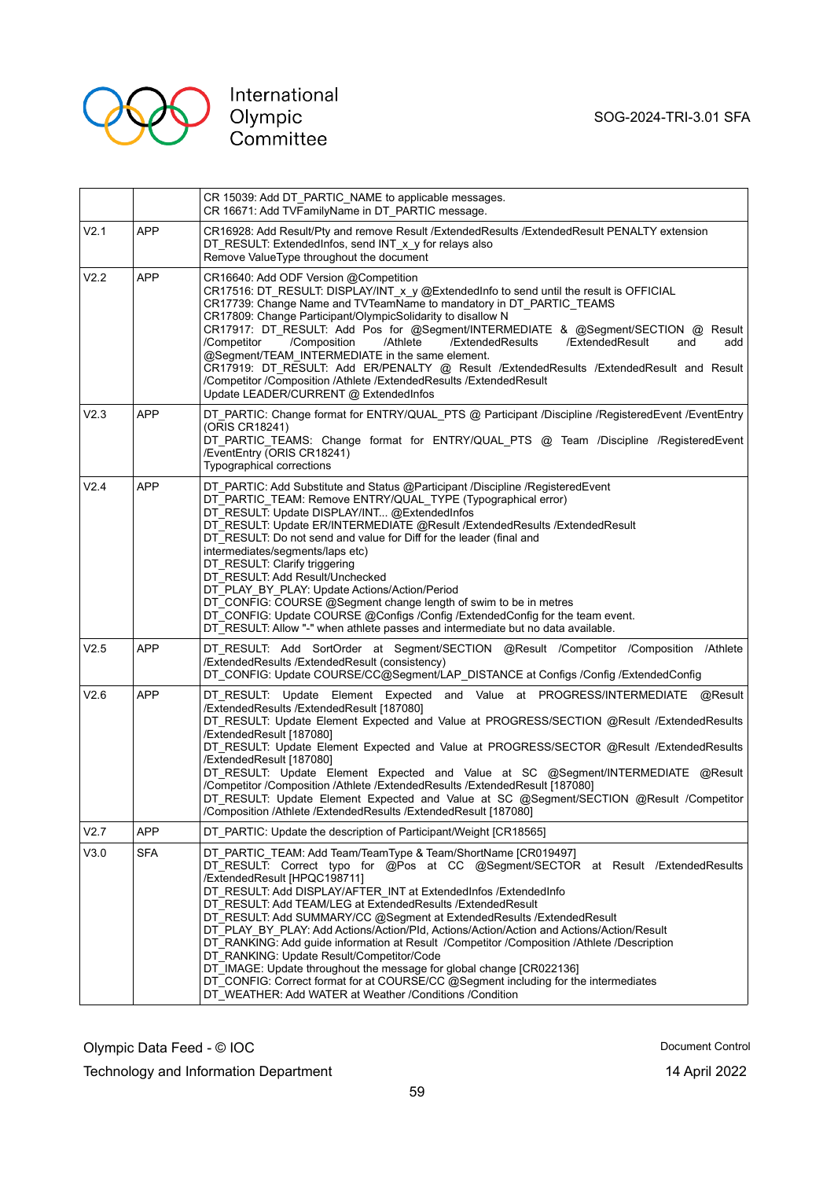|  |  |  |
|---|---|---|
|  |  | CR 15039: Add DT_PARTIC_NAME to applicable messages.<br>CR 16671: Add TVFamilyName in DT_PARTIC message. |
| V2.1 | APP | CR16928: Add Result/Pty and remove Result /ExtendedResults /ExtendedResult PENALTY extension<br>DT_RESULT: ExtendedInfos, send INT_x_y for relays also<br>Remove ValueType throughout the document |
| V2.2 | APP | CR16640: Add ODF Version @Competition<br>CR17516: DT_RESULT: DISPLAY/INT_x_y @ExtendedInfo to send until the result is OFFICIAL<br>CR17739: Change Name and TVTeamName to mandatory in DT_PARTIC_TEAMS<br>CR17809: Change Participant/OlympicSolidarity to disallow N<br>CR17917: DT_RESULT: Add Pos for @Segment/INTERMEDIATE & @Segment/SECTION @ Result /Competitor /Composition /Athlete /ExtendedResults /ExtendedResult and add @Segment/TEAM_INTERMEDIATE in the same element.<br>CR17919: DT_RESULT: Add ER/PENALTY @ Result /ExtendedResults /ExtendedResult and Result /Competitor /Composition /Athlete /ExtendedResults /ExtendedResult<br>Update LEADER/CURRENT @ ExtendedInfos |
| V2.3 | APP | DT_PARTIC: Change format for ENTRY/QUAL_PTS @ Participant /Discipline /RegisteredEvent /EventEntry (ORIS CR18241)<br>DT_PARTIC_TEAMS: Change format for ENTRY/QUAL_PTS @ Team /Discipline /RegisteredEvent /EventEntry (ORIS CR18241)<br>Typographical corrections |
| V2.4 | APP | DT_PARTIC: Add Substitute and Status @Participant /Discipline /RegisteredEvent<br>DT_PARTIC_TEAM: Remove ENTRY/QUAL_TYPE (Typographical error)<br>DT_RESULT: Update DISPLAY/INT... @ExtendedInfos<br>DT_RESULT: Update ER/INTERMEDIATE @Result /ExtendedResults /ExtendedResult<br>DT_RESULT: Do not send and value for Diff for the leader (final and intermediates/segments/laps etc)<br>DT_RESULT: Clarify triggering<br>DT_RESULT: Add Result/Unchecked<br>DT_PLAY_BY_PLAY: Update Actions/Action/Period<br>DT_CONFIG: COURSE @Segment change length of swim to be in metres<br>DT_CONFIG: Update COURSE @Configs /Config /ExtendedConfig for the team event.<br>DT_RESULT: Allow "-" when athlete passes and intermediate but no data available. |
| V2.5 | APP | DT_RESULT: Add SortOrder at Segment/SECTION @Result /Competitor /Composition /Athlete /ExtendedResults /ExtendedResult (consistency)<br>DT_CONFIG: Update COURSE/CC@Segment/LAP_DISTANCE at Configs /Config /ExtendedConfig |
| V2.6 | APP | DT_RESULT: Update Element Expected and Value at PROGRESS/INTERMEDIATE @Result /ExtendedResults /ExtendedResult [187080]<br>DT_RESULT: Update Element Expected and Value at PROGRESS/SECTION @Result /ExtendedResults /ExtendedResult [187080]<br>DT_RESULT: Update Element Expected and Value at PROGRESS/SECTOR @Result /ExtendedResults /ExtendedResult [187080]<br>DT_RESULT: Update Element Expected and Value at SC @Segment/INTERMEDIATE @Result /Competitor /Composition /Athlete /ExtendedResults /ExtendedResult [187080]<br>DT_RESULT: Update Element Expected and Value at SC @Segment/SECTION @Result /Competitor /Composition /Athlete /ExtendedResults /ExtendedResult [187080] |
| V2.7 | APP | DT_PARTIC: Update the description of Participant/Weight [CR18565] |
| V3.0 | SFA | DT_PARTIC_TEAM: Add Team/TeamType & Team/ShortName [CR019497]<br>DT_RESULT: Correct typo for @Pos at CC @Segment/SECTOR at Result /ExtendedResults /ExtendedResult [HPQC198711]<br>DT_RESULT: Add DISPLAY/AFTER_INT at ExtendedInfos /ExtendedInfo<br>DT_RESULT: Add TEAM/LEG at ExtendedResults /ExtendedResult<br>DT_RESULT: Add SUMMARY/CC @Segment at ExtendedResults /ExtendedResult<br>DT_PLAY_BY_PLAY: Add Actions/Action/PId, Actions/Action/Action and Actions/Action/Result<br>DT_RANKING: Add guide information at Result /Competitor /Composition /Athlete /Description<br>DT_RANKING: Update Result/Competitor/Code<br>DT_IMAGE: Update throughout the message for global change [CR022136]<br>DT_CONFIG: Correct format for at COURSE/CC @Segment including for the intermediates<br>DT_WEATHER: Add WATER at Weather /Conditions /Condition |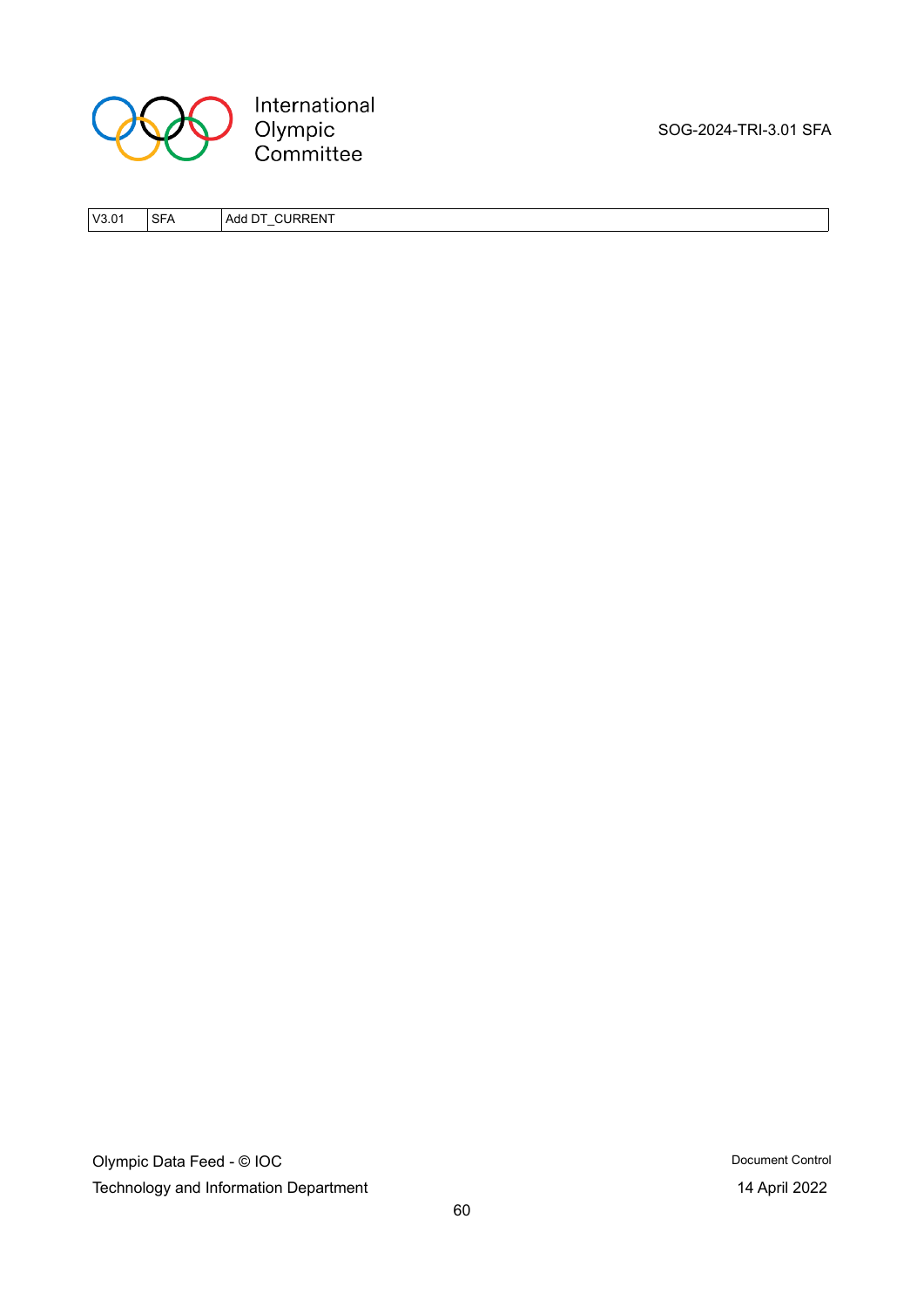| | | |
|---|---|---|
| V3.01 | SFA | Add DT_CURRENT |